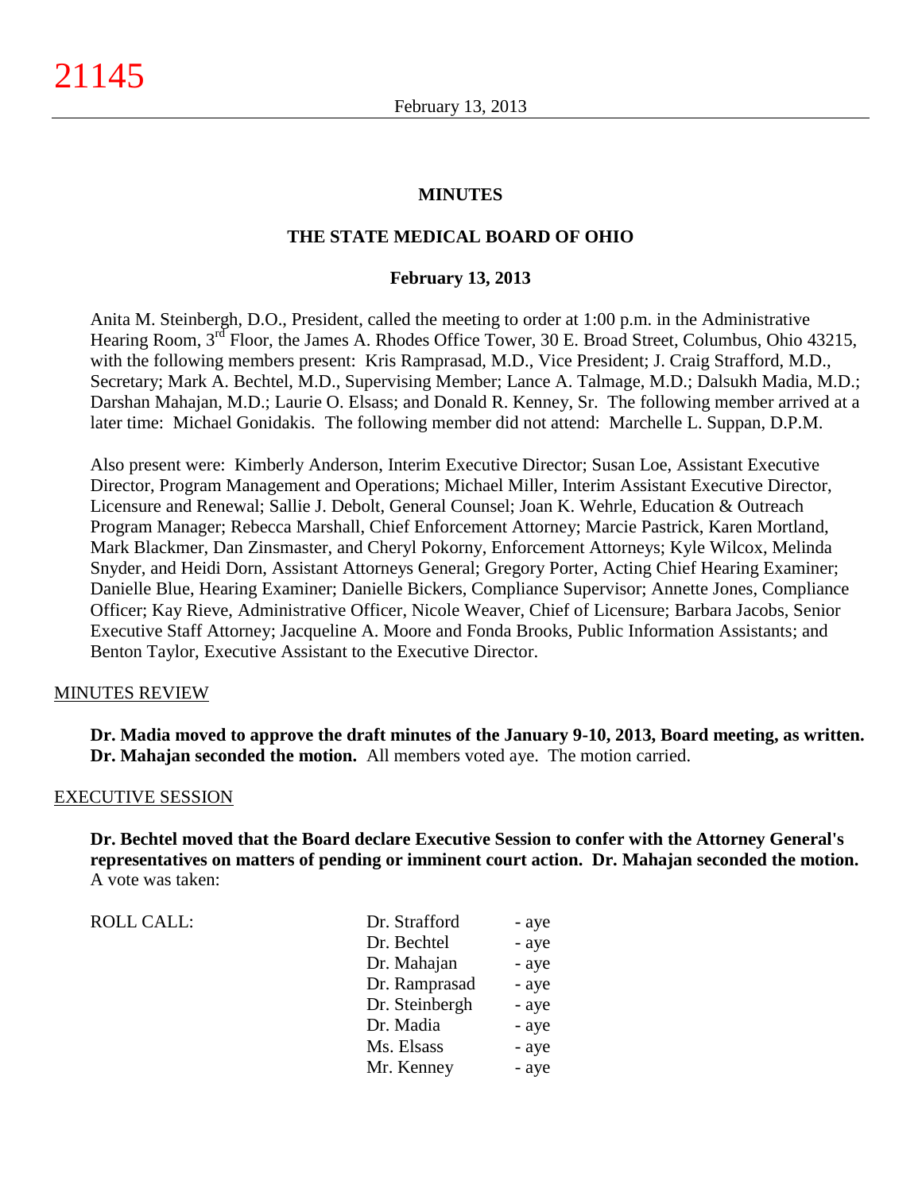# MINUTES

## THE STATE MEDICAL BOARD OF OHIO

### February 13, 2013

Anita M. Steinbergh, D.O., President, called the meeting to order at 1:00 p.m. in the Administrative Hearing Room, 3rd Floor, the James A. Rhodes Office Tower, 30 E. Broad Street, Columbus, Ohio 43215, with the following members present: Kris Ramprasad, M.D., Vice President; J. Craig Strafford, M.D., Secretary; Mark A. Bechtel, M.D., Supervising Member; Lance A. Talmage, M.D.; Dalsukh Madia, M.D.; Darshan Mahajan, M.D.; Laurie O. Elsass; and Donald R. Kenney, Sr. The following member arrived at a later time: Michael Gonidakis. The following member did not attend: Marchelle L. Suppan, D.P.M.

Also present were: Kimberly Anderson, Interim Executive Director; Susan Loe, Assistant Executive Director, Program Management and Operations; Michael Miller, Interim Assistant Executive Director, Licensure and Renewal; Sallie J. Debolt, General Counsel; Joan K. Wehrle, Education & Outreach Program Manager; Rebecca Marshall, Chief Enforcement Attorney; Marcie Pastrick, Karen Mortland, Mark Blackmer, Dan Zinsmaster, and Cheryl Pokorny, Enforcement Attorneys; Kyle Wilcox, Melinda Snyder, and Heidi Dorn, Assistant Attorneys General; Gregory Porter, Acting Chief Hearing Examiner; Danielle Blue, Hearing Examiner; Danielle Bickers, Compliance Supervisor; Annette Jones, Compliance Officer; Kay Rieve, Administrative Officer, Nicole Weaver, Chief of Licensure; Barbara Jacobs, Senior Executive Staff Attorney; Jacqueline A. Moore and Fonda Brooks, Public Information Assistants; and Benton Taylor, Executive Assistant to the Executive Director.

MINUTES REVIEW

**Dr. Madia moved to approve the draft minutes of the January 9-10, 2013, Board meeting, as written. Dr. Mahajan seconded the motion.** All members voted aye. The motion carried.

EXECUTIVE SESSION

**Dr. Bechtel moved that the Board declare Executive Session to confer with the Attorney General's representatives on matters of pending or imminent court action. Dr. Mahajan seconded the motion.** A vote was taken:

| ROLL CALL: | | |
|---|---|---|
| | Dr. Strafford | - aye |
| | Dr. Bechtel | - aye |
| | Dr. Mahajan | - aye |
| | Dr. Ramprasad | - aye |
| | Dr. Steinbergh | - aye |
| | Dr. Madia | - aye |
| | Ms. Elsass | - aye |
| | Mr. Kenney | - aye |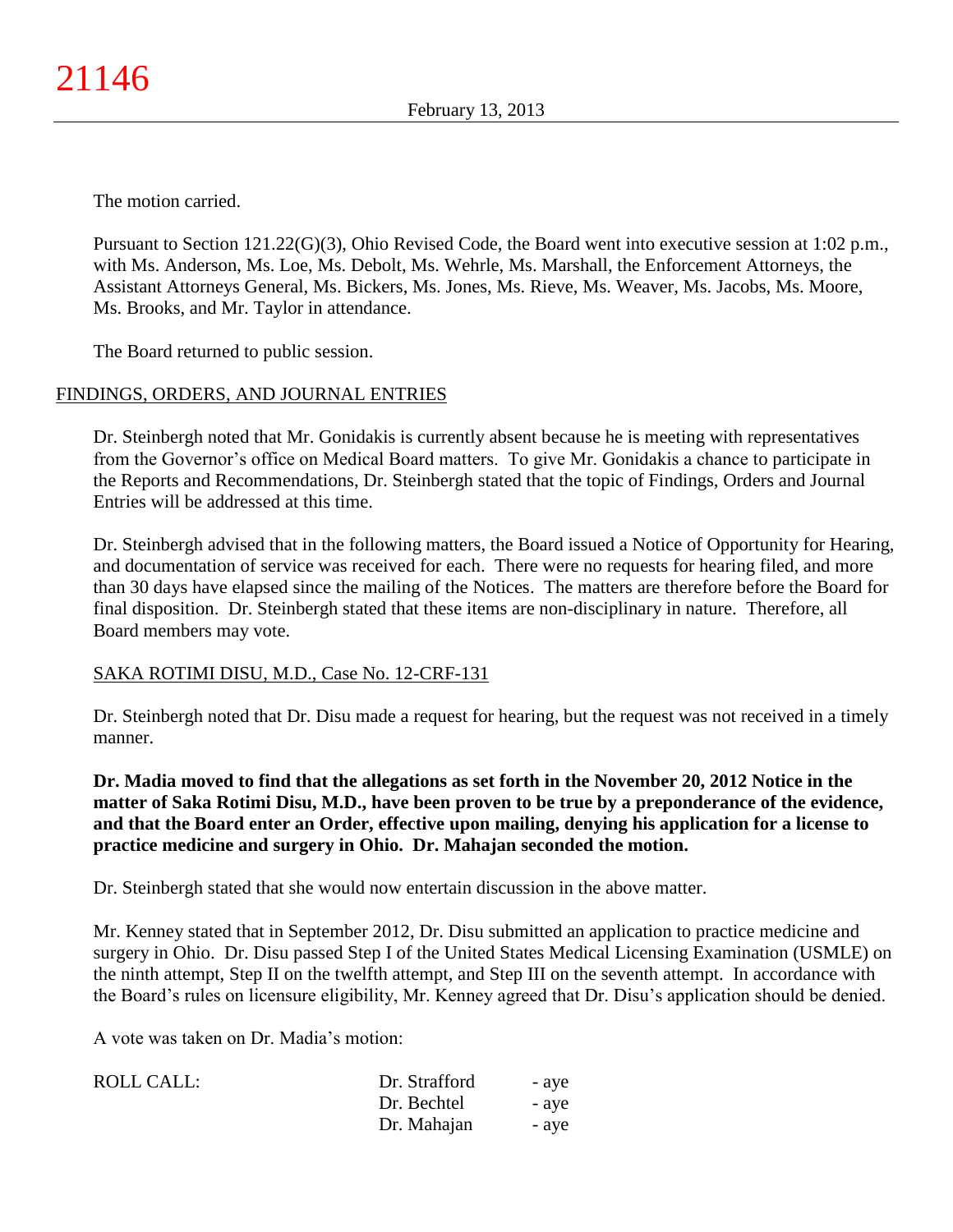The motion carried.

Pursuant to Section 121.22(G)(3), Ohio Revised Code, the Board went into executive session at 1:02 p.m., with Ms. Anderson, Ms. Loe, Ms. Debolt, Ms. Wehrle, Ms. Marshall, the Enforcement Attorneys, the Assistant Attorneys General, Ms. Bickers, Ms. Jones, Ms. Rieve, Ms. Weaver, Ms. Jacobs, Ms. Moore, Ms. Brooks, and Mr. Taylor in attendance.

The Board returned to public session.

## FINDINGS, ORDERS, AND JOURNAL ENTRIES

Dr. Steinbergh noted that Mr. Gonidakis is currently absent because he is meeting with representatives from the Governor's office on Medical Board matters. To give Mr. Gonidakis a chance to participate in the Reports and Recommendations, Dr. Steinbergh stated that the topic of Findings, Orders and Journal Entries will be addressed at this time.

Dr. Steinbergh advised that in the following matters, the Board issued a Notice of Opportunity for Hearing, and documentation of service was received for each. There were no requests for hearing filed, and more than 30 days have elapsed since the mailing of the Notices. The matters are therefore before the Board for final disposition. Dr. Steinbergh stated that these items are non-disciplinary in nature. Therefore, all Board members may vote.

### SAKA ROTIMI DISU, M.D., Case No. 12-CRF-131

Dr. Steinbergh noted that Dr. Disu made a request for hearing, but the request was not received in a timely manner.

**Dr. Madia moved to find that the allegations as set forth in the November 20, 2012 Notice in the matter of Saka Rotimi Disu, M.D., have been proven to be true by a preponderance of the evidence, and that the Board enter an Order, effective upon mailing, denying his application for a license to practice medicine and surgery in Ohio. Dr. Mahajan seconded the motion.**

Dr. Steinbergh stated that she would now entertain discussion in the above matter.

Mr. Kenney stated that in September 2012, Dr. Disu submitted an application to practice medicine and surgery in Ohio. Dr. Disu passed Step I of the United States Medical Licensing Examination (USMLE) on the ninth attempt, Step II on the twelfth attempt, and Step III on the seventh attempt. In accordance with the Board's rules on licensure eligibility, Mr. Kenney agreed that Dr. Disu's application should be denied.

A vote was taken on Dr. Madia's motion:

| ROLL CALL: | Dr. Strafford | - aye |
|---|---|---|
| | Dr. Bechtel | - aye |
| | Dr. Mahajan | - aye |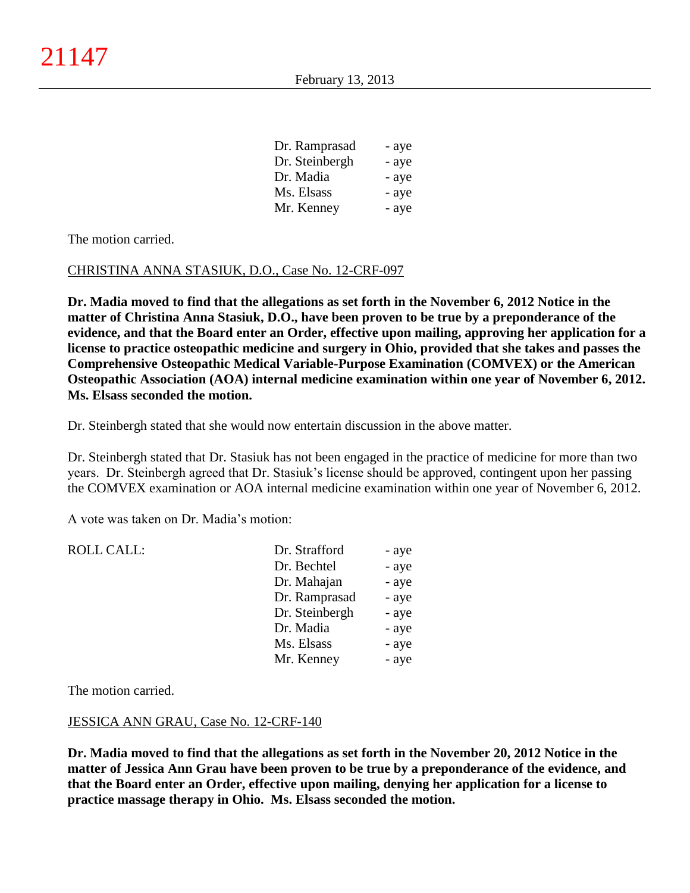| | |
|---|---|
| Dr. Ramprasad | - aye |
| Dr. Steinbergh | - aye |
| Dr. Madia | - aye |
| Ms. Elsass | - aye |
| Mr. Kenney | - aye |

The motion carried.

CHRISTINA ANNA STASIUK, D.O., Case No. 12-CRF-097

**Dr. Madia moved to find that the allegations as set forth in the November 6, 2012 Notice in the matter of Christina Anna Stasiuk, D.O., have been proven to be true by a preponderance of the evidence, and that the Board enter an Order, effective upon mailing, approving her application for a license to practice osteopathic medicine and surgery in Ohio, provided that she takes and passes the Comprehensive Osteopathic Medical Variable-Purpose Examination (COMVEX) or the American Osteopathic Association (AOA) internal medicine examination within one year of November 6, 2012. Ms. Elsass seconded the motion.**

Dr. Steinbergh stated that she would now entertain discussion in the above matter.

Dr. Steinbergh stated that Dr. Stasiuk has not been engaged in the practice of medicine for more than two years. Dr. Steinbergh agreed that Dr. Stasiuk's license should be approved, contingent upon her passing the COMVEX examination or AOA internal medicine examination within one year of November 6, 2012.

A vote was taken on Dr. Madia's motion:

| ROLL CALL: | | |
|---|---|---|
| | Dr. Strafford | - aye |
| | Dr. Bechtel | - aye |
| | Dr. Mahajan | - aye |
| | Dr. Ramprasad | - aye |
| | Dr. Steinbergh | - aye |
| | Dr. Madia | - aye |
| | Ms. Elsass | - aye |
| | Mr. Kenney | - aye |

The motion carried.

JESSICA ANN GRAU, Case No. 12-CRF-140

**Dr. Madia moved to find that the allegations as set forth in the November 20, 2012 Notice in the matter of Jessica Ann Grau have been proven to be true by a preponderance of the evidence, and that the Board enter an Order, effective upon mailing, denying her application for a license to practice massage therapy in Ohio. Ms. Elsass seconded the motion.**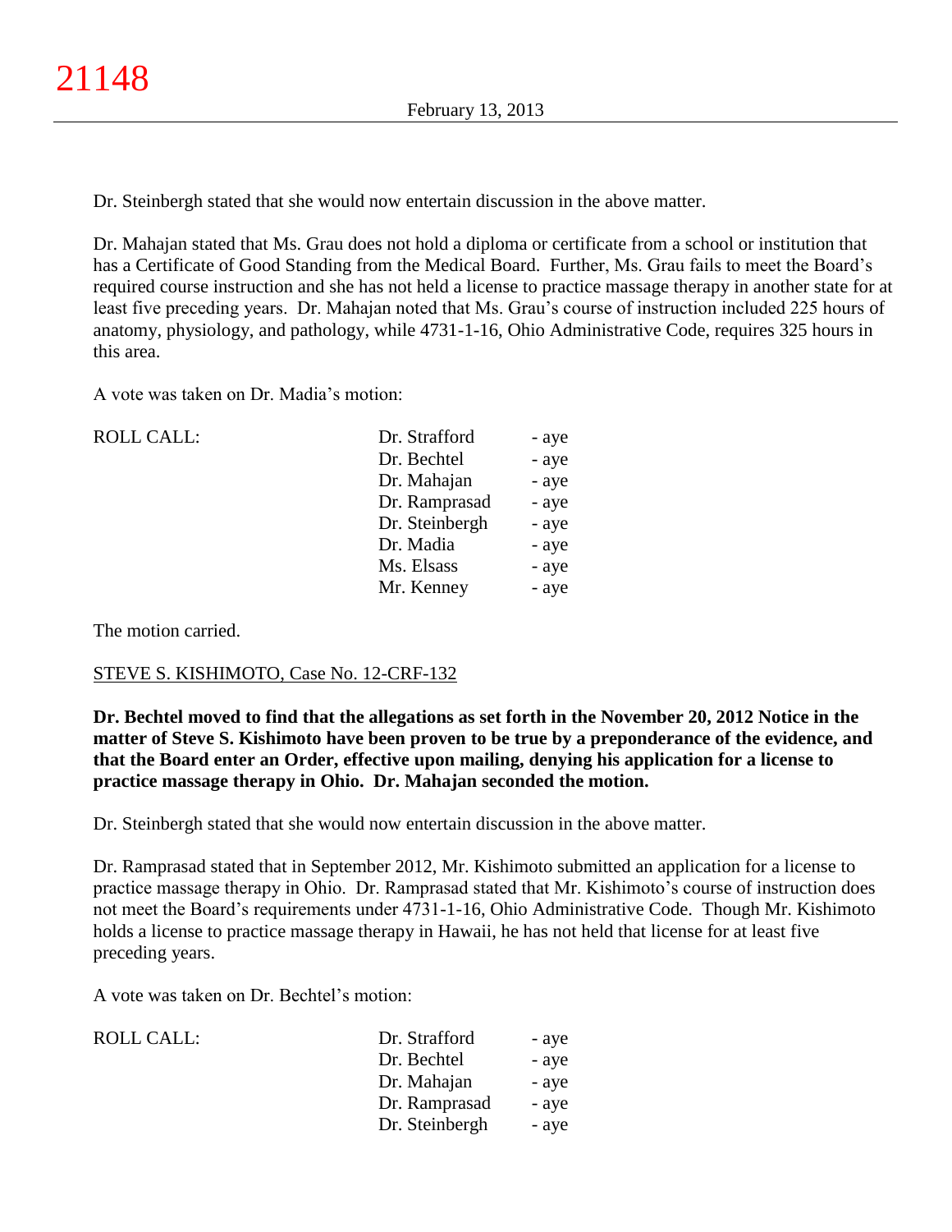Dr. Steinbergh stated that she would now entertain discussion in the above matter.

Dr. Mahajan stated that Ms. Grau does not hold a diploma or certificate from a school or institution that has a Certificate of Good Standing from the Medical Board. Further, Ms. Grau fails to meet the Board's required course instruction and she has not held a license to practice massage therapy in another state for at least five preceding years. Dr. Mahajan noted that Ms. Grau's course of instruction included 225 hours of anatomy, physiology, and pathology, while 4731-1-16, Ohio Administrative Code, requires 325 hours in this area.

A vote was taken on Dr. Madia's motion:

| ROLL CALL: | | |
|---|---|---|
| | Dr. Strafford | - aye |
| | Dr. Bechtel | - aye |
| | Dr. Mahajan | - aye |
| | Dr. Ramprasad | - aye |
| | Dr. Steinbergh | - aye |
| | Dr. Madia | - aye |
| | Ms. Elsass | - aye |
| | Mr. Kenney | - aye |

The motion carried.

STEVE S. KISHIMOTO, Case No. 12-CRF-132

**Dr. Bechtel moved to find that the allegations as set forth in the November 20, 2012 Notice in the matter of Steve S. Kishimoto have been proven to be true by a preponderance of the evidence, and that the Board enter an Order, effective upon mailing, denying his application for a license to practice massage therapy in Ohio. Dr. Mahajan seconded the motion.**

Dr. Steinbergh stated that she would now entertain discussion in the above matter.

Dr. Ramprasad stated that in September 2012, Mr. Kishimoto submitted an application for a license to practice massage therapy in Ohio. Dr. Ramprasad stated that Mr. Kishimoto's course of instruction does not meet the Board's requirements under 4731-1-16, Ohio Administrative Code. Though Mr. Kishimoto holds a license to practice massage therapy in Hawaii, he has not held that license for at least five preceding years.

A vote was taken on Dr. Bechtel's motion:

| ROLL CALL: | | |
|---|---|---|
| | Dr. Strafford | - aye |
| | Dr. Bechtel | - aye |
| | Dr. Mahajan | - aye |
| | Dr. Ramprasad | - aye |
| | Dr. Steinbergh | - aye |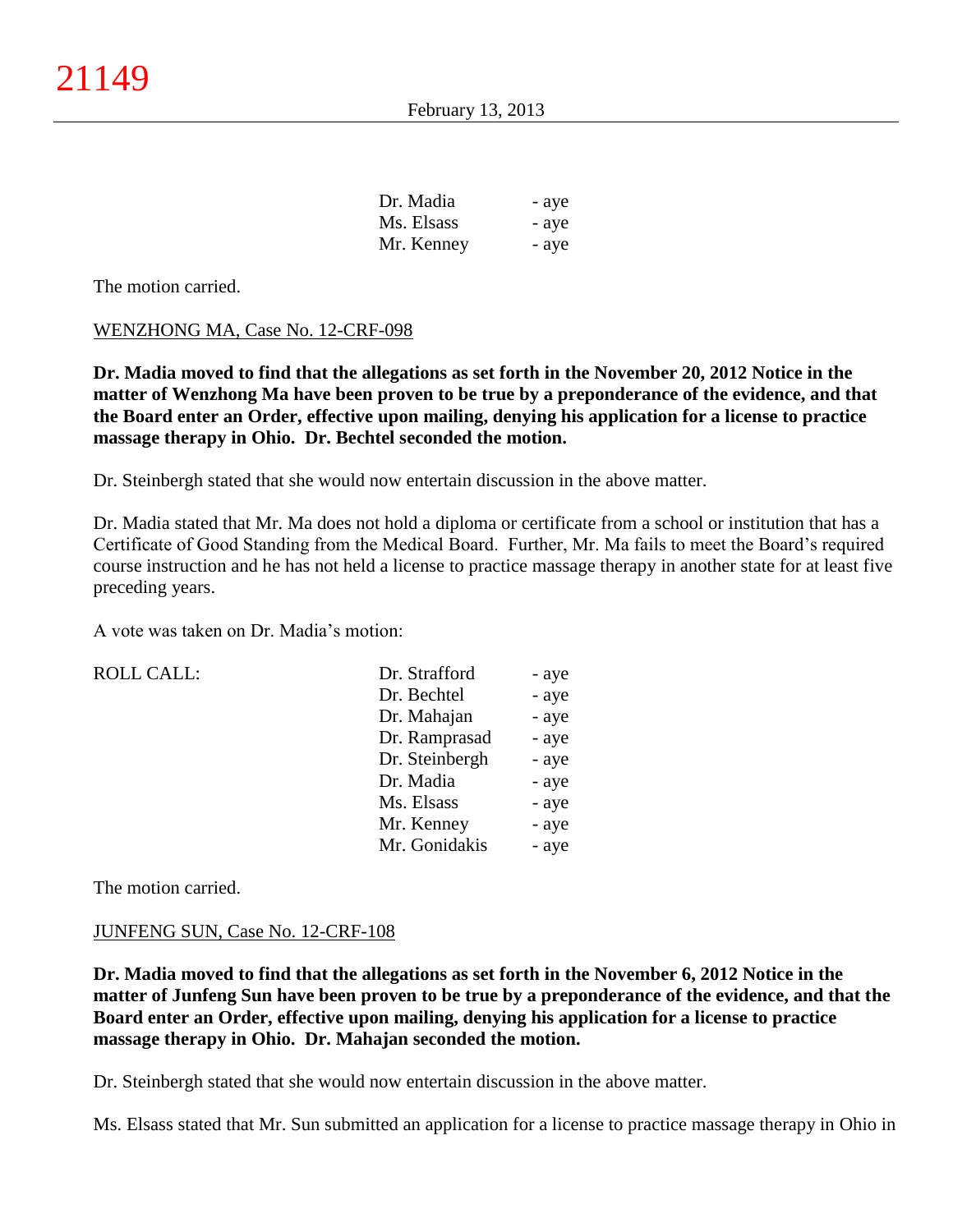| | |
|---|---|
| Dr. Madia | - aye |
| Ms. Elsass | - aye |
| Mr. Kenney | - aye |

The motion carried.

WENZHONG MA, Case No. 12-CRF-098

**Dr. Madia moved to find that the allegations as set forth in the November 20, 2012 Notice in the matter of Wenzhong Ma have been proven to be true by a preponderance of the evidence, and that the Board enter an Order, effective upon mailing, denying his application for a license to practice massage therapy in Ohio. Dr. Bechtel seconded the motion.**

Dr. Steinbergh stated that she would now entertain discussion in the above matter.

Dr. Madia stated that Mr. Ma does not hold a diploma or certificate from a school or institution that has a Certificate of Good Standing from the Medical Board. Further, Mr. Ma fails to meet the Board's required course instruction and he has not held a license to practice massage therapy in another state for at least five preceding years.

A vote was taken on Dr. Madia's motion:

| ROLL CALL: | | |
|---|---|---|
| | Dr. Strafford | - aye |
| | Dr. Bechtel | - aye |
| | Dr. Mahajan | - aye |
| | Dr. Ramprasad | - aye |
| | Dr. Steinbergh | - aye |
| | Dr. Madia | - aye |
| | Ms. Elsass | - aye |
| | Mr. Kenney | - aye |
| | Mr. Gonidakis | - aye |

The motion carried.

JUNFENG SUN, Case No. 12-CRF-108

**Dr. Madia moved to find that the allegations as set forth in the November 6, 2012 Notice in the matter of Junfeng Sun have been proven to be true by a preponderance of the evidence, and that the Board enter an Order, effective upon mailing, denying his application for a license to practice massage therapy in Ohio. Dr. Mahajan seconded the motion.**

Dr. Steinbergh stated that she would now entertain discussion in the above matter.

Ms. Elsass stated that Mr. Sun submitted an application for a license to practice massage therapy in Ohio in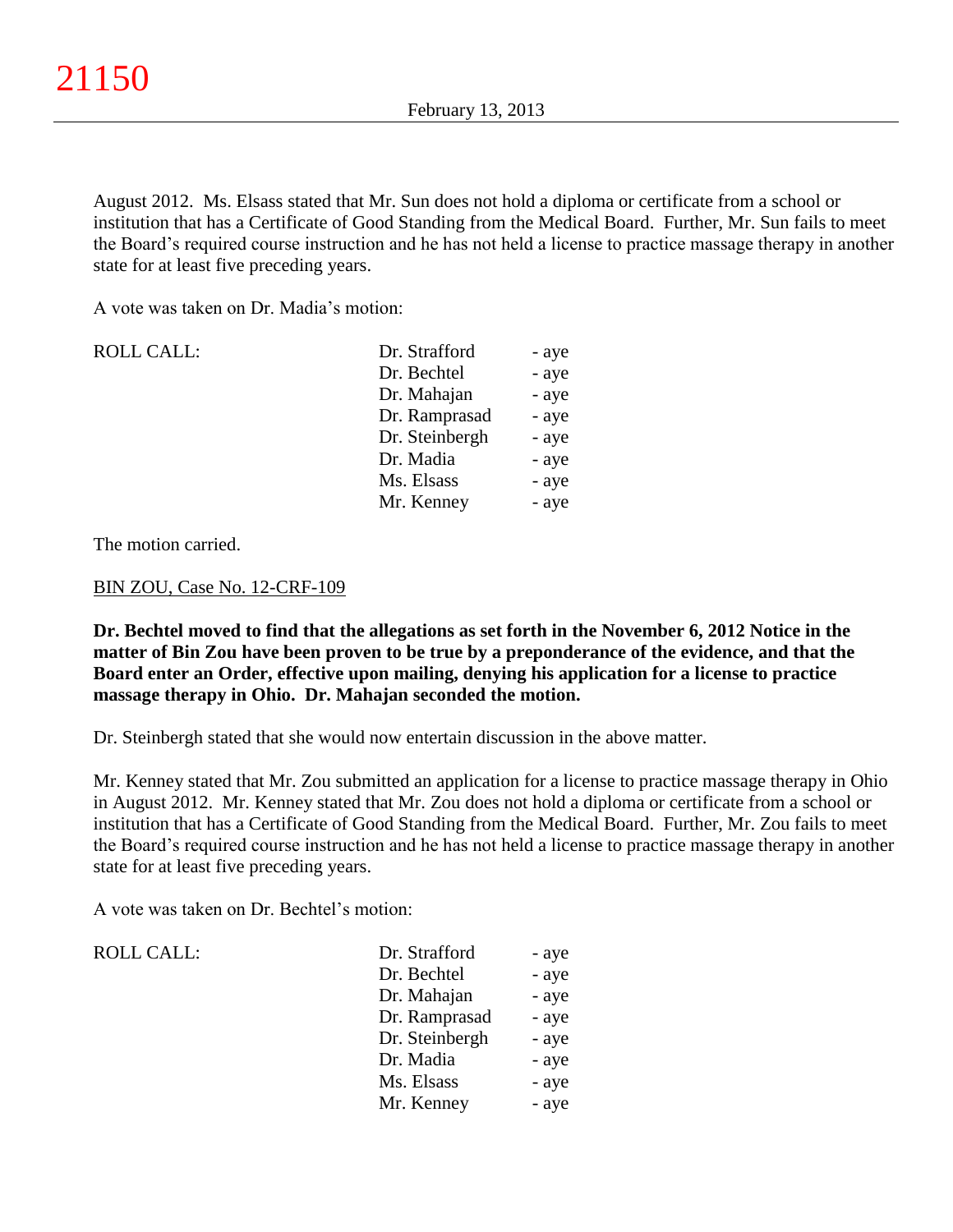August 2012. Ms. Elsass stated that Mr. Sun does not hold a diploma or certificate from a school or institution that has a Certificate of Good Standing from the Medical Board. Further, Mr. Sun fails to meet the Board's required course instruction and he has not held a license to practice massage therapy in another state for at least five preceding years.

A vote was taken on Dr. Madia's motion:

| ROLL CALL: | Dr. Strafford | - aye |
|---|---|---|
| | Dr. Bechtel | - aye |
| | Dr. Mahajan | - aye |
| | Dr. Ramprasad | - aye |
| | Dr. Steinbergh | - aye |
| | Dr. Madia | - aye |
| | Ms. Elsass | - aye |
| | Mr. Kenney | - aye |

The motion carried.

BIN ZOU, Case No. 12-CRF-109

**Dr. Bechtel moved to find that the allegations as set forth in the November 6, 2012 Notice in the matter of Bin Zou have been proven to be true by a preponderance of the evidence, and that the Board enter an Order, effective upon mailing, denying his application for a license to practice massage therapy in Ohio. Dr. Mahajan seconded the motion.**

Dr. Steinbergh stated that she would now entertain discussion in the above matter.

Mr. Kenney stated that Mr. Zou submitted an application for a license to practice massage therapy in Ohio in August 2012. Mr. Kenney stated that Mr. Zou does not hold a diploma or certificate from a school or institution that has a Certificate of Good Standing from the Medical Board. Further, Mr. Zou fails to meet the Board's required course instruction and he has not held a license to practice massage therapy in another state for at least five preceding years.

A vote was taken on Dr. Bechtel's motion:

| ROLL CALL: | Dr. Strafford | - aye |
|---|---|---|
| | Dr. Bechtel | - aye |
| | Dr. Mahajan | - aye |
| | Dr. Ramprasad | - aye |
| | Dr. Steinbergh | - aye |
| | Dr. Madia | - aye |
| | Ms. Elsass | - aye |
| | Mr. Kenney | - aye |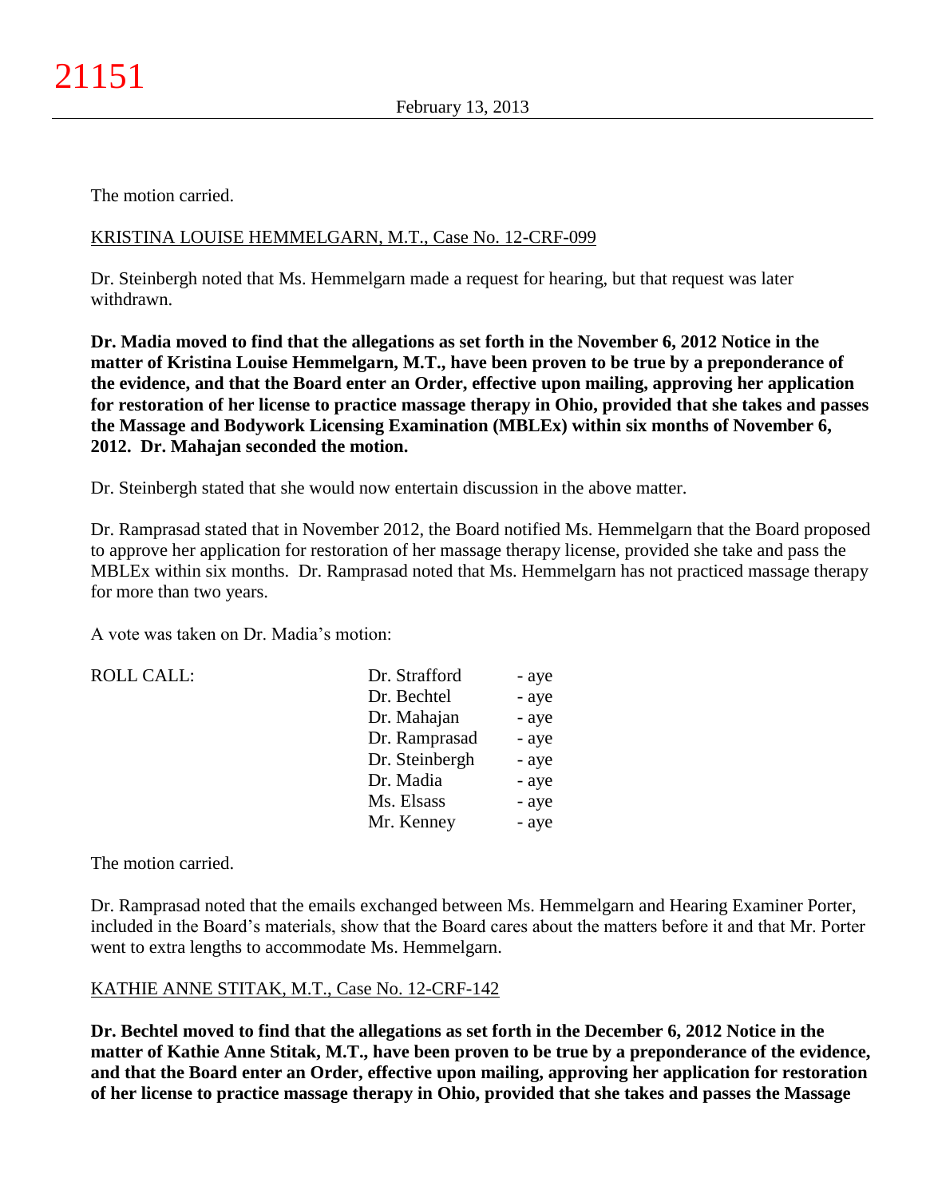The motion carried.

KRISTINA LOUISE HEMMELGARN, M.T., Case No. 12-CRF-099

Dr. Steinbergh noted that Ms. Hemmelgarn made a request for hearing, but that request was later withdrawn.

**Dr. Madia moved to find that the allegations as set forth in the November 6, 2012 Notice in the matter of Kristina Louise Hemmelgarn, M.T., have been proven to be true by a preponderance of the evidence, and that the Board enter an Order, effective upon mailing, approving her application for restoration of her license to practice massage therapy in Ohio, provided that she takes and passes the Massage and Bodywork Licensing Examination (MBLEx) within six months of November 6, 2012. Dr. Mahajan seconded the motion.**

Dr. Steinbergh stated that she would now entertain discussion in the above matter.

Dr. Ramprasad stated that in November 2012, the Board notified Ms. Hemmelgarn that the Board proposed to approve her application for restoration of her massage therapy license, provided she take and pass the MBLEx within six months. Dr. Ramprasad noted that Ms. Hemmelgarn has not practiced massage therapy for more than two years.

A vote was taken on Dr. Madia's motion:

| ROLL CALL: | | |
|---|---|---|
| | Dr. Strafford | - aye |
| | Dr. Bechtel | - aye |
| | Dr. Mahajan | - aye |
| | Dr. Ramprasad | - aye |
| | Dr. Steinbergh | - aye |
| | Dr. Madia | - aye |
| | Ms. Elsass | - aye |
| | Mr. Kenney | - aye |

The motion carried.

Dr. Ramprasad noted that the emails exchanged between Ms. Hemmelgarn and Hearing Examiner Porter, included in the Board's materials, show that the Board cares about the matters before it and that Mr. Porter went to extra lengths to accommodate Ms. Hemmelgarn.

KATHIE ANNE STITAK, M.T., Case No. 12-CRF-142

**Dr. Bechtel moved to find that the allegations as set forth in the December 6, 2012 Notice in the matter of Kathie Anne Stitak, M.T., have been proven to be true by a preponderance of the evidence, and that the Board enter an Order, effective upon mailing, approving her application for restoration of her license to practice massage therapy in Ohio, provided that she takes and passes the Massage**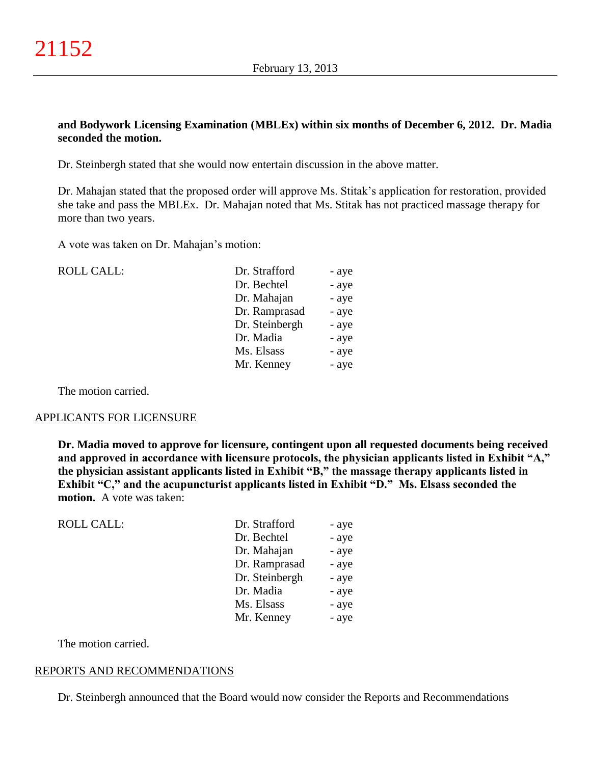**and Bodywork Licensing Examination (MBLEx) within six months of December 6, 2012. Dr. Madia seconded the motion.**

Dr. Steinbergh stated that she would now entertain discussion in the above matter.

Dr. Mahajan stated that the proposed order will approve Ms. Stitak's application for restoration, provided she take and pass the MBLEx. Dr. Mahajan noted that Ms. Stitak has not practiced massage therapy for more than two years.

A vote was taken on Dr. Mahajan's motion:

| ROLL CALL: | | |
|---|---|---|
| | Dr. Strafford | - aye |
| | Dr. Bechtel | - aye |
| | Dr. Mahajan | - aye |
| | Dr. Ramprasad | - aye |
| | Dr. Steinbergh | - aye |
| | Dr. Madia | - aye |
| | Ms. Elsass | - aye |
| | Mr. Kenney | - aye |

The motion carried.

APPLICANTS FOR LICENSURE

**Dr. Madia moved to approve for licensure, contingent upon all requested documents being received and approved in accordance with licensure protocols, the physician applicants listed in Exhibit "A," the physician assistant applicants listed in Exhibit "B," the massage therapy applicants listed in Exhibit "C," and the acupuncturist applicants listed in Exhibit "D." Ms. Elsass seconded the motion.** A vote was taken:

| ROLL CALL: | | |
|---|---|---|
| | Dr. Strafford | - aye |
| | Dr. Bechtel | - aye |
| | Dr. Mahajan | - aye |
| | Dr. Ramprasad | - aye |
| | Dr. Steinbergh | - aye |
| | Dr. Madia | - aye |
| | Ms. Elsass | - aye |
| | Mr. Kenney | - aye |

The motion carried.

REPORTS AND RECOMMENDATIONS

Dr. Steinbergh announced that the Board would now consider the Reports and Recommendations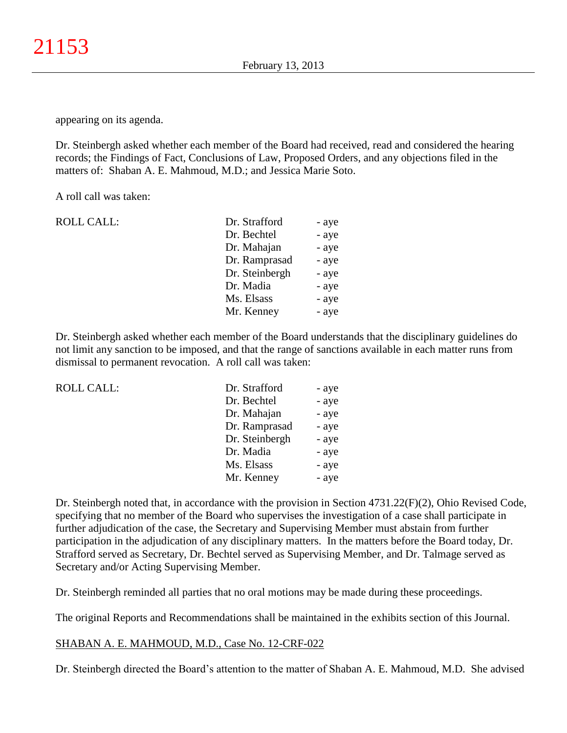appearing on its agenda.

Dr. Steinbergh asked whether each member of the Board had received, read and considered the hearing records; the Findings of Fact, Conclusions of Law, Proposed Orders, and any objections filed in the matters of: Shaban A. E. Mahmoud, M.D.; and Jessica Marie Soto.

A roll call was taken:

| ROLL CALL: | Dr. Strafford | - aye |
|---|---|---|
| | Dr. Bechtel | - aye |
| | Dr. Mahajan | - aye |
| | Dr. Ramprasad | - aye |
| | Dr. Steinbergh | - aye |
| | Dr. Madia | - aye |
| | Ms. Elsass | - aye |
| | Mr. Kenney | - aye |

Dr. Steinbergh asked whether each member of the Board understands that the disciplinary guidelines do not limit any sanction to be imposed, and that the range of sanctions available in each matter runs from dismissal to permanent revocation. A roll call was taken:

| ROLL CALL: | Dr. Strafford | - aye |
|---|---|---|
| | Dr. Bechtel | - aye |
| | Dr. Mahajan | - aye |
| | Dr. Ramprasad | - aye |
| | Dr. Steinbergh | - aye |
| | Dr. Madia | - aye |
| | Ms. Elsass | - aye |
| | Mr. Kenney | - aye |

Dr. Steinbergh noted that, in accordance with the provision in Section 4731.22(F)(2), Ohio Revised Code, specifying that no member of the Board who supervises the investigation of a case shall participate in further adjudication of the case, the Secretary and Supervising Member must abstain from further participation in the adjudication of any disciplinary matters. In the matters before the Board today, Dr. Strafford served as Secretary, Dr. Bechtel served as Supervising Member, and Dr. Talmage served as Secretary and/or Acting Supervising Member.

Dr. Steinbergh reminded all parties that no oral motions may be made during these proceedings.

The original Reports and Recommendations shall be maintained in the exhibits section of this Journal.

SHABAN A. E. MAHMOUD, M.D., Case No. 12-CRF-022

Dr. Steinbergh directed the Board's attention to the matter of Shaban A. E. Mahmoud, M.D. She advised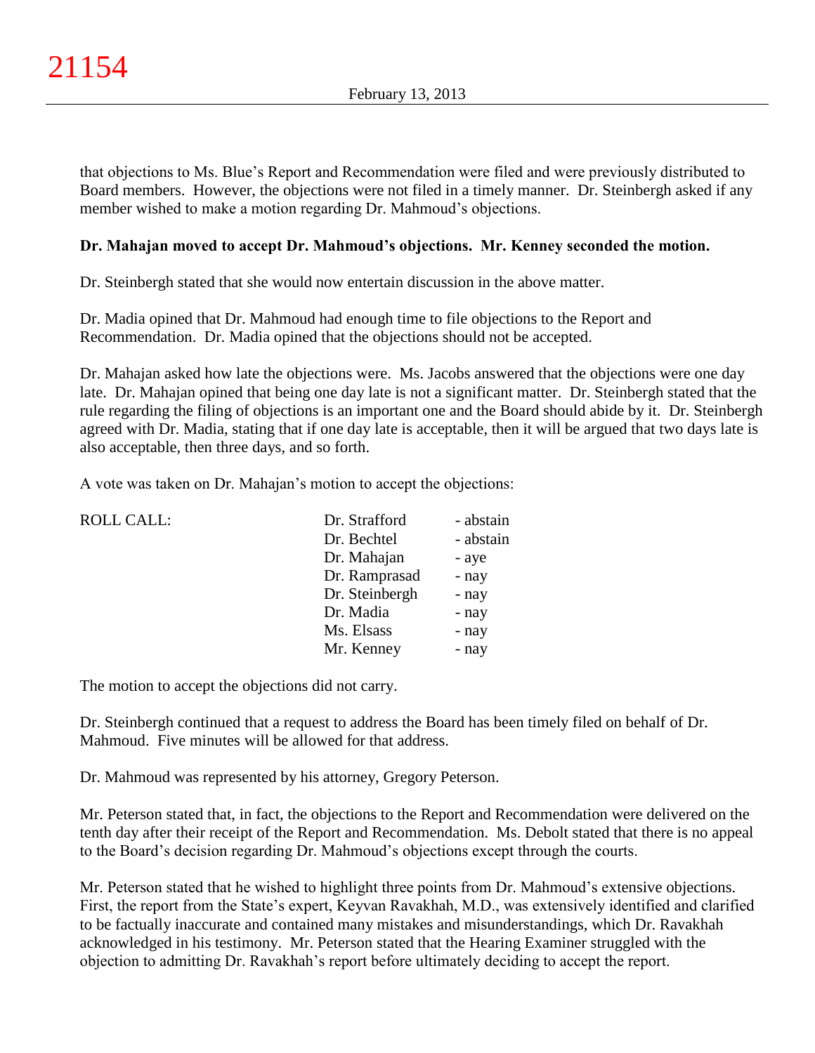that objections to Ms. Blue's Report and Recommendation were filed and were previously distributed to Board members. However, the objections were not filed in a timely manner. Dr. Steinbergh asked if any member wished to make a motion regarding Dr. Mahmoud's objections.

**Dr. Mahajan moved to accept Dr. Mahmoud's objections. Mr. Kenney seconded the motion.**

Dr. Steinbergh stated that she would now entertain discussion in the above matter.

Dr. Madia opined that Dr. Mahmoud had enough time to file objections to the Report and Recommendation. Dr. Madia opined that the objections should not be accepted.

Dr. Mahajan asked how late the objections were. Ms. Jacobs answered that the objections were one day late. Dr. Mahajan opined that being one day late is not a significant matter. Dr. Steinbergh stated that the rule regarding the filing of objections is an important one and the Board should abide by it. Dr. Steinbergh agreed with Dr. Madia, stating that if one day late is acceptable, then it will be argued that two days late is also acceptable, then three days, and so forth.

A vote was taken on Dr. Mahajan's motion to accept the objections:

| ROLL CALL: | Dr. Strafford | - abstain |
|---|---|---|
| | Dr. Bechtel | - abstain |
| | Dr. Mahajan | - aye |
| | Dr. Ramprasad | - nay |
| | Dr. Steinbergh | - nay |
| | Dr. Madia | - nay |
| | Ms. Elsass | - nay |
| | Mr. Kenney | - nay |

The motion to accept the objections did not carry.

Dr. Steinbergh continued that a request to address the Board has been timely filed on behalf of Dr. Mahmoud. Five minutes will be allowed for that address.

Dr. Mahmoud was represented by his attorney, Gregory Peterson.

Mr. Peterson stated that, in fact, the objections to the Report and Recommendation were delivered on the tenth day after their receipt of the Report and Recommendation. Ms. Debolt stated that there is no appeal to the Board's decision regarding Dr. Mahmoud's objections except through the courts.

Mr. Peterson stated that he wished to highlight three points from Dr. Mahmoud's extensive objections. First, the report from the State's expert, Keyvan Ravakhah, M.D., was extensively identified and clarified to be factually inaccurate and contained many mistakes and misunderstandings, which Dr. Ravakhah acknowledged in his testimony. Mr. Peterson stated that the Hearing Examiner struggled with the objection to admitting Dr. Ravakhah's report before ultimately deciding to accept the report.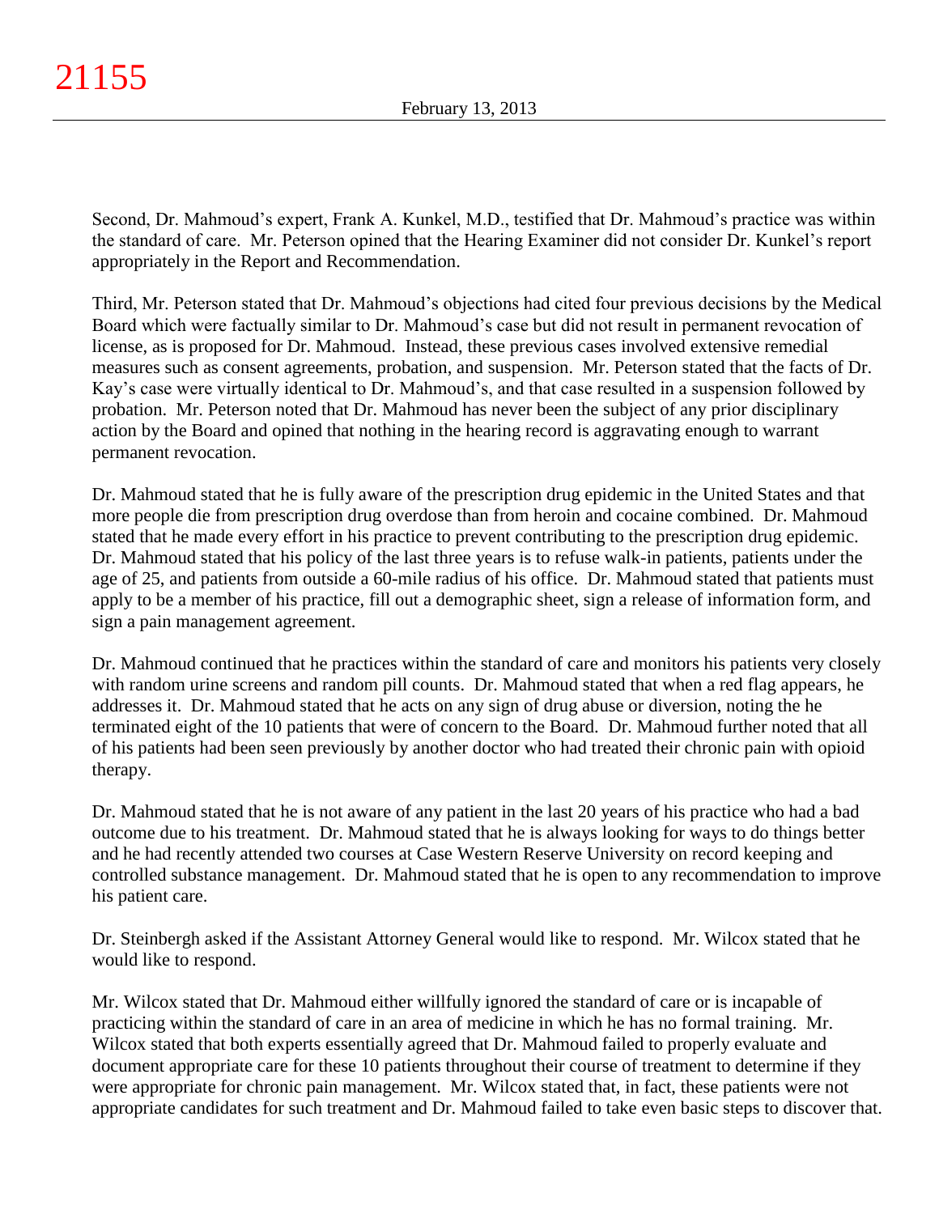Second, Dr. Mahmoud's expert, Frank A. Kunkel, M.D., testified that Dr. Mahmoud's practice was within the standard of care. Mr. Peterson opined that the Hearing Examiner did not consider Dr. Kunkel's report appropriately in the Report and Recommendation.

Third, Mr. Peterson stated that Dr. Mahmoud's objections had cited four previous decisions by the Medical Board which were factually similar to Dr. Mahmoud's case but did not result in permanent revocation of license, as is proposed for Dr. Mahmoud. Instead, these previous cases involved extensive remedial measures such as consent agreements, probation, and suspension. Mr. Peterson stated that the facts of Dr. Kay's case were virtually identical to Dr. Mahmoud's, and that case resulted in a suspension followed by probation. Mr. Peterson noted that Dr. Mahmoud has never been the subject of any prior disciplinary action by the Board and opined that nothing in the hearing record is aggravating enough to warrant permanent revocation.

Dr. Mahmoud stated that he is fully aware of the prescription drug epidemic in the United States and that more people die from prescription drug overdose than from heroin and cocaine combined. Dr. Mahmoud stated that he made every effort in his practice to prevent contributing to the prescription drug epidemic. Dr. Mahmoud stated that his policy of the last three years is to refuse walk-in patients, patients under the age of 25, and patients from outside a 60-mile radius of his office. Dr. Mahmoud stated that patients must apply to be a member of his practice, fill out a demographic sheet, sign a release of information form, and sign a pain management agreement.

Dr. Mahmoud continued that he practices within the standard of care and monitors his patients very closely with random urine screens and random pill counts. Dr. Mahmoud stated that when a red flag appears, he addresses it. Dr. Mahmoud stated that he acts on any sign of drug abuse or diversion, noting the he terminated eight of the 10 patients that were of concern to the Board. Dr. Mahmoud further noted that all of his patients had been seen previously by another doctor who had treated their chronic pain with opioid therapy.

Dr. Mahmoud stated that he is not aware of any patient in the last 20 years of his practice who had a bad outcome due to his treatment. Dr. Mahmoud stated that he is always looking for ways to do things better and he had recently attended two courses at Case Western Reserve University on record keeping and controlled substance management. Dr. Mahmoud stated that he is open to any recommendation to improve his patient care.

Dr. Steinbergh asked if the Assistant Attorney General would like to respond. Mr. Wilcox stated that he would like to respond.

Mr. Wilcox stated that Dr. Mahmoud either willfully ignored the standard of care or is incapable of practicing within the standard of care in an area of medicine in which he has no formal training. Mr. Wilcox stated that both experts essentially agreed that Dr. Mahmoud failed to properly evaluate and document appropriate care for these 10 patients throughout their course of treatment to determine if they were appropriate for chronic pain management. Mr. Wilcox stated that, in fact, these patients were not appropriate candidates for such treatment and Dr. Mahmoud failed to take even basic steps to discover that.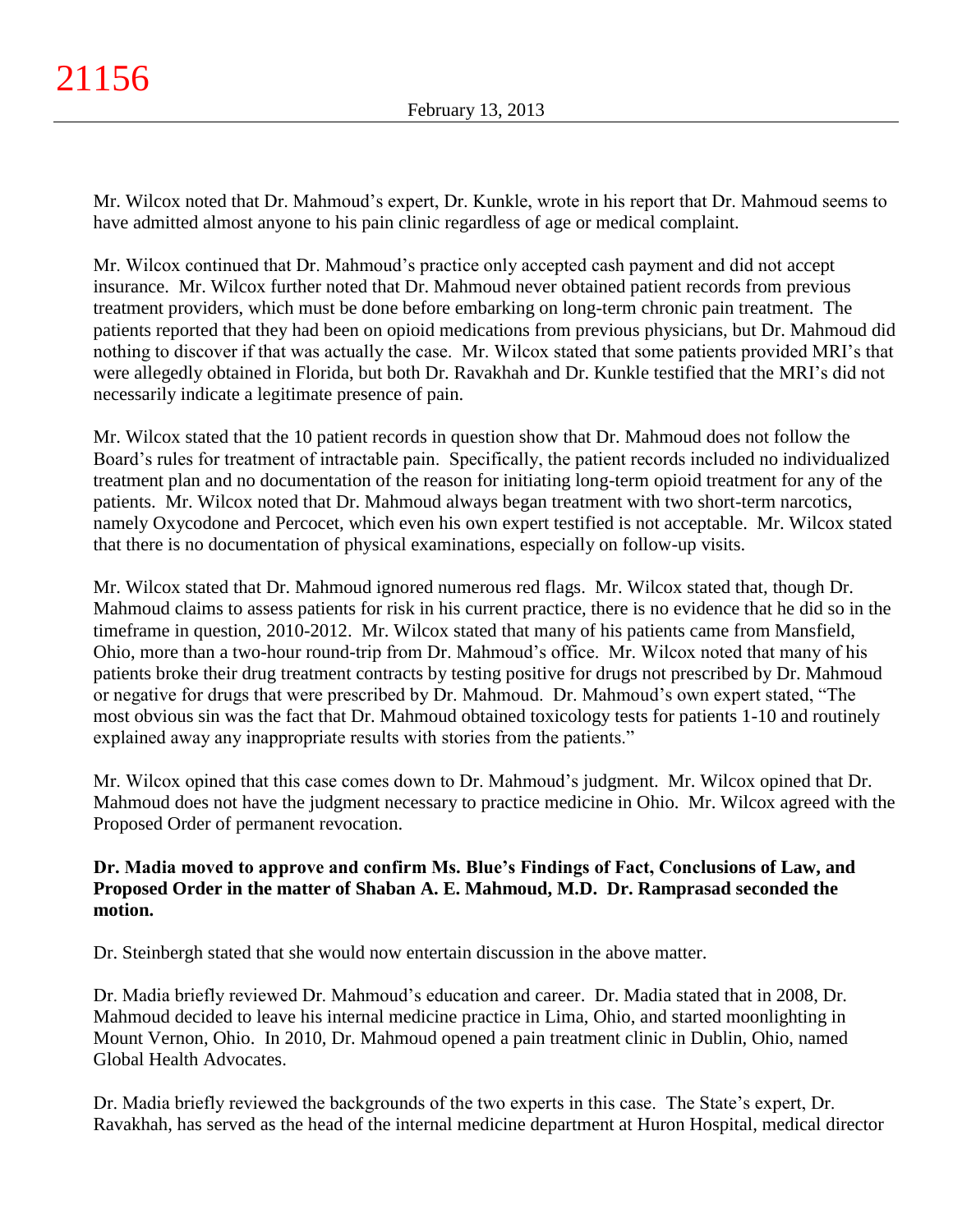Mr. Wilcox noted that Dr. Mahmoud's expert, Dr. Kunkle, wrote in his report that Dr. Mahmoud seems to have admitted almost anyone to his pain clinic regardless of age or medical complaint.

Mr. Wilcox continued that Dr. Mahmoud's practice only accepted cash payment and did not accept insurance. Mr. Wilcox further noted that Dr. Mahmoud never obtained patient records from previous treatment providers, which must be done before embarking on long-term chronic pain treatment. The patients reported that they had been on opioid medications from previous physicians, but Dr. Mahmoud did nothing to discover if that was actually the case. Mr. Wilcox stated that some patients provided MRI's that were allegedly obtained in Florida, but both Dr. Ravakhah and Dr. Kunkle testified that the MRI's did not necessarily indicate a legitimate presence of pain.

Mr. Wilcox stated that the 10 patient records in question show that Dr. Mahmoud does not follow the Board's rules for treatment of intractable pain. Specifically, the patient records included no individualized treatment plan and no documentation of the reason for initiating long-term opioid treatment for any of the patients. Mr. Wilcox noted that Dr. Mahmoud always began treatment with two short-term narcotics, namely Oxycodone and Percocet, which even his own expert testified is not acceptable. Mr. Wilcox stated that there is no documentation of physical examinations, especially on follow-up visits.

Mr. Wilcox stated that Dr. Mahmoud ignored numerous red flags. Mr. Wilcox stated that, though Dr. Mahmoud claims to assess patients for risk in his current practice, there is no evidence that he did so in the timeframe in question, 2010-2012. Mr. Wilcox stated that many of his patients came from Mansfield, Ohio, more than a two-hour round-trip from Dr. Mahmoud's office. Mr. Wilcox noted that many of his patients broke their drug treatment contracts by testing positive for drugs not prescribed by Dr. Mahmoud or negative for drugs that were prescribed by Dr. Mahmoud. Dr. Mahmoud's own expert stated, "The most obvious sin was the fact that Dr. Mahmoud obtained toxicology tests for patients 1-10 and routinely explained away any inappropriate results with stories from the patients."

Mr. Wilcox opined that this case comes down to Dr. Mahmoud's judgment. Mr. Wilcox opined that Dr. Mahmoud does not have the judgment necessary to practice medicine in Ohio. Mr. Wilcox agreed with the Proposed Order of permanent revocation.

**Dr. Madia moved to approve and confirm Ms. Blue's Findings of Fact, Conclusions of Law, and Proposed Order in the matter of Shaban A. E. Mahmoud, M.D. Dr. Ramprasad seconded the motion.**

Dr. Steinbergh stated that she would now entertain discussion in the above matter.

Dr. Madia briefly reviewed Dr. Mahmoud's education and career. Dr. Madia stated that in 2008, Dr. Mahmoud decided to leave his internal medicine practice in Lima, Ohio, and started moonlighting in Mount Vernon, Ohio. In 2010, Dr. Mahmoud opened a pain treatment clinic in Dublin, Ohio, named Global Health Advocates.

Dr. Madia briefly reviewed the backgrounds of the two experts in this case. The State's expert, Dr. Ravakhah, has served as the head of the internal medicine department at Huron Hospital, medical director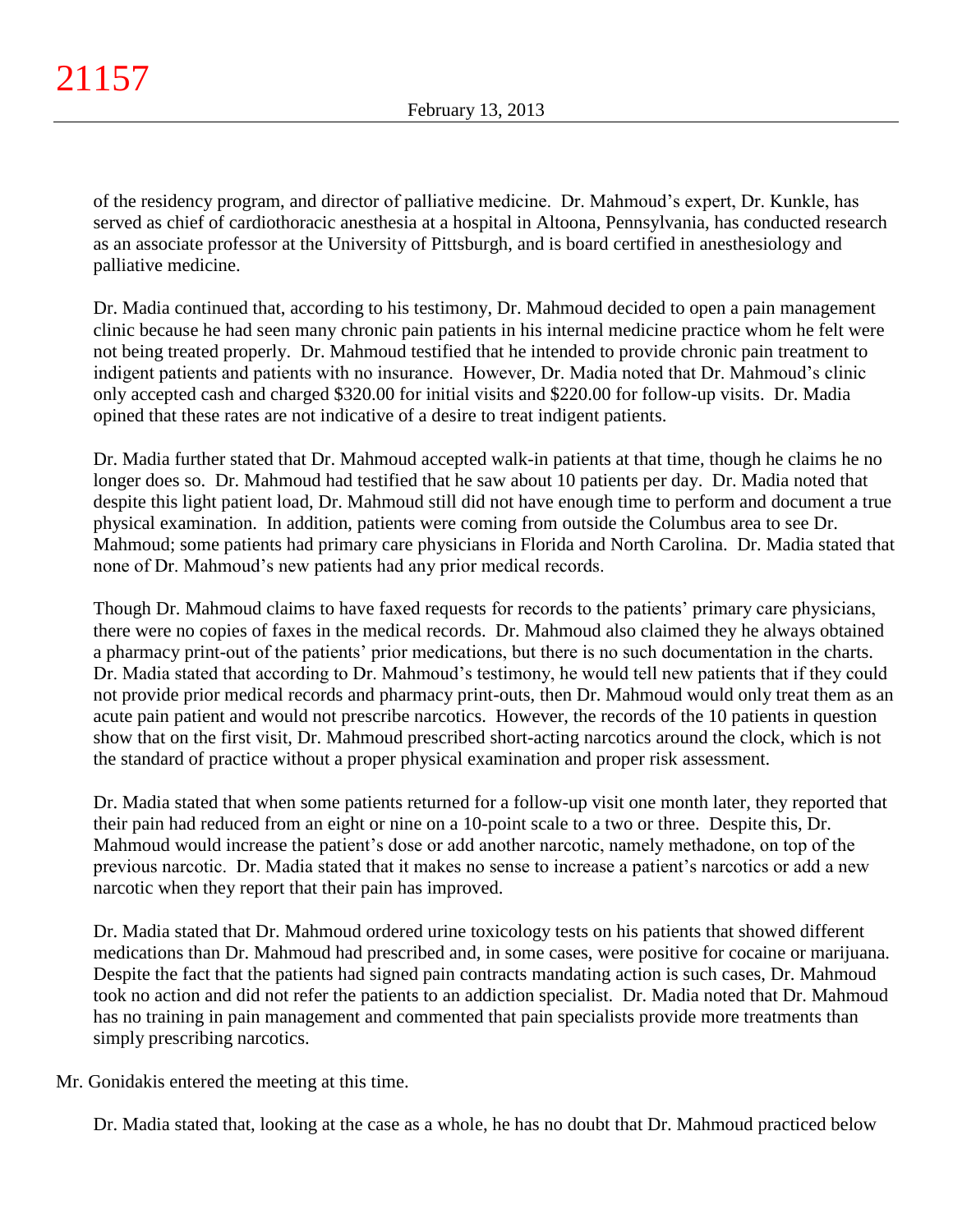of the residency program, and director of palliative medicine. Dr. Mahmoud's expert, Dr. Kunkle, has served as chief of cardiothoracic anesthesia at a hospital in Altoona, Pennsylvania, has conducted research as an associate professor at the University of Pittsburgh, and is board certified in anesthesiology and palliative medicine.

Dr. Madia continued that, according to his testimony, Dr. Mahmoud decided to open a pain management clinic because he had seen many chronic pain patients in his internal medicine practice whom he felt were not being treated properly. Dr. Mahmoud testified that he intended to provide chronic pain treatment to indigent patients and patients with no insurance. However, Dr. Madia noted that Dr. Mahmoud's clinic only accepted cash and charged $320.00 for initial visits and $220.00 for follow-up visits. Dr. Madia opined that these rates are not indicative of a desire to treat indigent patients.

Dr. Madia further stated that Dr. Mahmoud accepted walk-in patients at that time, though he claims he no longer does so. Dr. Mahmoud had testified that he saw about 10 patients per day. Dr. Madia noted that despite this light patient load, Dr. Mahmoud still did not have enough time to perform and document a true physical examination. In addition, patients were coming from outside the Columbus area to see Dr. Mahmoud; some patients had primary care physicians in Florida and North Carolina. Dr. Madia stated that none of Dr. Mahmoud's new patients had any prior medical records.

Though Dr. Mahmoud claims to have faxed requests for records to the patients' primary care physicians, there were no copies of faxes in the medical records. Dr. Mahmoud also claimed they he always obtained a pharmacy print-out of the patients' prior medications, but there is no such documentation in the charts. Dr. Madia stated that according to Dr. Mahmoud's testimony, he would tell new patients that if they could not provide prior medical records and pharmacy print-outs, then Dr. Mahmoud would only treat them as an acute pain patient and would not prescribe narcotics. However, the records of the 10 patients in question show that on the first visit, Dr. Mahmoud prescribed short-acting narcotics around the clock, which is not the standard of practice without a proper physical examination and proper risk assessment.

Dr. Madia stated that when some patients returned for a follow-up visit one month later, they reported that their pain had reduced from an eight or nine on a 10-point scale to a two or three. Despite this, Dr. Mahmoud would increase the patient's dose or add another narcotic, namely methadone, on top of the previous narcotic. Dr. Madia stated that it makes no sense to increase a patient's narcotics or add a new narcotic when they report that their pain has improved.

Dr. Madia stated that Dr. Mahmoud ordered urine toxicology tests on his patients that showed different medications than Dr. Mahmoud had prescribed and, in some cases, were positive for cocaine or marijuana. Despite the fact that the patients had signed pain contracts mandating action is such cases, Dr. Mahmoud took no action and did not refer the patients to an addiction specialist. Dr. Madia noted that Dr. Mahmoud has no training in pain management and commented that pain specialists provide more treatments than simply prescribing narcotics.

Mr. Gonidakis entered the meeting at this time.

Dr. Madia stated that, looking at the case as a whole, he has no doubt that Dr. Mahmoud practiced below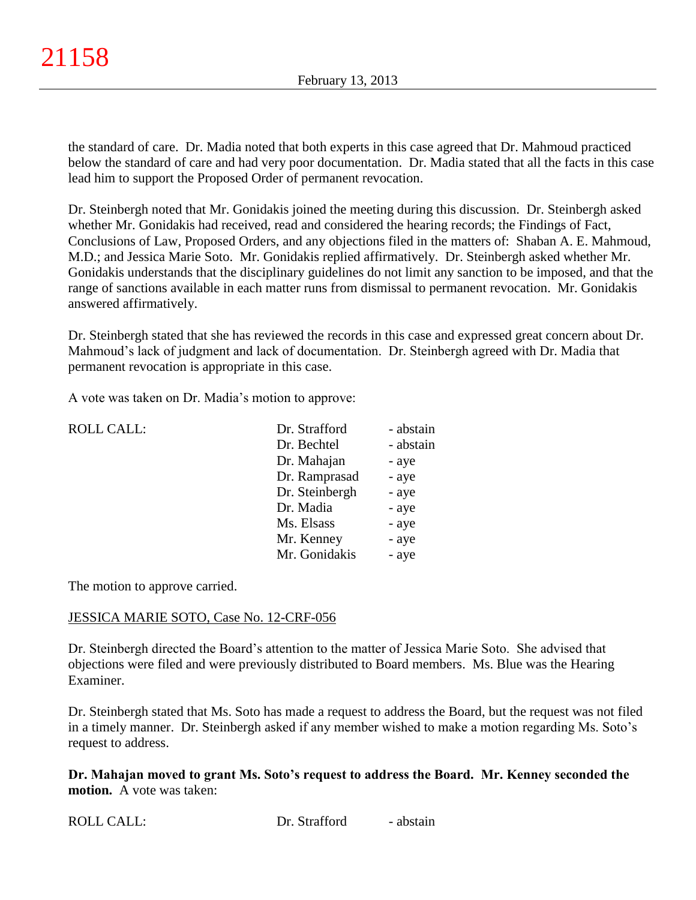the standard of care. Dr. Madia noted that both experts in this case agreed that Dr. Mahmoud practiced below the standard of care and had very poor documentation. Dr. Madia stated that all the facts in this case lead him to support the Proposed Order of permanent revocation.

Dr. Steinbergh noted that Mr. Gonidakis joined the meeting during this discussion. Dr. Steinbergh asked whether Mr. Gonidakis had received, read and considered the hearing records; the Findings of Fact, Conclusions of Law, Proposed Orders, and any objections filed in the matters of: Shaban A. E. Mahmoud, M.D.; and Jessica Marie Soto. Mr. Gonidakis replied affirmatively. Dr. Steinbergh asked whether Mr. Gonidakis understands that the disciplinary guidelines do not limit any sanction to be imposed, and that the range of sanctions available in each matter runs from dismissal to permanent revocation. Mr. Gonidakis answered affirmatively.

Dr. Steinbergh stated that she has reviewed the records in this case and expressed great concern about Dr. Mahmoud's lack of judgment and lack of documentation. Dr. Steinbergh agreed with Dr. Madia that permanent revocation is appropriate in this case.

A vote was taken on Dr. Madia's motion to approve:

| ROLL CALL: | Dr. Strafford | - abstain |
|---|---|---|
| | Dr. Bechtel | - abstain |
| | Dr. Mahajan | - aye |
| | Dr. Ramprasad | - aye |
| | Dr. Steinbergh | - aye |
| | Dr. Madia | - aye |
| | Ms. Elsass | - aye |
| | Mr. Kenney | - aye |
| | Mr. Gonidakis | - aye |

The motion to approve carried.

JESSICA MARIE SOTO, Case No. 12-CRF-056

Dr. Steinbergh directed the Board's attention to the matter of Jessica Marie Soto. She advised that objections were filed and were previously distributed to Board members. Ms. Blue was the Hearing Examiner.

Dr. Steinbergh stated that Ms. Soto has made a request to address the Board, but the request was not filed in a timely manner. Dr. Steinbergh asked if any member wished to make a motion regarding Ms. Soto's request to address.

**Dr. Mahajan moved to grant Ms. Soto's request to address the Board. Mr. Kenney seconded the motion.** A vote was taken:

| ROLL CALL: | Dr. Strafford | - abstain |
|---|---|---|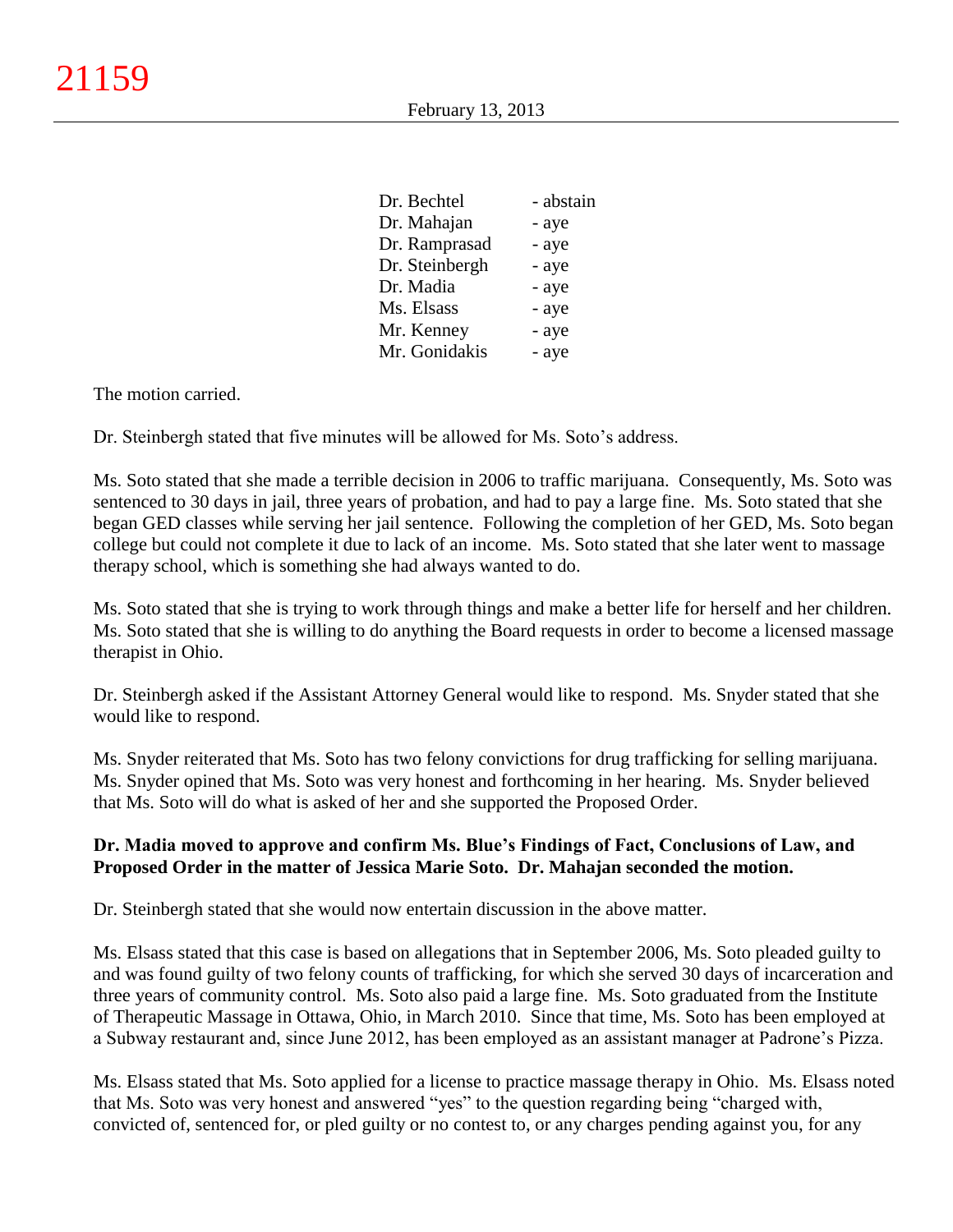| | |
|---|---|
| Dr. Bechtel | - abstain |
| Dr. Mahajan | - aye |
| Dr. Ramprasad | - aye |
| Dr. Steinbergh | - aye |
| Dr. Madia | - aye |
| Ms. Elsass | - aye |
| Mr. Kenney | - aye |
| Mr. Gonidakis | - aye |

The motion carried.

Dr. Steinbergh stated that five minutes will be allowed for Ms. Soto's address.

Ms. Soto stated that she made a terrible decision in 2006 to traffic marijuana. Consequently, Ms. Soto was sentenced to 30 days in jail, three years of probation, and had to pay a large fine. Ms. Soto stated that she began GED classes while serving her jail sentence. Following the completion of her GED, Ms. Soto began college but could not complete it due to lack of an income. Ms. Soto stated that she later went to massage therapy school, which is something she had always wanted to do.

Ms. Soto stated that she is trying to work through things and make a better life for herself and her children. Ms. Soto stated that she is willing to do anything the Board requests in order to become a licensed massage therapist in Ohio.

Dr. Steinbergh asked if the Assistant Attorney General would like to respond. Ms. Snyder stated that she would like to respond.

Ms. Snyder reiterated that Ms. Soto has two felony convictions for drug trafficking for selling marijuana. Ms. Snyder opined that Ms. Soto was very honest and forthcoming in her hearing. Ms. Snyder believed that Ms. Soto will do what is asked of her and she supported the Proposed Order.

**Dr. Madia moved to approve and confirm Ms. Blue's Findings of Fact, Conclusions of Law, and Proposed Order in the matter of Jessica Marie Soto. Dr. Mahajan seconded the motion.**

Dr. Steinbergh stated that she would now entertain discussion in the above matter.

Ms. Elsass stated that this case is based on allegations that in September 2006, Ms. Soto pleaded guilty to and was found guilty of two felony counts of trafficking, for which she served 30 days of incarceration and three years of community control. Ms. Soto also paid a large fine. Ms. Soto graduated from the Institute of Therapeutic Massage in Ottawa, Ohio, in March 2010. Since that time, Ms. Soto has been employed at a Subway restaurant and, since June 2012, has been employed as an assistant manager at Padrone's Pizza.

Ms. Elsass stated that Ms. Soto applied for a license to practice massage therapy in Ohio. Ms. Elsass noted that Ms. Soto was very honest and answered "yes" to the question regarding being "charged with, convicted of, sentenced for, or pled guilty or no contest to, or any charges pending against you, for any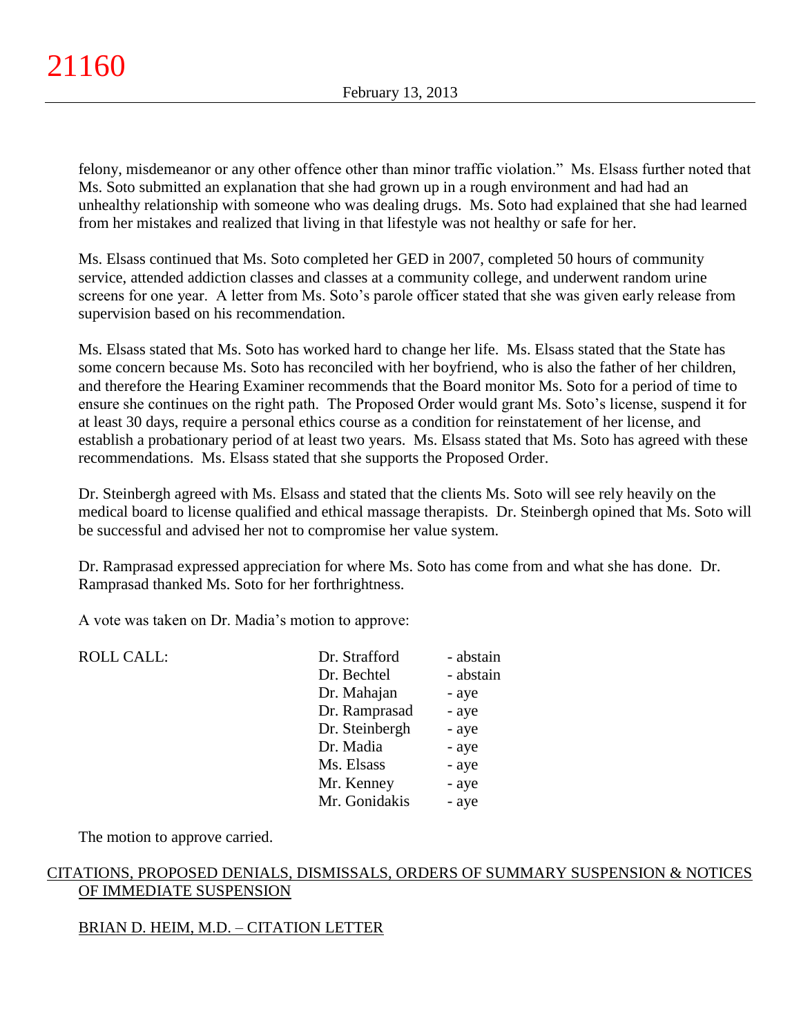felony, misdemeanor or any other offence other than minor traffic violation." Ms. Elsass further noted that Ms. Soto submitted an explanation that she had grown up in a rough environment and had had an unhealthy relationship with someone who was dealing drugs. Ms. Soto had explained that she had learned from her mistakes and realized that living in that lifestyle was not healthy or safe for her.

Ms. Elsass continued that Ms. Soto completed her GED in 2007, completed 50 hours of community service, attended addiction classes and classes at a community college, and underwent random urine screens for one year. A letter from Ms. Soto's parole officer stated that she was given early release from supervision based on his recommendation.

Ms. Elsass stated that Ms. Soto has worked hard to change her life. Ms. Elsass stated that the State has some concern because Ms. Soto has reconciled with her boyfriend, who is also the father of her children, and therefore the Hearing Examiner recommends that the Board monitor Ms. Soto for a period of time to ensure she continues on the right path. The Proposed Order would grant Ms. Soto's license, suspend it for at least 30 days, require a personal ethics course as a condition for reinstatement of her license, and establish a probationary period of at least two years. Ms. Elsass stated that Ms. Soto has agreed with these recommendations. Ms. Elsass stated that she supports the Proposed Order.

Dr. Steinbergh agreed with Ms. Elsass and stated that the clients Ms. Soto will see rely heavily on the medical board to license qualified and ethical massage therapists. Dr. Steinbergh opined that Ms. Soto will be successful and advised her not to compromise her value system.

Dr. Ramprasad expressed appreciation for where Ms. Soto has come from and what she has done. Dr. Ramprasad thanked Ms. Soto for her forthrightness.

A vote was taken on Dr. Madia's motion to approve:

| ROLL CALL: | | |
|---|---|---|
| | Dr. Strafford | - abstain |
| | Dr. Bechtel | - abstain |
| | Dr. Mahajan | - aye |
| | Dr. Ramprasad | - aye |
| | Dr. Steinbergh | - aye |
| | Dr. Madia | - aye |
| | Ms. Elsass | - aye |
| | Mr. Kenney | - aye |
| | Mr. Gonidakis | - aye |

The motion to approve carried.

## CITATIONS, PROPOSED DENIALS, DISMISSALS, ORDERS OF SUMMARY SUSPENSION & NOTICES OF IMMEDIATE SUSPENSION

### BRIAN D. HEIM, M.D. – CITATION LETTER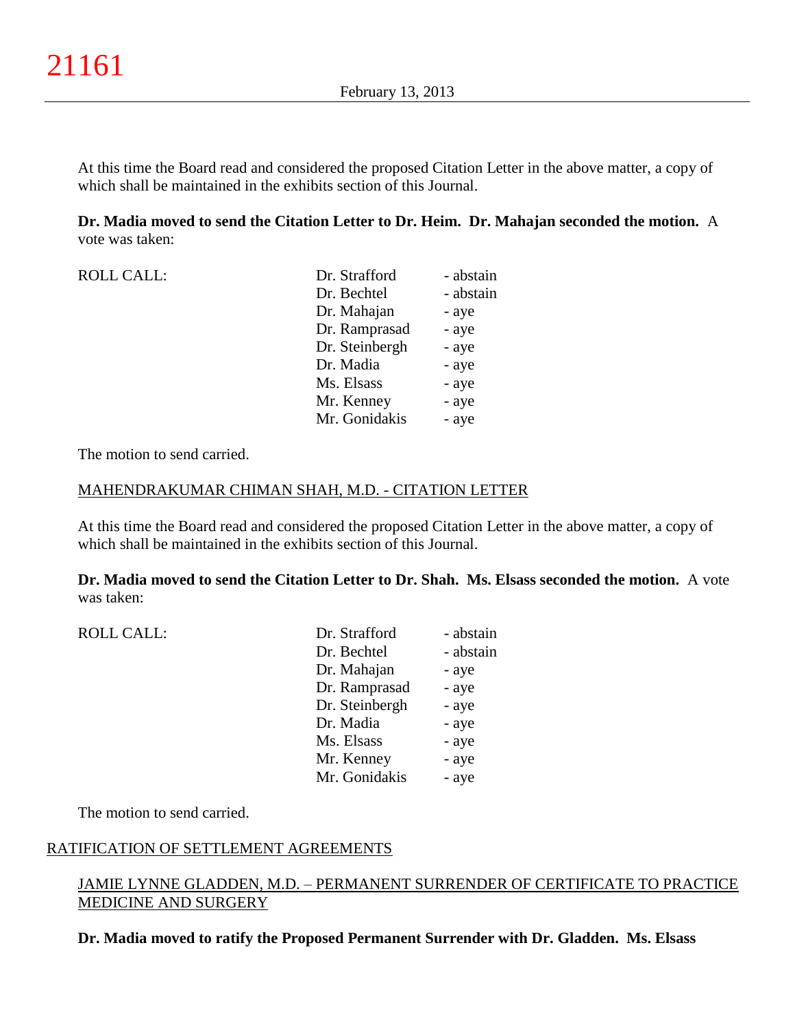At this time the Board read and considered the proposed Citation Letter in the above matter, a copy of which shall be maintained in the exhibits section of this Journal.

**Dr. Madia moved to send the Citation Letter to Dr. Heim. Dr. Mahajan seconded the motion.** A vote was taken:

| ROLL CALL: | Dr. Strafford | - abstain |
|---|---|---|
| | Dr. Bechtel | - abstain |
| | Dr. Mahajan | - aye |
| | Dr. Ramprasad | - aye |
| | Dr. Steinbergh | - aye |
| | Dr. Madia | - aye |
| | Ms. Elsass | - aye |
| | Mr. Kenney | - aye |
| | Mr. Gonidakis | - aye |

The motion to send carried.

MAHENDRAKUMAR CHIMAN SHAH, M.D. - CITATION LETTER

At this time the Board read and considered the proposed Citation Letter in the above matter, a copy of which shall be maintained in the exhibits section of this Journal.

**Dr. Madia moved to send the Citation Letter to Dr. Shah. Ms. Elsass seconded the motion.** A vote was taken:

| ROLL CALL: | Dr. Strafford | - abstain |
|---|---|---|
| | Dr. Bechtel | - abstain |
| | Dr. Mahajan | - aye |
| | Dr. Ramprasad | - aye |
| | Dr. Steinbergh | - aye |
| | Dr. Madia | - aye |
| | Ms. Elsass | - aye |
| | Mr. Kenney | - aye |
| | Mr. Gonidakis | - aye |

The motion to send carried.

## RATIFICATION OF SETTLEMENT AGREEMENTS

JAMIE LYNNE GLADDEN, M.D. – PERMANENT SURRENDER OF CERTIFICATE TO PRACTICE MEDICINE AND SURGERY

**Dr. Madia moved to ratify the Proposed Permanent Surrender with Dr. Gladden. Ms. Elsass**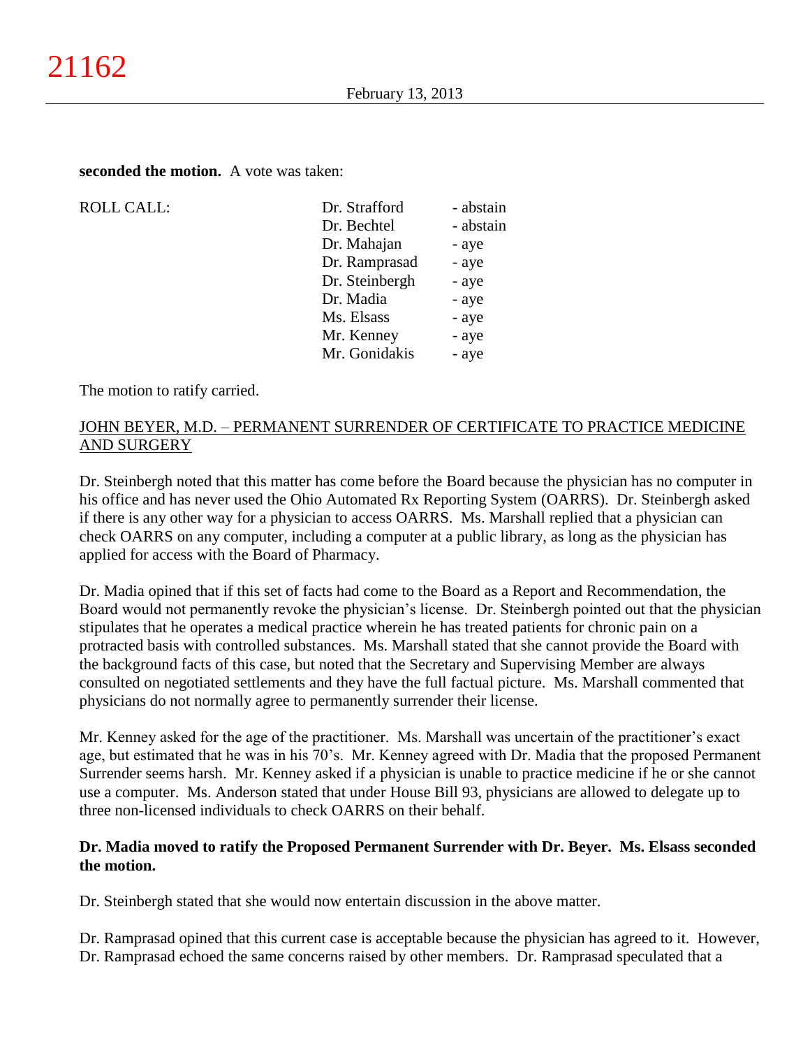**seconded the motion.** A vote was taken:

| ROLL CALL: | Dr. Strafford | - abstain |
|---|---|---|
| | Dr. Bechtel | - abstain |
| | Dr. Mahajan | - aye |
| | Dr. Ramprasad | - aye |
| | Dr. Steinbergh | - aye |
| | Dr. Madia | - aye |
| | Ms. Elsass | - aye |
| | Mr. Kenney | - aye |
| | Mr. Gonidakis | - aye |

The motion to ratify carried.

JOHN BEYER, M.D. – PERMANENT SURRENDER OF CERTIFICATE TO PRACTICE MEDICINE AND SURGERY

Dr. Steinbergh noted that this matter has come before the Board because the physician has no computer in his office and has never used the Ohio Automated Rx Reporting System (OARRS). Dr. Steinbergh asked if there is any other way for a physician to access OARRS. Ms. Marshall replied that a physician can check OARRS on any computer, including a computer at a public library, as long as the physician has applied for access with the Board of Pharmacy.

Dr. Madia opined that if this set of facts had come to the Board as a Report and Recommendation, the Board would not permanently revoke the physician's license. Dr. Steinbergh pointed out that the physician stipulates that he operates a medical practice wherein he has treated patients for chronic pain on a protracted basis with controlled substances. Ms. Marshall stated that she cannot provide the Board with the background facts of this case, but noted that the Secretary and Supervising Member are always consulted on negotiated settlements and they have the full factual picture. Ms. Marshall commented that physicians do not normally agree to permanently surrender their license.

Mr. Kenney asked for the age of the practitioner. Ms. Marshall was uncertain of the practitioner's exact age, but estimated that he was in his 70's. Mr. Kenney agreed with Dr. Madia that the proposed Permanent Surrender seems harsh. Mr. Kenney asked if a physician is unable to practice medicine if he or she cannot use a computer. Ms. Anderson stated that under House Bill 93, physicians are allowed to delegate up to three non-licensed individuals to check OARRS on their behalf.

**Dr. Madia moved to ratify the Proposed Permanent Surrender with Dr. Beyer. Ms. Elsass seconded the motion.**

Dr. Steinbergh stated that she would now entertain discussion in the above matter.

Dr. Ramprasad opined that this current case is acceptable because the physician has agreed to it. However, Dr. Ramprasad echoed the same concerns raised by other members. Dr. Ramprasad speculated that a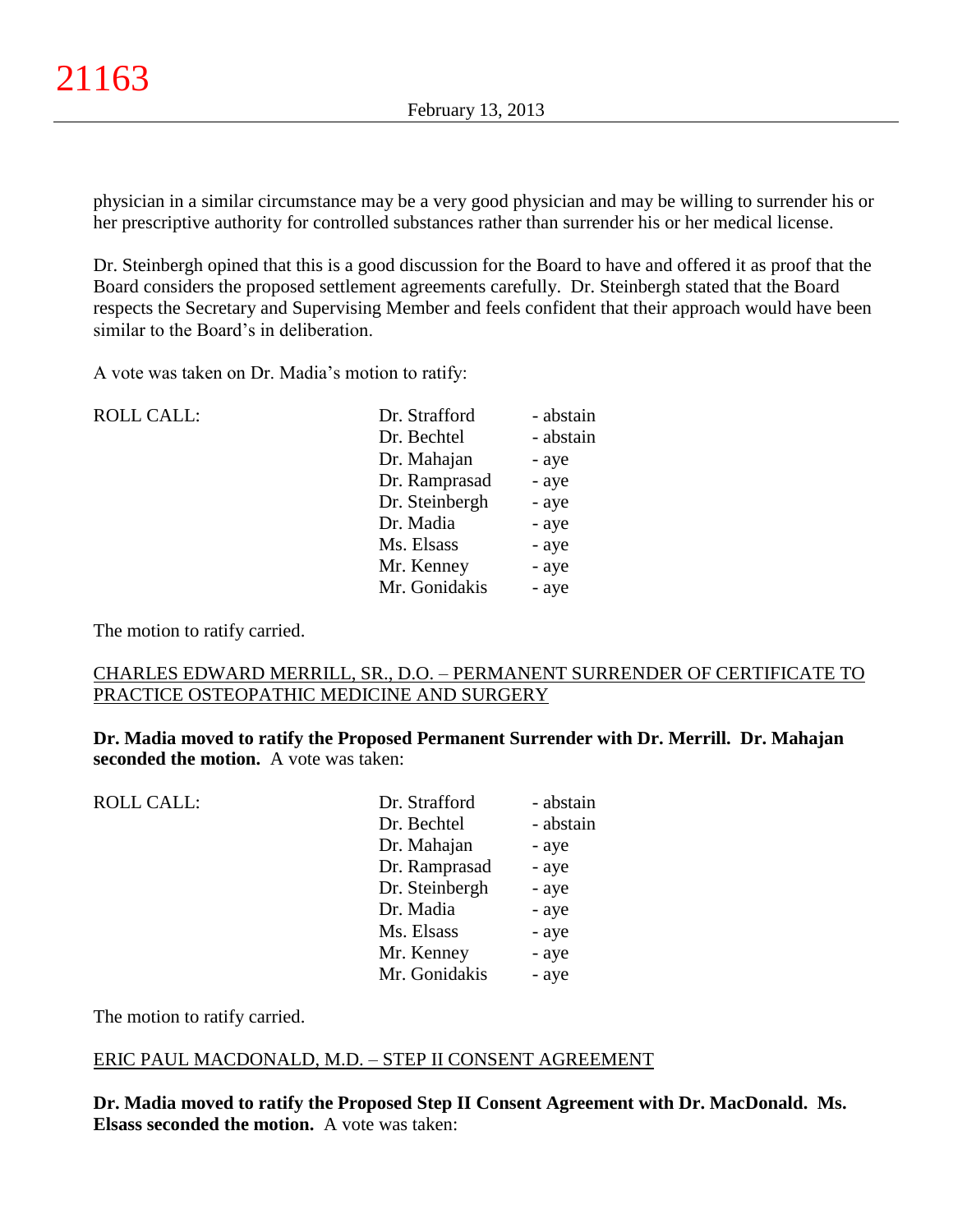physician in a similar circumstance may be a very good physician and may be willing to surrender his or her prescriptive authority for controlled substances rather than surrender his or her medical license.

Dr. Steinbergh opined that this is a good discussion for the Board to have and offered it as proof that the Board considers the proposed settlement agreements carefully. Dr. Steinbergh stated that the Board respects the Secretary and Supervising Member and feels confident that their approach would have been similar to the Board's in deliberation.

A vote was taken on Dr. Madia's motion to ratify:

| ROLL CALL: | | |
|---|---|---|
| | Dr. Strafford | - abstain |
| | Dr. Bechtel | - abstain |
| | Dr. Mahajan | - aye |
| | Dr. Ramprasad | - aye |
| | Dr. Steinbergh | - aye |
| | Dr. Madia | - aye |
| | Ms. Elsass | - aye |
| | Mr. Kenney | - aye |
| | Mr. Gonidakis | - aye |

The motion to ratify carried.

CHARLES EDWARD MERRILL, SR., D.O. – PERMANENT SURRENDER OF CERTIFICATE TO PRACTICE OSTEOPATHIC MEDICINE AND SURGERY

**Dr. Madia moved to ratify the Proposed Permanent Surrender with Dr. Merrill. Dr. Mahajan seconded the motion.** A vote was taken:

| ROLL CALL: | | |
|---|---|---|
| | Dr. Strafford | - abstain |
| | Dr. Bechtel | - abstain |
| | Dr. Mahajan | - aye |
| | Dr. Ramprasad | - aye |
| | Dr. Steinbergh | - aye |
| | Dr. Madia | - aye |
| | Ms. Elsass | - aye |
| | Mr. Kenney | - aye |
| | Mr. Gonidakis | - aye |

The motion to ratify carried.

ERIC PAUL MACDONALD, M.D. – STEP II CONSENT AGREEMENT

**Dr. Madia moved to ratify the Proposed Step II Consent Agreement with Dr. MacDonald. Ms. Elsass seconded the motion.** A vote was taken: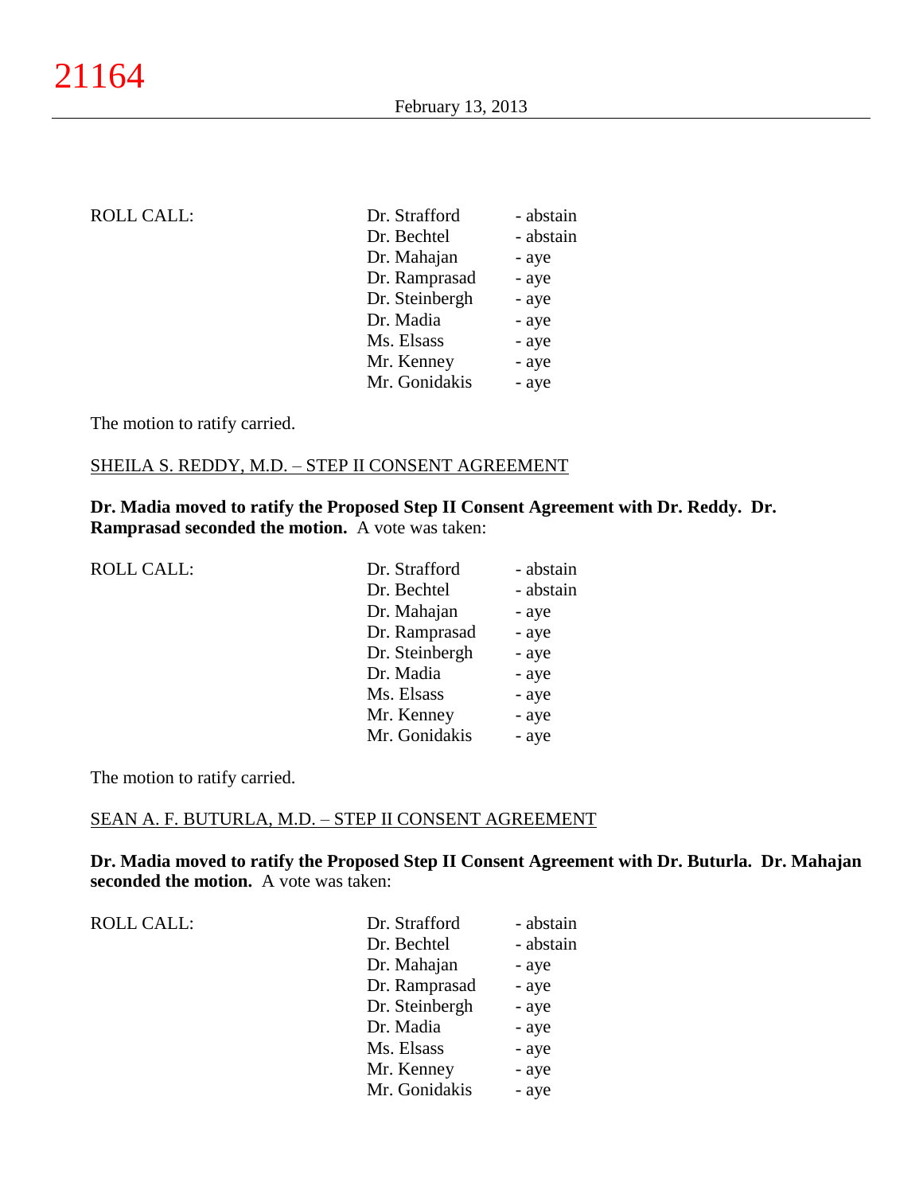| ROLL CALL: | Dr. Strafford | - abstain |
|---|---|---|
| | Dr. Bechtel | - abstain |
| | Dr. Mahajan | - aye |
| | Dr. Ramprasad | - aye |
| | Dr. Steinbergh | - aye |
| | Dr. Madia | - aye |
| | Ms. Elsass | - aye |
| | Mr. Kenney | - aye |
| | Mr. Gonidakis | - aye |

The motion to ratify carried.

SHEILA S. REDDY, M.D. – STEP II CONSENT AGREEMENT

**Dr. Madia moved to ratify the Proposed Step II Consent Agreement with Dr. Reddy. Dr. Ramprasad seconded the motion.** A vote was taken:

| ROLL CALL: | Dr. Strafford | - abstain |
|---|---|---|
| | Dr. Bechtel | - abstain |
| | Dr. Mahajan | - aye |
| | Dr. Ramprasad | - aye |
| | Dr. Steinbergh | - aye |
| | Dr. Madia | - aye |
| | Ms. Elsass | - aye |
| | Mr. Kenney | - aye |
| | Mr. Gonidakis | - aye |

The motion to ratify carried.

SEAN A. F. BUTURLA, M.D. – STEP II CONSENT AGREEMENT

**Dr. Madia moved to ratify the Proposed Step II Consent Agreement with Dr. Buturla. Dr. Mahajan seconded the motion.** A vote was taken:

| ROLL CALL: | Dr. Strafford | - abstain |
|---|---|---|
| | Dr. Bechtel | - abstain |
| | Dr. Mahajan | - aye |
| | Dr. Ramprasad | - aye |
| | Dr. Steinbergh | - aye |
| | Dr. Madia | - aye |
| | Ms. Elsass | - aye |
| | Mr. Kenney | - aye |
| | Mr. Gonidakis | - aye |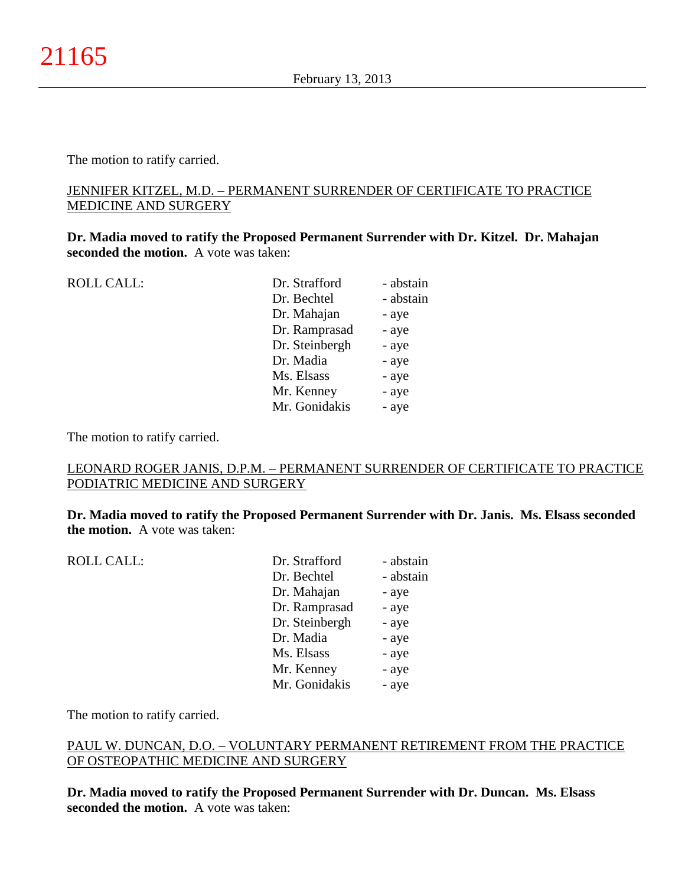The motion to ratify carried.

<u>JENNIFER KITZEL, M.D. – PERMANENT SURRENDER OF CERTIFICATE TO PRACTICE MEDICINE AND SURGERY</u>

**Dr. Madia moved to ratify the Proposed Permanent Surrender with Dr. Kitzel. Dr. Mahajan seconded the motion.** A vote was taken:

| ROLL CALL: | | |
|---|---|---|
| | Dr. Strafford | - abstain |
| | Dr. Bechtel | - abstain |
| | Dr. Mahajan | - aye |
| | Dr. Ramprasad | - aye |
| | Dr. Steinbergh | - aye |
| | Dr. Madia | - aye |
| | Ms. Elsass | - aye |
| | Mr. Kenney | - aye |
| | Mr. Gonidakis | - aye |

The motion to ratify carried.

<u>LEONARD ROGER JANIS, D.P.M. – PERMANENT SURRENDER OF CERTIFICATE TO PRACTICE PODIATRIC MEDICINE AND SURGERY</u>

**Dr. Madia moved to ratify the Proposed Permanent Surrender with Dr. Janis. Ms. Elsass seconded the motion.** A vote was taken:

| ROLL CALL: | | |
|---|---|---|
| | Dr. Strafford | - abstain |
| | Dr. Bechtel | - abstain |
| | Dr. Mahajan | - aye |
| | Dr. Ramprasad | - aye |
| | Dr. Steinbergh | - aye |
| | Dr. Madia | - aye |
| | Ms. Elsass | - aye |
| | Mr. Kenney | - aye |
| | Mr. Gonidakis | - aye |

The motion to ratify carried.

<u>PAUL W. DUNCAN, D.O. – VOLUNTARY PERMANENT RETIREMENT FROM THE PRACTICE OF OSTEOPATHIC MEDICINE AND SURGERY</u>

**Dr. Madia moved to ratify the Proposed Permanent Surrender with Dr. Duncan. Ms. Elsass seconded the motion.** A vote was taken: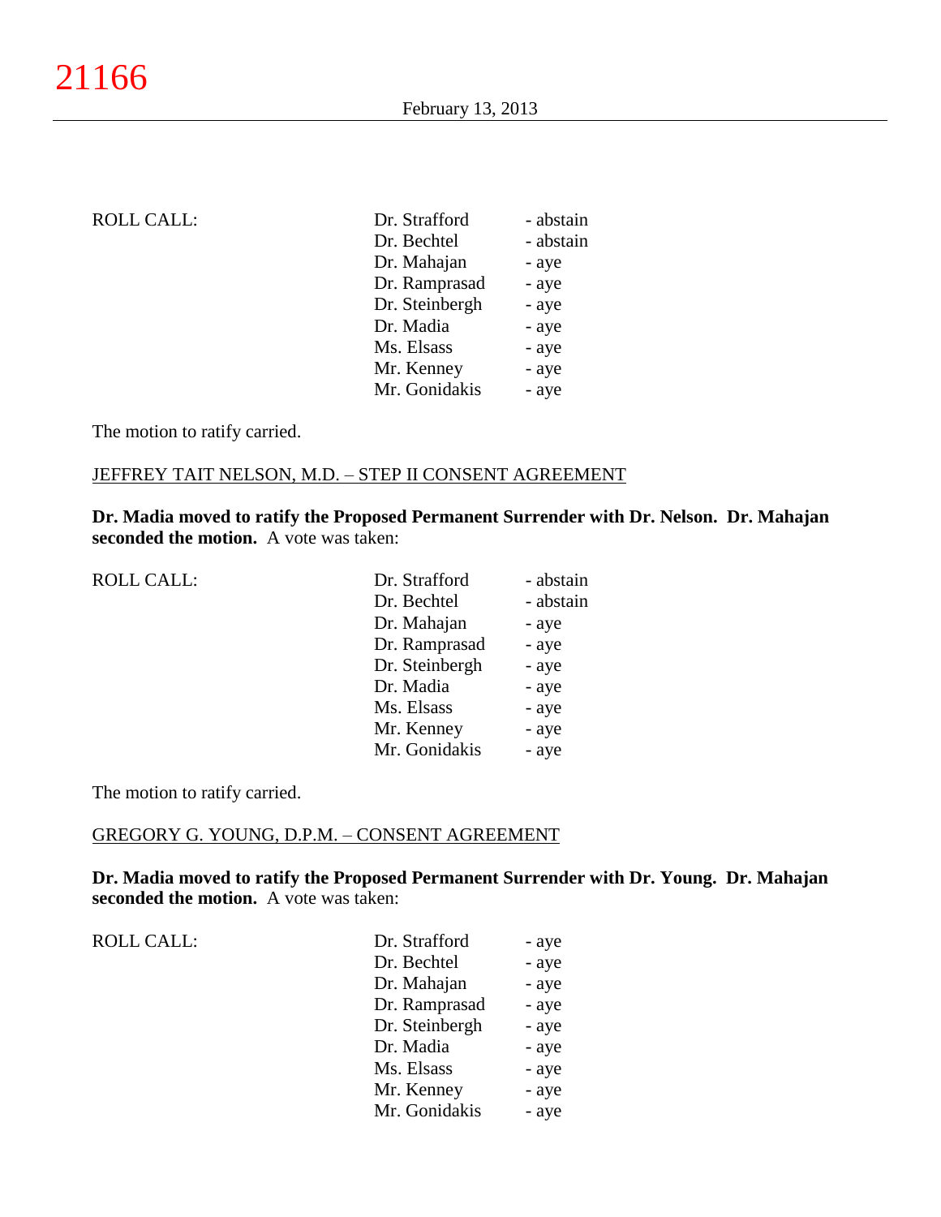ROLL CALL:

| | |
|---|---|
| Dr. Strafford | - abstain |
| Dr. Bechtel | - abstain |
| Dr. Mahajan | - aye |
| Dr. Ramprasad | - aye |
| Dr. Steinbergh | - aye |
| Dr. Madia | - aye |
| Ms. Elsass | - aye |
| Mr. Kenney | - aye |
| Mr. Gonidakis | - aye |

The motion to ratify carried.

JEFFREY TAIT NELSON, M.D. – STEP II CONSENT AGREEMENT

**Dr. Madia moved to ratify the Proposed Permanent Surrender with Dr. Nelson. Dr. Mahajan seconded the motion.** A vote was taken:

ROLL CALL:

| | |
|---|---|
| Dr. Strafford | - abstain |
| Dr. Bechtel | - abstain |
| Dr. Mahajan | - aye |
| Dr. Ramprasad | - aye |
| Dr. Steinbergh | - aye |
| Dr. Madia | - aye |
| Ms. Elsass | - aye |
| Mr. Kenney | - aye |
| Mr. Gonidakis | - aye |

The motion to ratify carried.

GREGORY G. YOUNG, D.P.M. – CONSENT AGREEMENT

**Dr. Madia moved to ratify the Proposed Permanent Surrender with Dr. Young. Dr. Mahajan seconded the motion.** A vote was taken:

ROLL CALL:

| | |
|---|---|
| Dr. Strafford | - aye |
| Dr. Bechtel | - aye |
| Dr. Mahajan | - aye |
| Dr. Ramprasad | - aye |
| Dr. Steinbergh | - aye |
| Dr. Madia | - aye |
| Ms. Elsass | - aye |
| Mr. Kenney | - aye |
| Mr. Gonidakis | - aye |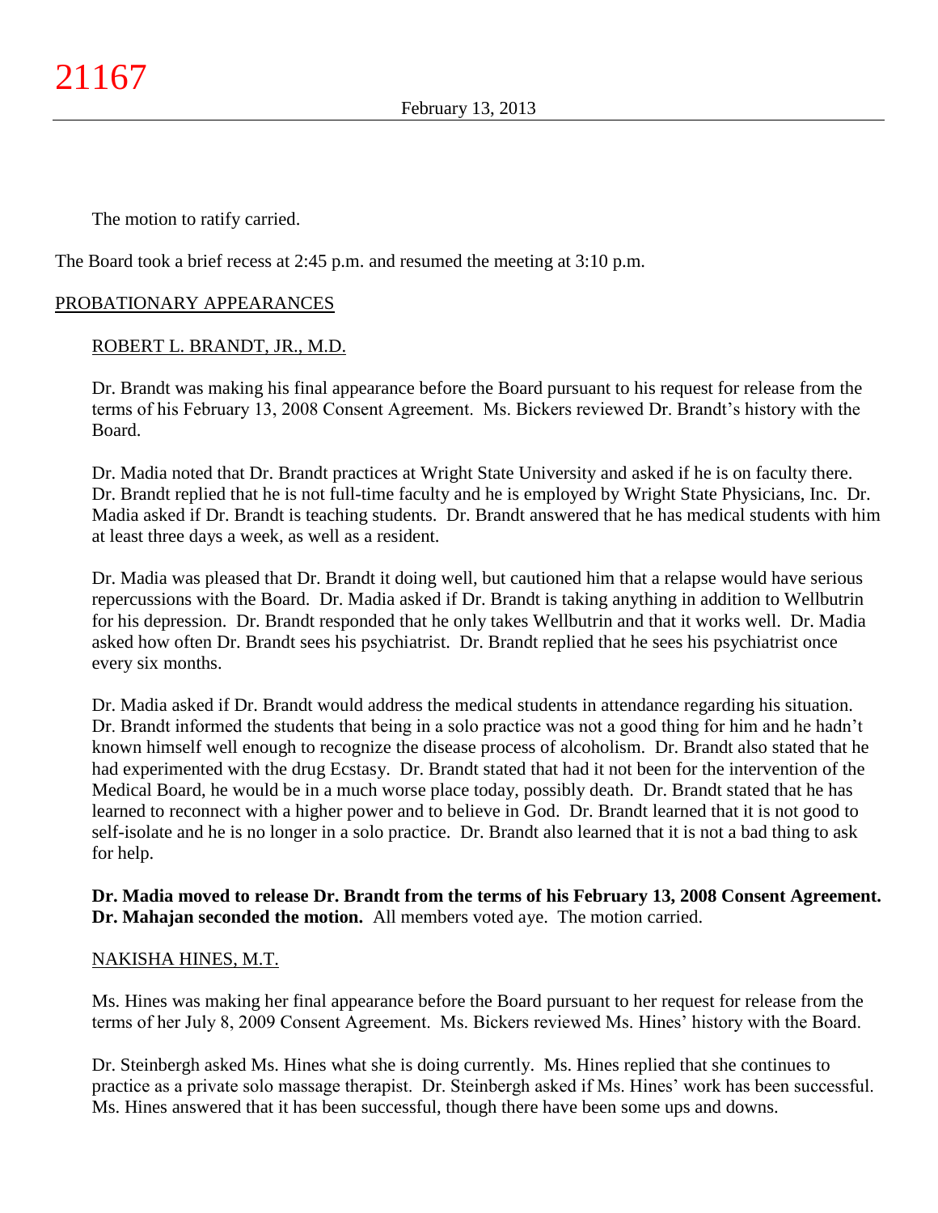The motion to ratify carried.

The Board took a brief recess at 2:45 p.m. and resumed the meeting at 3:10 p.m.

## PROBATIONARY APPEARANCES

### ROBERT L. BRANDT, JR., M.D.

Dr. Brandt was making his final appearance before the Board pursuant to his request for release from the terms of his February 13, 2008 Consent Agreement. Ms. Bickers reviewed Dr. Brandt's history with the Board.

Dr. Madia noted that Dr. Brandt practices at Wright State University and asked if he is on faculty there. Dr. Brandt replied that he is not full-time faculty and he is employed by Wright State Physicians, Inc. Dr. Madia asked if Dr. Brandt is teaching students. Dr. Brandt answered that he has medical students with him at least three days a week, as well as a resident.

Dr. Madia was pleased that Dr. Brandt it doing well, but cautioned him that a relapse would have serious repercussions with the Board. Dr. Madia asked if Dr. Brandt is taking anything in addition to Wellbutrin for his depression. Dr. Brandt responded that he only takes Wellbutrin and that it works well. Dr. Madia asked how often Dr. Brandt sees his psychiatrist. Dr. Brandt replied that he sees his psychiatrist once every six months.

Dr. Madia asked if Dr. Brandt would address the medical students in attendance regarding his situation. Dr. Brandt informed the students that being in a solo practice was not a good thing for him and he hadn't known himself well enough to recognize the disease process of alcoholism. Dr. Brandt also stated that he had experimented with the drug Ecstasy. Dr. Brandt stated that had it not been for the intervention of the Medical Board, he would be in a much worse place today, possibly death. Dr. Brandt stated that he has learned to reconnect with a higher power and to believe in God. Dr. Brandt learned that it is not good to self-isolate and he is no longer in a solo practice. Dr. Brandt also learned that it is not a bad thing to ask for help.

**Dr. Madia moved to release Dr. Brandt from the terms of his February 13, 2008 Consent Agreement. Dr. Mahajan seconded the motion.** All members voted aye. The motion carried.

### NAKISHA HINES, M.T.

Ms. Hines was making her final appearance before the Board pursuant to her request for release from the terms of her July 8, 2009 Consent Agreement. Ms. Bickers reviewed Ms. Hines' history with the Board.

Dr. Steinbergh asked Ms. Hines what she is doing currently. Ms. Hines replied that she continues to practice as a private solo massage therapist. Dr. Steinbergh asked if Ms. Hines' work has been successful. Ms. Hines answered that it has been successful, though there have been some ups and downs.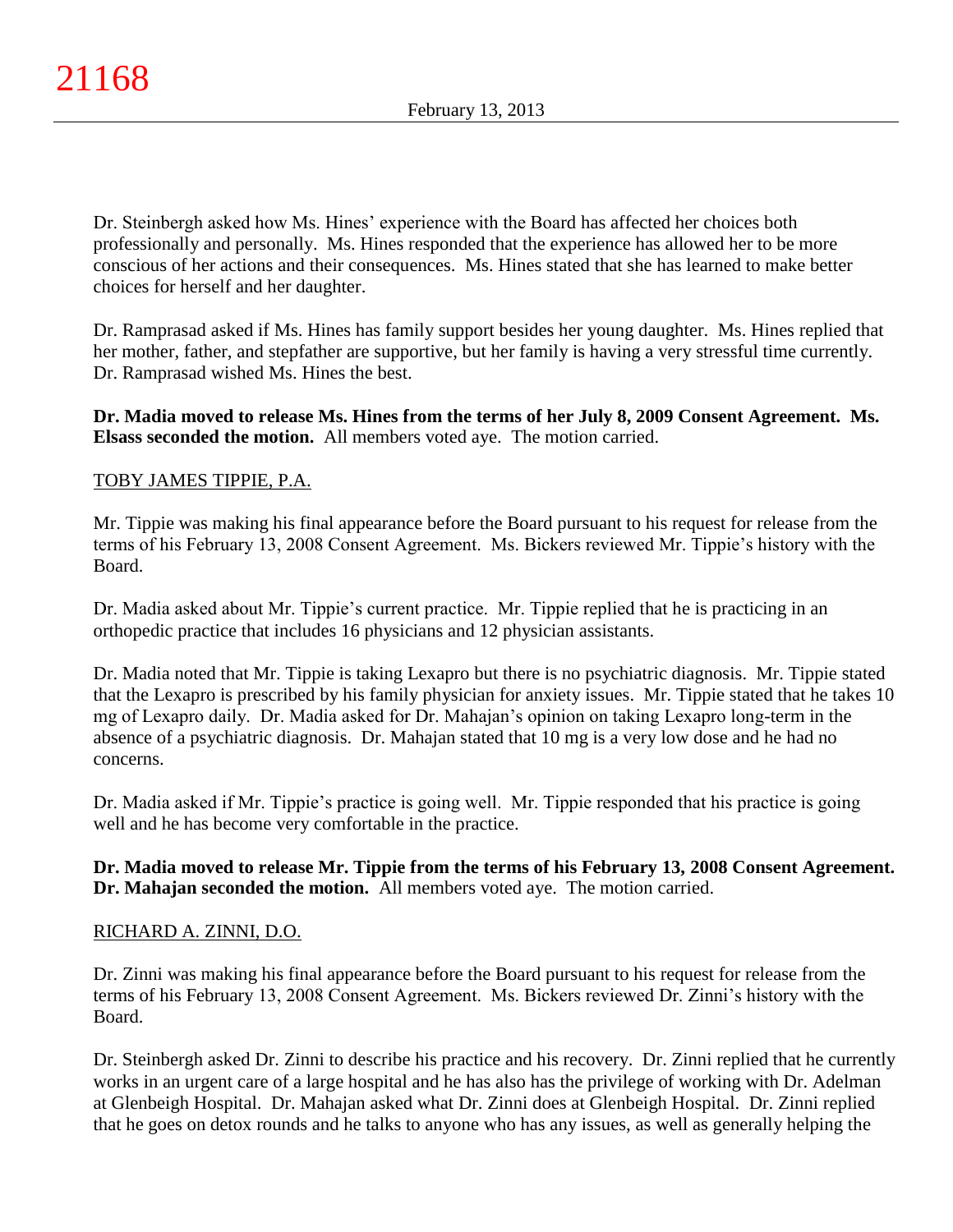Dr. Steinbergh asked how Ms. Hines' experience with the Board has affected her choices both professionally and personally. Ms. Hines responded that the experience has allowed her to be more conscious of her actions and their consequences. Ms. Hines stated that she has learned to make better choices for herself and her daughter.

Dr. Ramprasad asked if Ms. Hines has family support besides her young daughter. Ms. Hines replied that her mother, father, and stepfather are supportive, but her family is having a very stressful time currently. Dr. Ramprasad wished Ms. Hines the best.

**Dr. Madia moved to release Ms. Hines from the terms of her July 8, 2009 Consent Agreement. Ms. Elsass seconded the motion.** All members voted aye. The motion carried.

TOBY JAMES TIPPIE, P.A.

Mr. Tippie was making his final appearance before the Board pursuant to his request for release from the terms of his February 13, 2008 Consent Agreement. Ms. Bickers reviewed Mr. Tippie's history with the Board.

Dr. Madia asked about Mr. Tippie's current practice. Mr. Tippie replied that he is practicing in an orthopedic practice that includes 16 physicians and 12 physician assistants.

Dr. Madia noted that Mr. Tippie is taking Lexapro but there is no psychiatric diagnosis. Mr. Tippie stated that the Lexapro is prescribed by his family physician for anxiety issues. Mr. Tippie stated that he takes 10 mg of Lexapro daily. Dr. Madia asked for Dr. Mahajan's opinion on taking Lexapro long-term in the absence of a psychiatric diagnosis. Dr. Mahajan stated that 10 mg is a very low dose and he had no concerns.

Dr. Madia asked if Mr. Tippie's practice is going well. Mr. Tippie responded that his practice is going well and he has become very comfortable in the practice.

**Dr. Madia moved to release Mr. Tippie from the terms of his February 13, 2008 Consent Agreement. Dr. Mahajan seconded the motion.** All members voted aye. The motion carried.

RICHARD A. ZINNI, D.O.

Dr. Zinni was making his final appearance before the Board pursuant to his request for release from the terms of his February 13, 2008 Consent Agreement. Ms. Bickers reviewed Dr. Zinni's history with the Board.

Dr. Steinbergh asked Dr. Zinni to describe his practice and his recovery. Dr. Zinni replied that he currently works in an urgent care of a large hospital and he has also has the privilege of working with Dr. Adelman at Glenbeigh Hospital. Dr. Mahajan asked what Dr. Zinni does at Glenbeigh Hospital. Dr. Zinni replied that he goes on detox rounds and he talks to anyone who has any issues, as well as generally helping the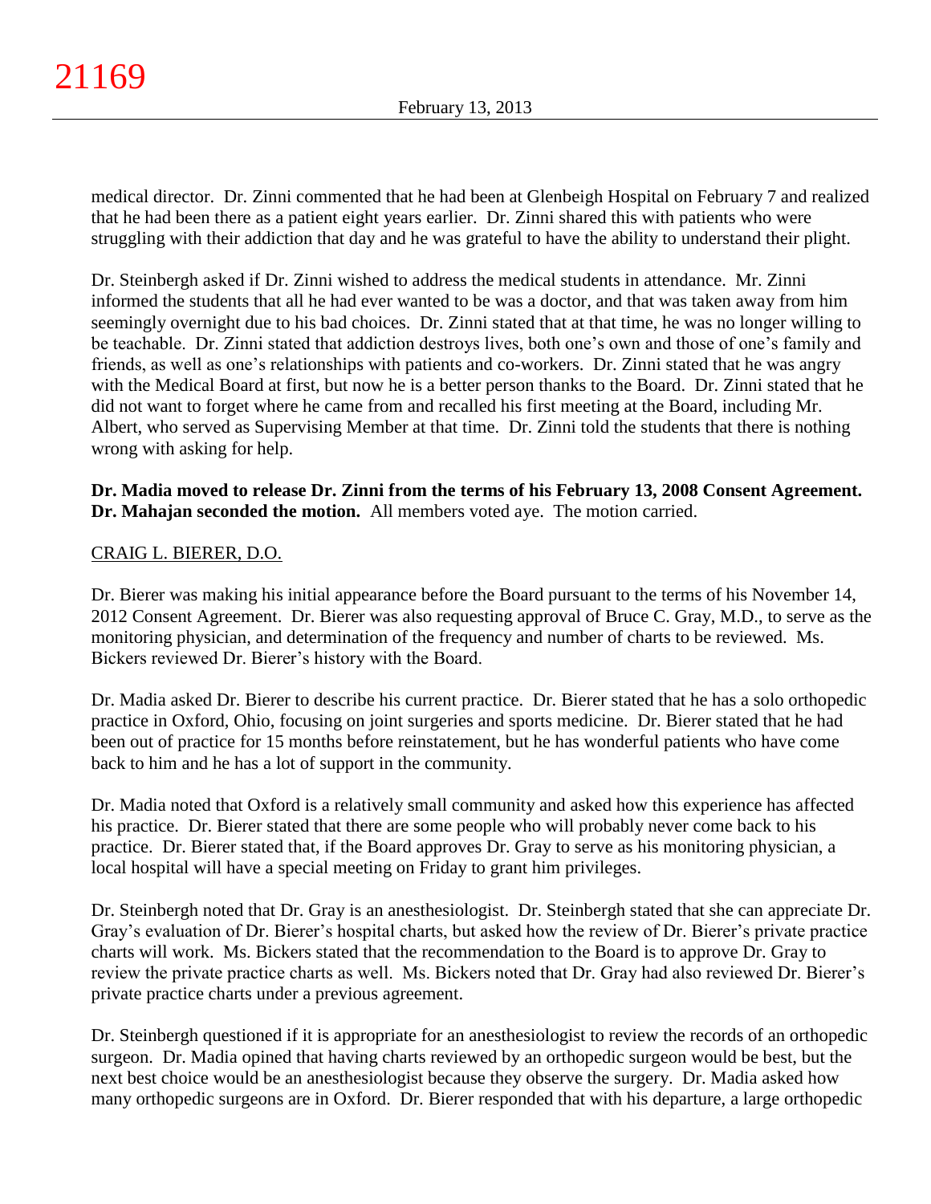medical director. Dr. Zinni commented that he had been at Glenbeigh Hospital on February 7 and realized that he had been there as a patient eight years earlier. Dr. Zinni shared this with patients who were struggling with their addiction that day and he was grateful to have the ability to understand their plight.

Dr. Steinbergh asked if Dr. Zinni wished to address the medical students in attendance. Mr. Zinni informed the students that all he had ever wanted to be was a doctor, and that was taken away from him seemingly overnight due to his bad choices. Dr. Zinni stated that at that time, he was no longer willing to be teachable. Dr. Zinni stated that addiction destroys lives, both one's own and those of one's family and friends, as well as one's relationships with patients and co-workers. Dr. Zinni stated that he was angry with the Medical Board at first, but now he is a better person thanks to the Board. Dr. Zinni stated that he did not want to forget where he came from and recalled his first meeting at the Board, including Mr. Albert, who served as Supervising Member at that time. Dr. Zinni told the students that there is nothing wrong with asking for help.

**Dr. Madia moved to release Dr. Zinni from the terms of his February 13, 2008 Consent Agreement. Dr. Mahajan seconded the motion.** All members voted aye. The motion carried.

<u>CRAIG L. BIERER, D.O.</u>

Dr. Bierer was making his initial appearance before the Board pursuant to the terms of his November 14, 2012 Consent Agreement. Dr. Bierer was also requesting approval of Bruce C. Gray, M.D., to serve as the monitoring physician, and determination of the frequency and number of charts to be reviewed. Ms. Bickers reviewed Dr. Bierer's history with the Board.

Dr. Madia asked Dr. Bierer to describe his current practice. Dr. Bierer stated that he has a solo orthopedic practice in Oxford, Ohio, focusing on joint surgeries and sports medicine. Dr. Bierer stated that he had been out of practice for 15 months before reinstatement, but he has wonderful patients who have come back to him and he has a lot of support in the community.

Dr. Madia noted that Oxford is a relatively small community and asked how this experience has affected his practice. Dr. Bierer stated that there are some people who will probably never come back to his practice. Dr. Bierer stated that, if the Board approves Dr. Gray to serve as his monitoring physician, a local hospital will have a special meeting on Friday to grant him privileges.

Dr. Steinbergh noted that Dr. Gray is an anesthesiologist. Dr. Steinbergh stated that she can appreciate Dr. Gray's evaluation of Dr. Bierer's hospital charts, but asked how the review of Dr. Bierer's private practice charts will work. Ms. Bickers stated that the recommendation to the Board is to approve Dr. Gray to review the private practice charts as well. Ms. Bickers noted that Dr. Gray had also reviewed Dr. Bierer's private practice charts under a previous agreement.

Dr. Steinbergh questioned if it is appropriate for an anesthesiologist to review the records of an orthopedic surgeon. Dr. Madia opined that having charts reviewed by an orthopedic surgeon would be best, but the next best choice would be an anesthesiologist because they observe the surgery. Dr. Madia asked how many orthopedic surgeons are in Oxford. Dr. Bierer responded that with his departure, a large orthopedic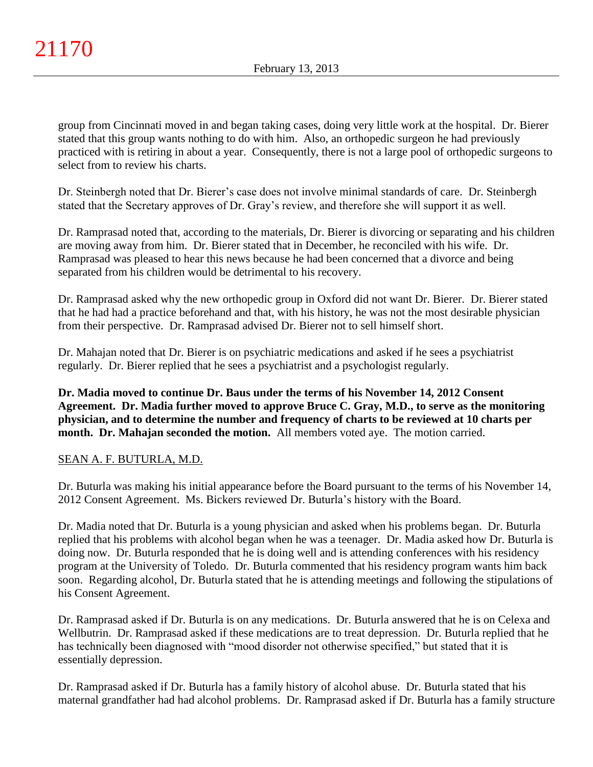group from Cincinnati moved in and began taking cases, doing very little work at the hospital. Dr. Bierer stated that this group wants nothing to do with him. Also, an orthopedic surgeon he had previously practiced with is retiring in about a year. Consequently, there is not a large pool of orthopedic surgeons to select from to review his charts.

Dr. Steinbergh noted that Dr. Bierer's case does not involve minimal standards of care. Dr. Steinbergh stated that the Secretary approves of Dr. Gray's review, and therefore she will support it as well.

Dr. Ramprasad noted that, according to the materials, Dr. Bierer is divorcing or separating and his children are moving away from him. Dr. Bierer stated that in December, he reconciled with his wife. Dr. Ramprasad was pleased to hear this news because he had been concerned that a divorce and being separated from his children would be detrimental to his recovery.

Dr. Ramprasad asked why the new orthopedic group in Oxford did not want Dr. Bierer. Dr. Bierer stated that he had had a practice beforehand and that, with his history, he was not the most desirable physician from their perspective. Dr. Ramprasad advised Dr. Bierer not to sell himself short.

Dr. Mahajan noted that Dr. Bierer is on psychiatric medications and asked if he sees a psychiatrist regularly. Dr. Bierer replied that he sees a psychiatrist and a psychologist regularly.

**Dr. Madia moved to continue Dr. Baus under the terms of his November 14, 2012 Consent Agreement. Dr. Madia further moved to approve Bruce C. Gray, M.D., to serve as the monitoring physician, and to determine the number and frequency of charts to be reviewed at 10 charts per month. Dr. Mahajan seconded the motion.** All members voted aye. The motion carried.

SEAN A. F. BUTURLA, M.D.

Dr. Buturla was making his initial appearance before the Board pursuant to the terms of his November 14, 2012 Consent Agreement. Ms. Bickers reviewed Dr. Buturla's history with the Board.

Dr. Madia noted that Dr. Buturla is a young physician and asked when his problems began. Dr. Buturla replied that his problems with alcohol began when he was a teenager. Dr. Madia asked how Dr. Buturla is doing now. Dr. Buturla responded that he is doing well and is attending conferences with his residency program at the University of Toledo. Dr. Buturla commented that his residency program wants him back soon. Regarding alcohol, Dr. Buturla stated that he is attending meetings and following the stipulations of his Consent Agreement.

Dr. Ramprasad asked if Dr. Buturla is on any medications. Dr. Buturla answered that he is on Celexa and Wellbutrin. Dr. Ramprasad asked if these medications are to treat depression. Dr. Buturla replied that he has technically been diagnosed with "mood disorder not otherwise specified," but stated that it is essentially depression.

Dr. Ramprasad asked if Dr. Buturla has a family history of alcohol abuse. Dr. Buturla stated that his maternal grandfather had had alcohol problems. Dr. Ramprasad asked if Dr. Buturla has a family structure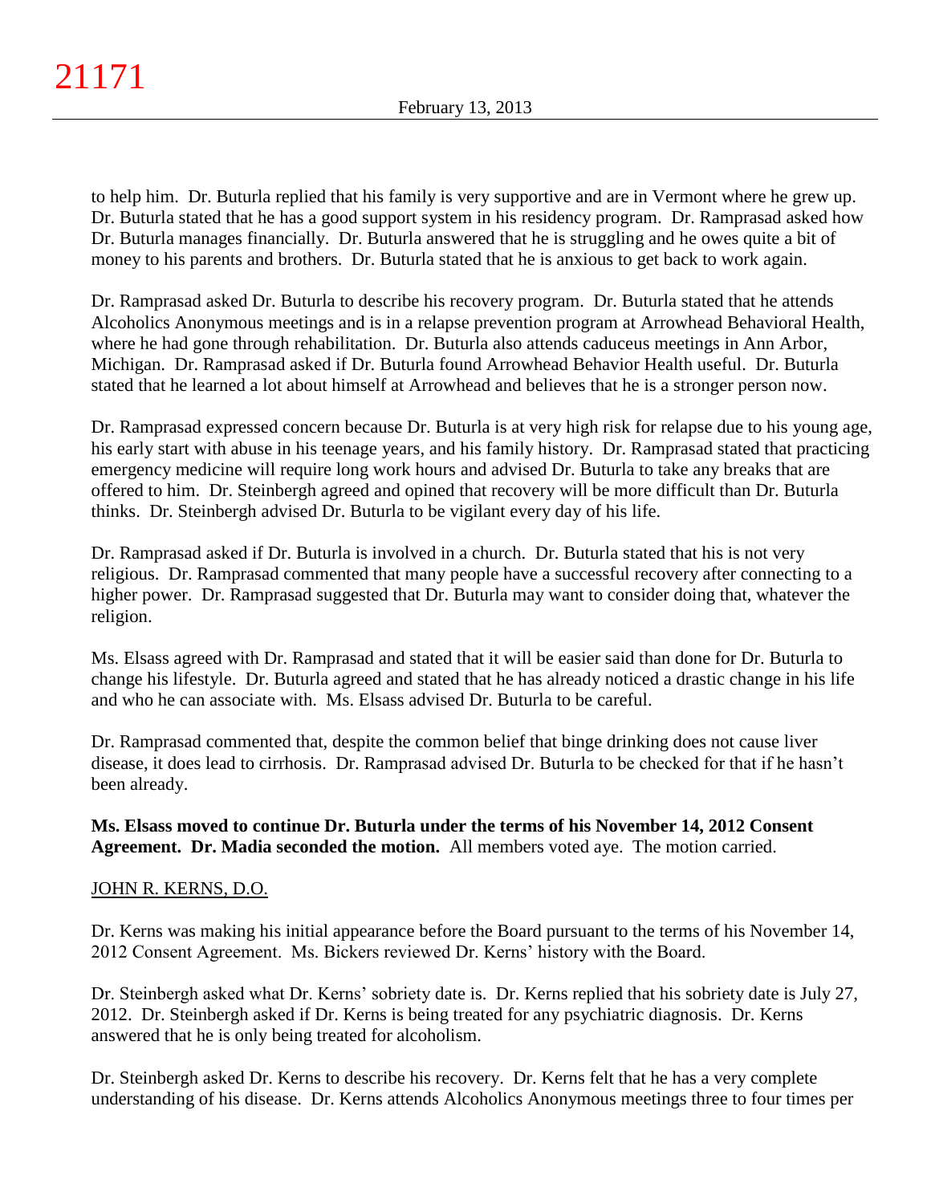to help him. Dr. Buturla replied that his family is very supportive and are in Vermont where he grew up. Dr. Buturla stated that he has a good support system in his residency program. Dr. Ramprasad asked how Dr. Buturla manages financially. Dr. Buturla answered that he is struggling and he owes quite a bit of money to his parents and brothers. Dr. Buturla stated that he is anxious to get back to work again.

Dr. Ramprasad asked Dr. Buturla to describe his recovery program. Dr. Buturla stated that he attends Alcoholics Anonymous meetings and is in a relapse prevention program at Arrowhead Behavioral Health, where he had gone through rehabilitation. Dr. Buturla also attends caduceus meetings in Ann Arbor, Michigan. Dr. Ramprasad asked if Dr. Buturla found Arrowhead Behavior Health useful. Dr. Buturla stated that he learned a lot about himself at Arrowhead and believes that he is a stronger person now.

Dr. Ramprasad expressed concern because Dr. Buturla is at very high risk for relapse due to his young age, his early start with abuse in his teenage years, and his family history. Dr. Ramprasad stated that practicing emergency medicine will require long work hours and advised Dr. Buturla to take any breaks that are offered to him. Dr. Steinbergh agreed and opined that recovery will be more difficult than Dr. Buturla thinks. Dr. Steinbergh advised Dr. Buturla to be vigilant every day of his life.

Dr. Ramprasad asked if Dr. Buturla is involved in a church. Dr. Buturla stated that his is not very religious. Dr. Ramprasad commented that many people have a successful recovery after connecting to a higher power. Dr. Ramprasad suggested that Dr. Buturla may want to consider doing that, whatever the religion.

Ms. Elsass agreed with Dr. Ramprasad and stated that it will be easier said than done for Dr. Buturla to change his lifestyle. Dr. Buturla agreed and stated that he has already noticed a drastic change in his life and who he can associate with. Ms. Elsass advised Dr. Buturla to be careful.

Dr. Ramprasad commented that, despite the common belief that binge drinking does not cause liver disease, it does lead to cirrhosis. Dr. Ramprasad advised Dr. Buturla to be checked for that if he hasn't been already.

**Ms. Elsass moved to continue Dr. Buturla under the terms of his November 14, 2012 Consent Agreement. Dr. Madia seconded the motion.** All members voted aye. The motion carried.

JOHN R. KERNS, D.O.

Dr. Kerns was making his initial appearance before the Board pursuant to the terms of his November 14, 2012 Consent Agreement. Ms. Bickers reviewed Dr. Kerns' history with the Board.

Dr. Steinbergh asked what Dr. Kerns' sobriety date is. Dr. Kerns replied that his sobriety date is July 27, 2012. Dr. Steinbergh asked if Dr. Kerns is being treated for any psychiatric diagnosis. Dr. Kerns answered that he is only being treated for alcoholism.

Dr. Steinbergh asked Dr. Kerns to describe his recovery. Dr. Kerns felt that he has a very complete understanding of his disease. Dr. Kerns attends Alcoholics Anonymous meetings three to four times per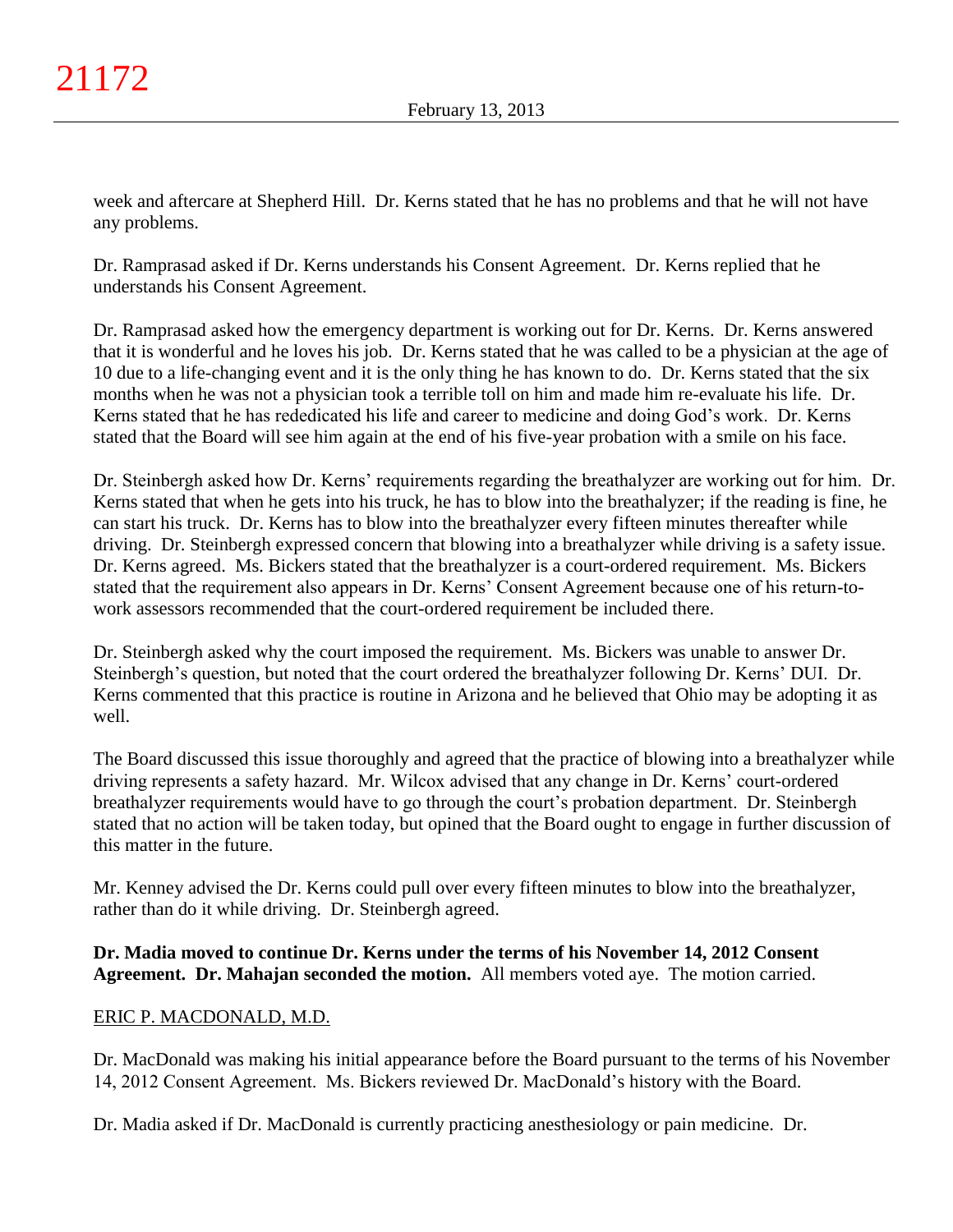week and aftercare at Shepherd Hill. Dr. Kerns stated that he has no problems and that he will not have any problems.

Dr. Ramprasad asked if Dr. Kerns understands his Consent Agreement. Dr. Kerns replied that he understands his Consent Agreement.

Dr. Ramprasad asked how the emergency department is working out for Dr. Kerns. Dr. Kerns answered that it is wonderful and he loves his job. Dr. Kerns stated that he was called to be a physician at the age of 10 due to a life-changing event and it is the only thing he has known to do. Dr. Kerns stated that the six months when he was not a physician took a terrible toll on him and made him re-evaluate his life. Dr. Kerns stated that he has rededicated his life and career to medicine and doing God's work. Dr. Kerns stated that the Board will see him again at the end of his five-year probation with a smile on his face.

Dr. Steinbergh asked how Dr. Kerns' requirements regarding the breathalyzer are working out for him. Dr. Kerns stated that when he gets into his truck, he has to blow into the breathalyzer; if the reading is fine, he can start his truck. Dr. Kerns has to blow into the breathalyzer every fifteen minutes thereafter while driving. Dr. Steinbergh expressed concern that blowing into a breathalyzer while driving is a safety issue. Dr. Kerns agreed. Ms. Bickers stated that the breathalyzer is a court-ordered requirement. Ms. Bickers stated that the requirement also appears in Dr. Kerns' Consent Agreement because one of his return-to-work assessors recommended that the court-ordered requirement be included there.

Dr. Steinbergh asked why the court imposed the requirement. Ms. Bickers was unable to answer Dr. Steinbergh's question, but noted that the court ordered the breathalyzer following Dr. Kerns' DUI. Dr. Kerns commented that this practice is routine in Arizona and he believed that Ohio may be adopting it as well.

The Board discussed this issue thoroughly and agreed that the practice of blowing into a breathalyzer while driving represents a safety hazard. Mr. Wilcox advised that any change in Dr. Kerns' court-ordered breathalyzer requirements would have to go through the court's probation department. Dr. Steinbergh stated that no action will be taken today, but opined that the Board ought to engage in further discussion of this matter in the future.

Mr. Kenney advised the Dr. Kerns could pull over every fifteen minutes to blow into the breathalyzer, rather than do it while driving. Dr. Steinbergh agreed.

**Dr. Madia moved to continue Dr. Kerns under the terms of his November 14, 2012 Consent Agreement. Dr. Mahajan seconded the motion.** All members voted aye. The motion carried.

ERIC P. MACDONALD, M.D.

Dr. MacDonald was making his initial appearance before the Board pursuant to the terms of his November 14, 2012 Consent Agreement. Ms. Bickers reviewed Dr. MacDonald's history with the Board.

Dr. Madia asked if Dr. MacDonald is currently practicing anesthesiology or pain medicine. Dr.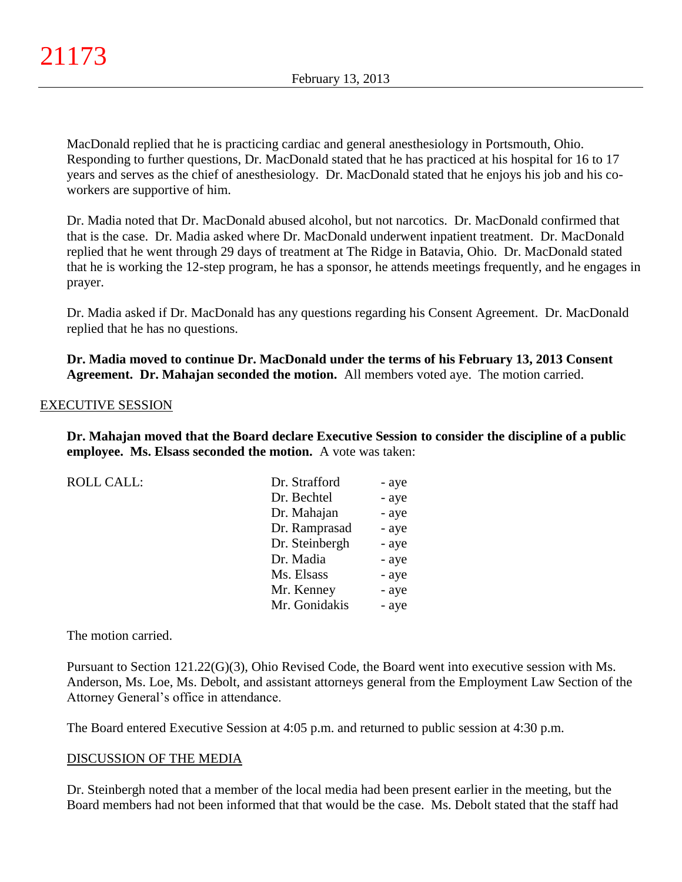MacDonald replied that he is practicing cardiac and general anesthesiology in Portsmouth, Ohio. Responding to further questions, Dr. MacDonald stated that he has practiced at his hospital for 16 to 17 years and serves as the chief of anesthesiology. Dr. MacDonald stated that he enjoys his job and his co-workers are supportive of him.

Dr. Madia noted that Dr. MacDonald abused alcohol, but not narcotics. Dr. MacDonald confirmed that that is the case. Dr. Madia asked where Dr. MacDonald underwent inpatient treatment. Dr. MacDonald replied that he went through 29 days of treatment at The Ridge in Batavia, Ohio. Dr. MacDonald stated that he is working the 12-step program, he has a sponsor, he attends meetings frequently, and he engages in prayer.

Dr. Madia asked if Dr. MacDonald has any questions regarding his Consent Agreement. Dr. MacDonald replied that he has no questions.

**Dr. Madia moved to continue Dr. MacDonald under the terms of his February 13, 2013 Consent Agreement. Dr. Mahajan seconded the motion.** All members voted aye. The motion carried.

## EXECUTIVE SESSION

**Dr. Mahajan moved that the Board declare Executive Session to consider the discipline of a public employee. Ms. Elsass seconded the motion.** A vote was taken:

| ROLL CALL: | | |
|---|---|---|
| | Dr. Strafford | - aye |
| | Dr. Bechtel | - aye |
| | Dr. Mahajan | - aye |
| | Dr. Ramprasad | - aye |
| | Dr. Steinbergh | - aye |
| | Dr. Madia | - aye |
| | Ms. Elsass | - aye |
| | Mr. Kenney | - aye |
| | Mr. Gonidakis | - aye |

The motion carried.

Pursuant to Section 121.22(G)(3), Ohio Revised Code, the Board went into executive session with Ms. Anderson, Ms. Loe, Ms. Debolt, and assistant attorneys general from the Employment Law Section of the Attorney General's office in attendance.

The Board entered Executive Session at 4:05 p.m. and returned to public session at 4:30 p.m.

### DISCUSSION OF THE MEDIA

Dr. Steinbergh noted that a member of the local media had been present earlier in the meeting, but the Board members had not been informed that that would be the case. Ms. Debolt stated that the staff had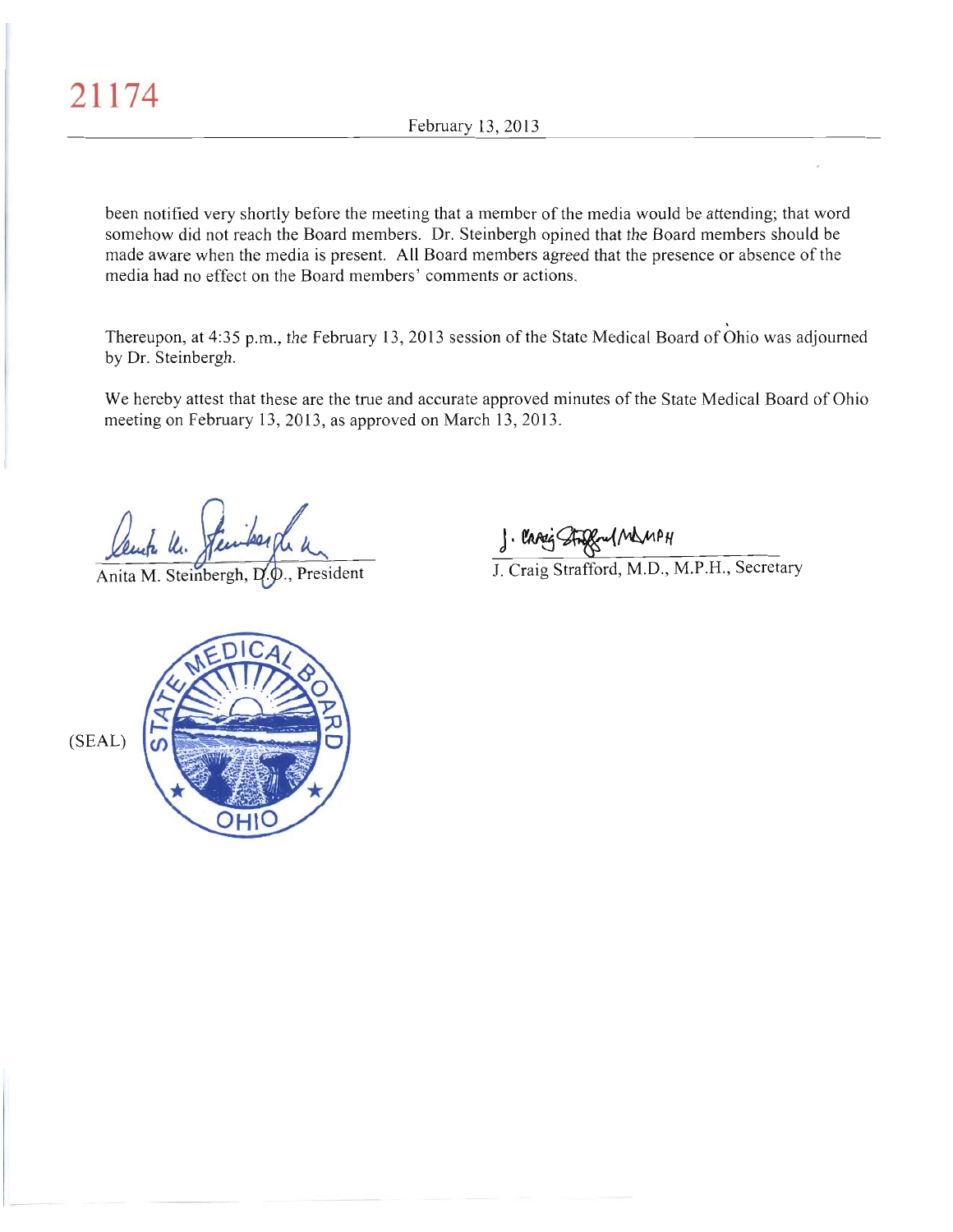been notified very shortly before the meeting that a member of the media would be attending; that word somehow did not reach the Board members. Dr. Steinbergh opined that the Board members should be made aware when the media is present. All Board members agreed that the presence or absence of the media had no effect on the Board members' comments or actions.

Thereupon, at 4:35 p.m., the February 13, 2013 session of the State Medical Board of Ohio was adjourned by Dr. Steinbergh.

We hereby attest that these are the true and accurate approved minutes of the State Medical Board of Ohio meeting on February 13, 2013, as approved on March 13, 2013.

Anita M. Steinbergh, D.O., President

J. Craig Strafford, M.D., M.P.H., Secretary

(SEAL)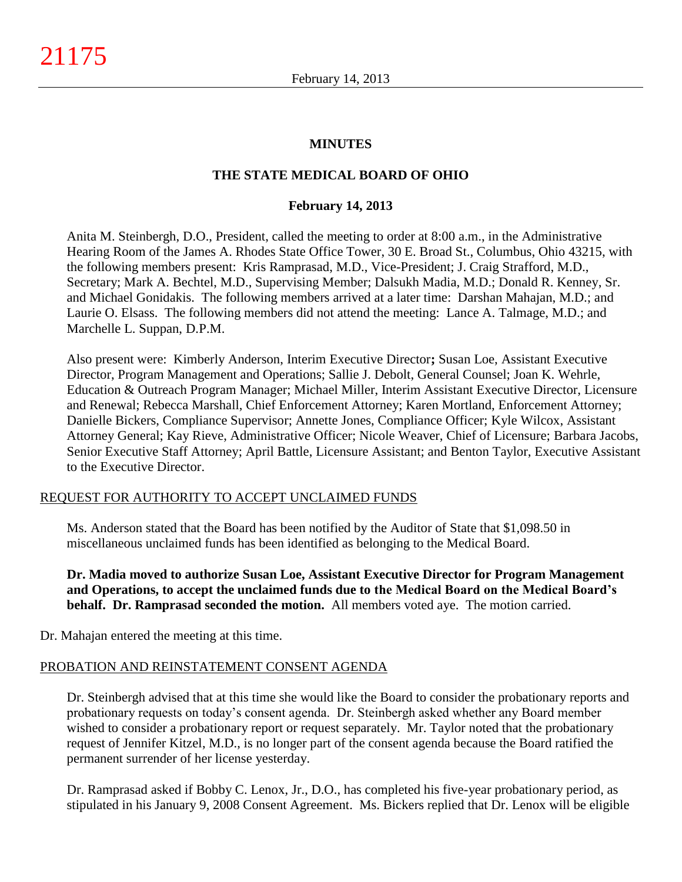**MINUTES**

**THE STATE MEDICAL BOARD OF OHIO**

**February 14, 2013**

Anita M. Steinbergh, D.O., President, called the meeting to order at 8:00 a.m., in the Administrative Hearing Room of the James A. Rhodes State Office Tower, 30 E. Broad St., Columbus, Ohio 43215, with the following members present: Kris Ramprasad, M.D., Vice-President; J. Craig Strafford, M.D., Secretary; Mark A. Bechtel, M.D., Supervising Member; Dalsukh Madia, M.D.; Donald R. Kenney, Sr. and Michael Gonidakis. The following members arrived at a later time: Darshan Mahajan, M.D.; and Laurie O. Elsass. The following members did not attend the meeting: Lance A. Talmage, M.D.; and Marchelle L. Suppan, D.P.M.

Also present were: Kimberly Anderson, Interim Executive Director**;** Susan Loe, Assistant Executive Director, Program Management and Operations; Sallie J. Debolt, General Counsel; Joan K. Wehrle, Education & Outreach Program Manager; Michael Miller, Interim Assistant Executive Director, Licensure and Renewal; Rebecca Marshall, Chief Enforcement Attorney; Karen Mortland, Enforcement Attorney; Danielle Bickers, Compliance Supervisor; Annette Jones, Compliance Officer; Kyle Wilcox, Assistant Attorney General; Kay Rieve, Administrative Officer; Nicole Weaver, Chief of Licensure; Barbara Jacobs, Senior Executive Staff Attorney; April Battle, Licensure Assistant; and Benton Taylor, Executive Assistant to the Executive Director.

REQUEST FOR AUTHORITY TO ACCEPT UNCLAIMED FUNDS

Ms. Anderson stated that the Board has been notified by the Auditor of State that $1,098.50 in miscellaneous unclaimed funds has been identified as belonging to the Medical Board.

**Dr. Madia moved to authorize Susan Loe, Assistant Executive Director for Program Management and Operations, to accept the unclaimed funds due to the Medical Board on the Medical Board's behalf. Dr. Ramprasad seconded the motion.** All members voted aye. The motion carried.

Dr. Mahajan entered the meeting at this time.

PROBATION AND REINSTATEMENT CONSENT AGENDA

Dr. Steinbergh advised that at this time she would like the Board to consider the probationary reports and probationary requests on today's consent agenda. Dr. Steinbergh asked whether any Board member wished to consider a probationary report or request separately. Mr. Taylor noted that the probationary request of Jennifer Kitzel, M.D., is no longer part of the consent agenda because the Board ratified the permanent surrender of her license yesterday.

Dr. Ramprasad asked if Bobby C. Lenox, Jr., D.O., has completed his five-year probationary period, as stipulated in his January 9, 2008 Consent Agreement. Ms. Bickers replied that Dr. Lenox will be eligible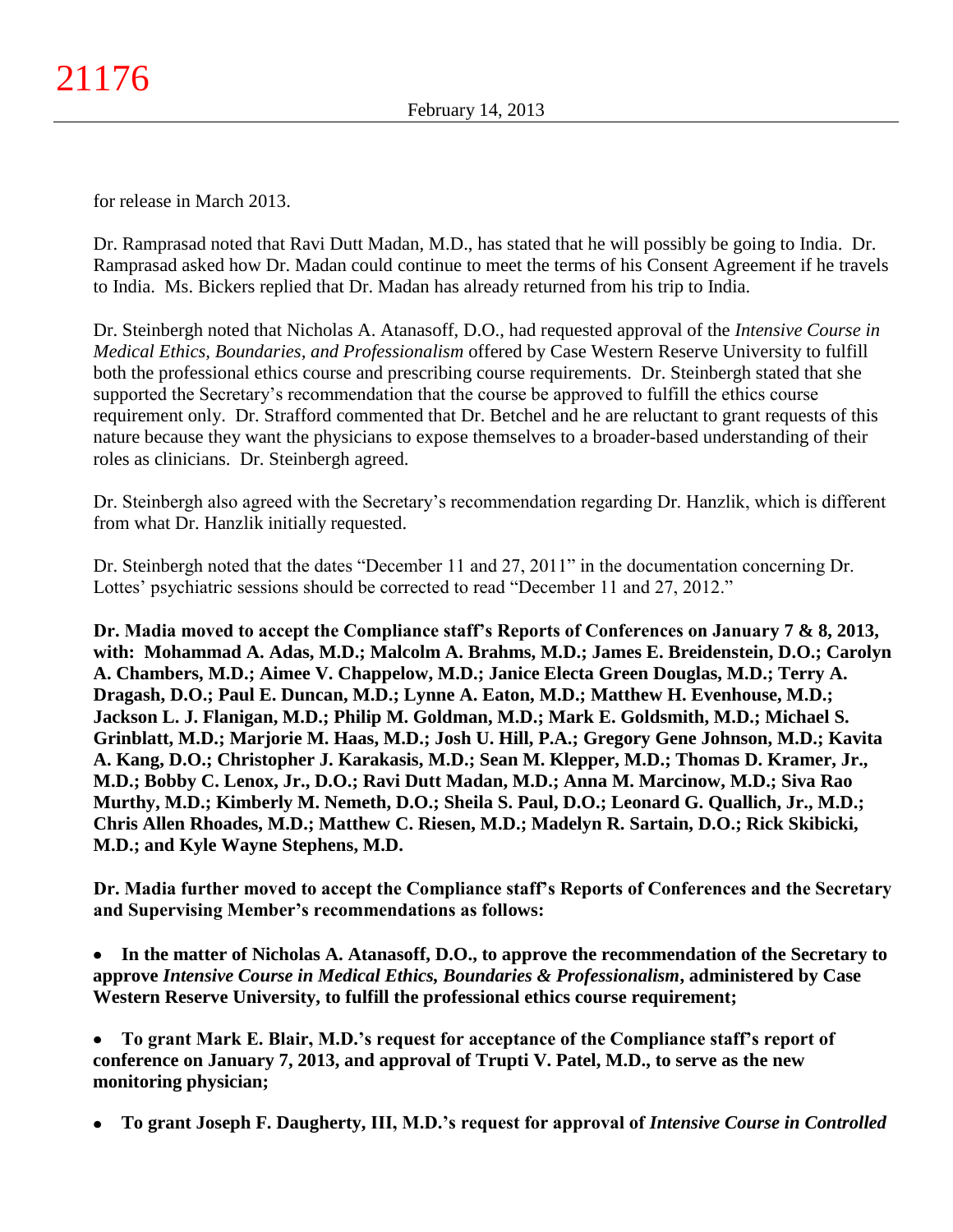for release in March 2013.

Dr. Ramprasad noted that Ravi Dutt Madan, M.D., has stated that he will possibly be going to India. Dr. Ramprasad asked how Dr. Madan could continue to meet the terms of his Consent Agreement if he travels to India. Ms. Bickers replied that Dr. Madan has already returned from his trip to India.

Dr. Steinbergh noted that Nicholas A. Atanasoff, D.O., had requested approval of the *Intensive Course in Medical Ethics, Boundaries, and Professionalism* offered by Case Western Reserve University to fulfill both the professional ethics course and prescribing course requirements. Dr. Steinbergh stated that she supported the Secretary's recommendation that the course be approved to fulfill the ethics course requirement only. Dr. Strafford commented that Dr. Betchel and he are reluctant to grant requests of this nature because they want the physicians to expose themselves to a broader-based understanding of their roles as clinicians. Dr. Steinbergh agreed.

Dr. Steinbergh also agreed with the Secretary's recommendation regarding Dr. Hanzlik, which is different from what Dr. Hanzlik initially requested.

Dr. Steinbergh noted that the dates "December 11 and 27, 2011" in the documentation concerning Dr. Lottes' psychiatric sessions should be corrected to read "December 11 and 27, 2012."

**Dr. Madia moved to accept the Compliance staff's Reports of Conferences on January 7 & 8, 2013, with: Mohammad A. Adas, M.D.; Malcolm A. Brahms, M.D.; James E. Breidenstein, D.O.; Carolyn A. Chambers, M.D.; Aimee V. Chappelow, M.D.; Janice Electa Green Douglas, M.D.; Terry A. Dragash, D.O.; Paul E. Duncan, M.D.; Lynne A. Eaton, M.D.; Matthew H. Evenhouse, M.D.; Jackson L. J. Flanigan, M.D.; Philip M. Goldman, M.D.; Mark E. Goldsmith, M.D.; Michael S. Grinblatt, M.D.; Marjorie M. Haas, M.D.; Josh U. Hill, P.A.; Gregory Gene Johnson, M.D.; Kavita A. Kang, D.O.; Christopher J. Karakasis, M.D.; Sean M. Klepper, M.D.; Thomas D. Kramer, Jr., M.D.; Bobby C. Lenox, Jr., D.O.; Ravi Dutt Madan, M.D.; Anna M. Marcinow, M.D.; Siva Rao Murthy, M.D.; Kimberly M. Nemeth, D.O.; Sheila S. Paul, D.O.; Leonard G. Quallich, Jr., M.D.; Chris Allen Rhoades, M.D.; Matthew C. Riesen, M.D.; Madelyn R. Sartain, D.O.; Rick Skibicki, M.D.; and Kyle Wayne Stephens, M.D.**

**Dr. Madia further moved to accept the Compliance staff's Reports of Conferences and the Secretary and Supervising Member's recommendations as follows:**

- **In the matter of Nicholas A. Atanasoff, D.O., to approve the recommendation of the Secretary to approve *Intensive Course in Medical Ethics, Boundaries & Professionalism*, administered by Case Western Reserve University, to fulfill the professional ethics course requirement;**

- **To grant Mark E. Blair, M.D.'s request for acceptance of the Compliance staff's report of conference on January 7, 2013, and approval of Trupti V. Patel, M.D., to serve as the new monitoring physician;**

- **To grant Joseph F. Daugherty, III, M.D.'s request for approval of *Intensive Course in Controlled***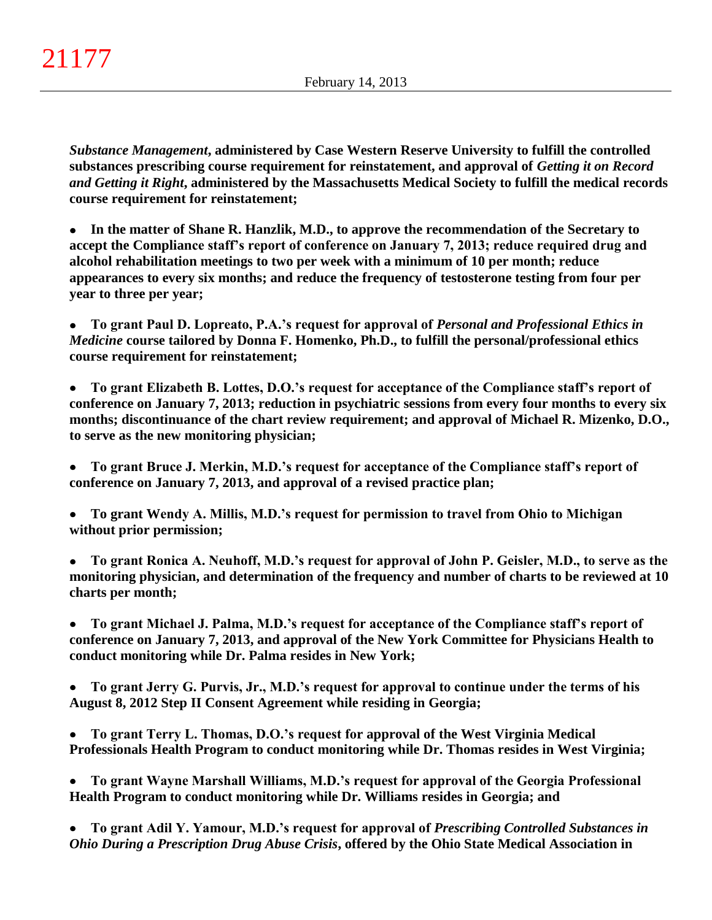***Substance Management*, administered by Case Western Reserve University to fulfill the controlled substances prescribing course requirement for reinstatement, and approval of *Getting it on Record and Getting it Right*, administered by the Massachusetts Medical Society to fulfill the medical records course requirement for reinstatement;**

- **In the matter of Shane R. Hanzlik, M.D., to approve the recommendation of the Secretary to accept the Compliance staff's report of conference on January 7, 2013; reduce required drug and alcohol rehabilitation meetings to two per week with a minimum of 10 per month; reduce appearances to every six months; and reduce the frequency of testosterone testing from four per year to three per year;**

- **To grant Paul D. Lopreato, P.A.'s request for approval of *Personal and Professional Ethics in Medicine* course tailored by Donna F. Homenko, Ph.D., to fulfill the personal/professional ethics course requirement for reinstatement;**

- **To grant Elizabeth B. Lottes, D.O.'s request for acceptance of the Compliance staff's report of conference on January 7, 2013; reduction in psychiatric sessions from every four months to every six months; discontinuance of the chart review requirement; and approval of Michael R. Mizenko, D.O., to serve as the new monitoring physician;**

- **To grant Bruce J. Merkin, M.D.'s request for acceptance of the Compliance staff's report of conference on January 7, 2013, and approval of a revised practice plan;**

- **To grant Wendy A. Millis, M.D.'s request for permission to travel from Ohio to Michigan without prior permission;**

- **To grant Ronica A. Neuhoff, M.D.'s request for approval of John P. Geisler, M.D., to serve as the monitoring physician, and determination of the frequency and number of charts to be reviewed at 10 charts per month;**

- **To grant Michael J. Palma, M.D.'s request for acceptance of the Compliance staff's report of conference on January 7, 2013, and approval of the New York Committee for Physicians Health to conduct monitoring while Dr. Palma resides in New York;**

- **To grant Jerry G. Purvis, Jr., M.D.'s request for approval to continue under the terms of his August 8, 2012 Step II Consent Agreement while residing in Georgia;**

- **To grant Terry L. Thomas, D.O.'s request for approval of the West Virginia Medical Professionals Health Program to conduct monitoring while Dr. Thomas resides in West Virginia;**

- **To grant Wayne Marshall Williams, M.D.'s request for approval of the Georgia Professional Health Program to conduct monitoring while Dr. Williams resides in Georgia; and**

- **To grant Adil Y. Yamour, M.D.'s request for approval of *Prescribing Controlled Substances in Ohio During a Prescription Drug Abuse Crisis*, offered by the Ohio State Medical Association in**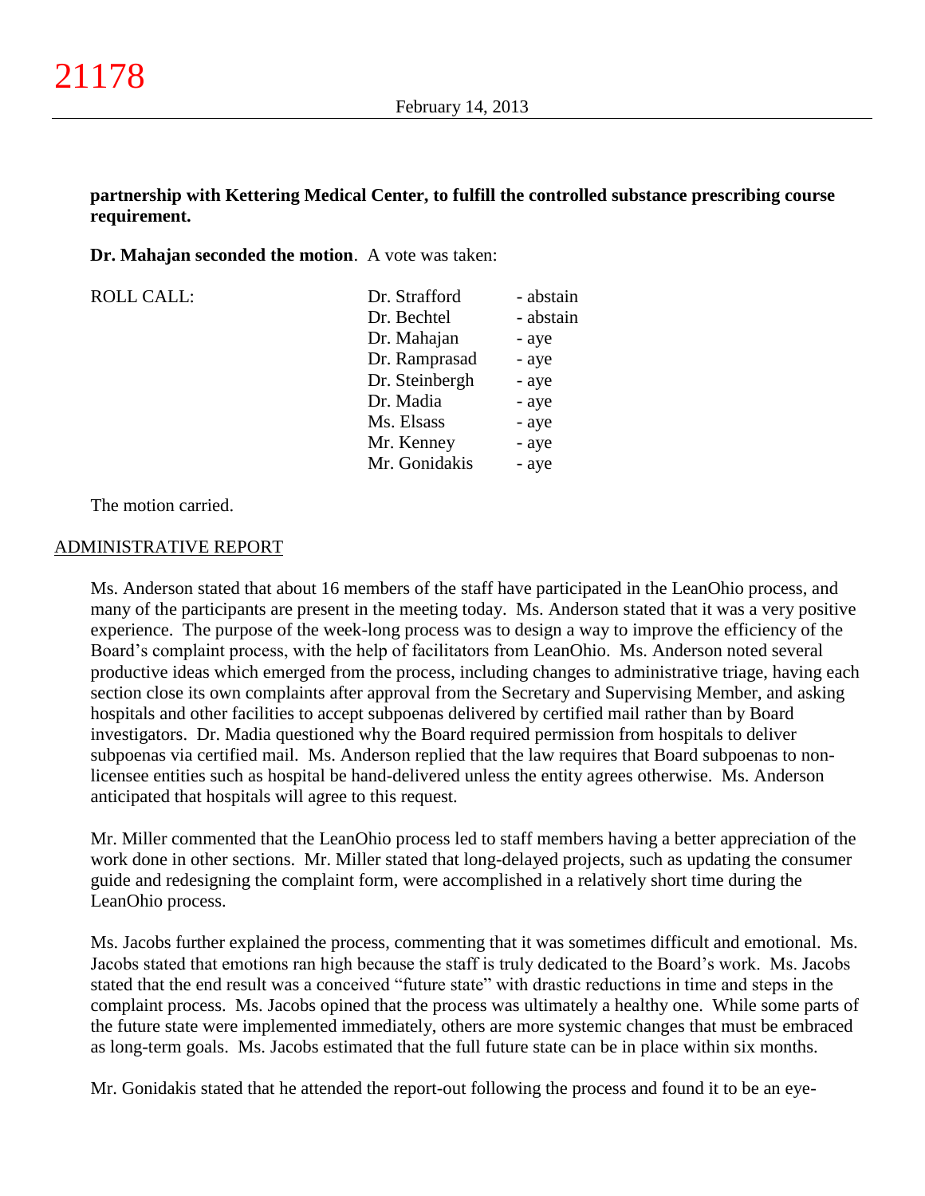**partnership with Kettering Medical Center, to fulfill the controlled substance prescribing course requirement.**

**Dr. Mahajan seconded the motion**. A vote was taken:

| ROLL CALL: | | |
|---|---|---|
| | Dr. Strafford | - abstain |
| | Dr. Bechtel | - abstain |
| | Dr. Mahajan | - aye |
| | Dr. Ramprasad | - aye |
| | Dr. Steinbergh | - aye |
| | Dr. Madia | - aye |
| | Ms. Elsass | - aye |
| | Mr. Kenney | - aye |
| | Mr. Gonidakis | - aye |

The motion carried.

## ADMINISTRATIVE REPORT

Ms. Anderson stated that about 16 members of the staff have participated in the LeanOhio process, and many of the participants are present in the meeting today. Ms. Anderson stated that it was a very positive experience. The purpose of the week-long process was to design a way to improve the efficiency of the Board's complaint process, with the help of facilitators from LeanOhio. Ms. Anderson noted several productive ideas which emerged from the process, including changes to administrative triage, having each section close its own complaints after approval from the Secretary and Supervising Member, and asking hospitals and other facilities to accept subpoenas delivered by certified mail rather than by Board investigators. Dr. Madia questioned why the Board required permission from hospitals to deliver subpoenas via certified mail. Ms. Anderson replied that the law requires that Board subpoenas to non-licensee entities such as hospital be hand-delivered unless the entity agrees otherwise. Ms. Anderson anticipated that hospitals will agree to this request.

Mr. Miller commented that the LeanOhio process led to staff members having a better appreciation of the work done in other sections. Mr. Miller stated that long-delayed projects, such as updating the consumer guide and redesigning the complaint form, were accomplished in a relatively short time during the LeanOhio process.

Ms. Jacobs further explained the process, commenting that it was sometimes difficult and emotional. Ms. Jacobs stated that emotions ran high because the staff is truly dedicated to the Board's work. Ms. Jacobs stated that the end result was a conceived "future state" with drastic reductions in time and steps in the complaint process. Ms. Jacobs opined that the process was ultimately a healthy one. While some parts of the future state were implemented immediately, others are more systemic changes that must be embraced as long-term goals. Ms. Jacobs estimated that the full future state can be in place within six months.

Mr. Gonidakis stated that he attended the report-out following the process and found it to be an eye-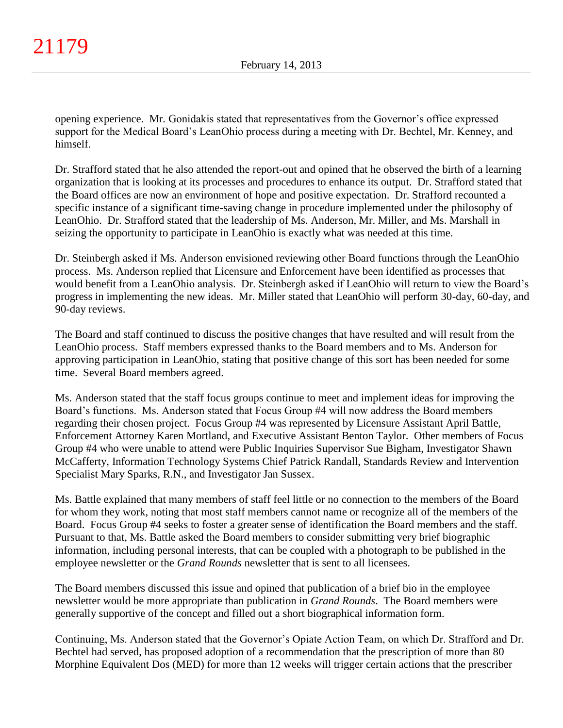opening experience. Mr. Gonidakis stated that representatives from the Governor's office expressed support for the Medical Board's LeanOhio process during a meeting with Dr. Bechtel, Mr. Kenney, and himself.

Dr. Strafford stated that he also attended the report-out and opined that he observed the birth of a learning organization that is looking at its processes and procedures to enhance its output. Dr. Strafford stated that the Board offices are now an environment of hope and positive expectation. Dr. Strafford recounted a specific instance of a significant time-saving change in procedure implemented under the philosophy of LeanOhio. Dr. Strafford stated that the leadership of Ms. Anderson, Mr. Miller, and Ms. Marshall in seizing the opportunity to participate in LeanOhio is exactly what was needed at this time.

Dr. Steinbergh asked if Ms. Anderson envisioned reviewing other Board functions through the LeanOhio process. Ms. Anderson replied that Licensure and Enforcement have been identified as processes that would benefit from a LeanOhio analysis. Dr. Steinbergh asked if LeanOhio will return to view the Board's progress in implementing the new ideas. Mr. Miller stated that LeanOhio will perform 30-day, 60-day, and 90-day reviews.

The Board and staff continued to discuss the positive changes that have resulted and will result from the LeanOhio process. Staff members expressed thanks to the Board members and to Ms. Anderson for approving participation in LeanOhio, stating that positive change of this sort has been needed for some time. Several Board members agreed.

Ms. Anderson stated that the staff focus groups continue to meet and implement ideas for improving the Board's functions. Ms. Anderson stated that Focus Group #4 will now address the Board members regarding their chosen project. Focus Group #4 was represented by Licensure Assistant April Battle, Enforcement Attorney Karen Mortland, and Executive Assistant Benton Taylor. Other members of Focus Group #4 who were unable to attend were Public Inquiries Supervisor Sue Bigham, Investigator Shawn McCafferty, Information Technology Systems Chief Patrick Randall, Standards Review and Intervention Specialist Mary Sparks, R.N., and Investigator Jan Sussex.

Ms. Battle explained that many members of staff feel little or no connection to the members of the Board for whom they work, noting that most staff members cannot name or recognize all of the members of the Board. Focus Group #4 seeks to foster a greater sense of identification the Board members and the staff. Pursuant to that, Ms. Battle asked the Board members to consider submitting very brief biographic information, including personal interests, that can be coupled with a photograph to be published in the employee newsletter or the *Grand Rounds* newsletter that is sent to all licensees.

The Board members discussed this issue and opined that publication of a brief bio in the employee newsletter would be more appropriate than publication in *Grand Rounds*. The Board members were generally supportive of the concept and filled out a short biographical information form.

Continuing, Ms. Anderson stated that the Governor's Opiate Action Team, on which Dr. Strafford and Dr. Bechtel had served, has proposed adoption of a recommendation that the prescription of more than 80 Morphine Equivalent Dos (MED) for more than 12 weeks will trigger certain actions that the prescriber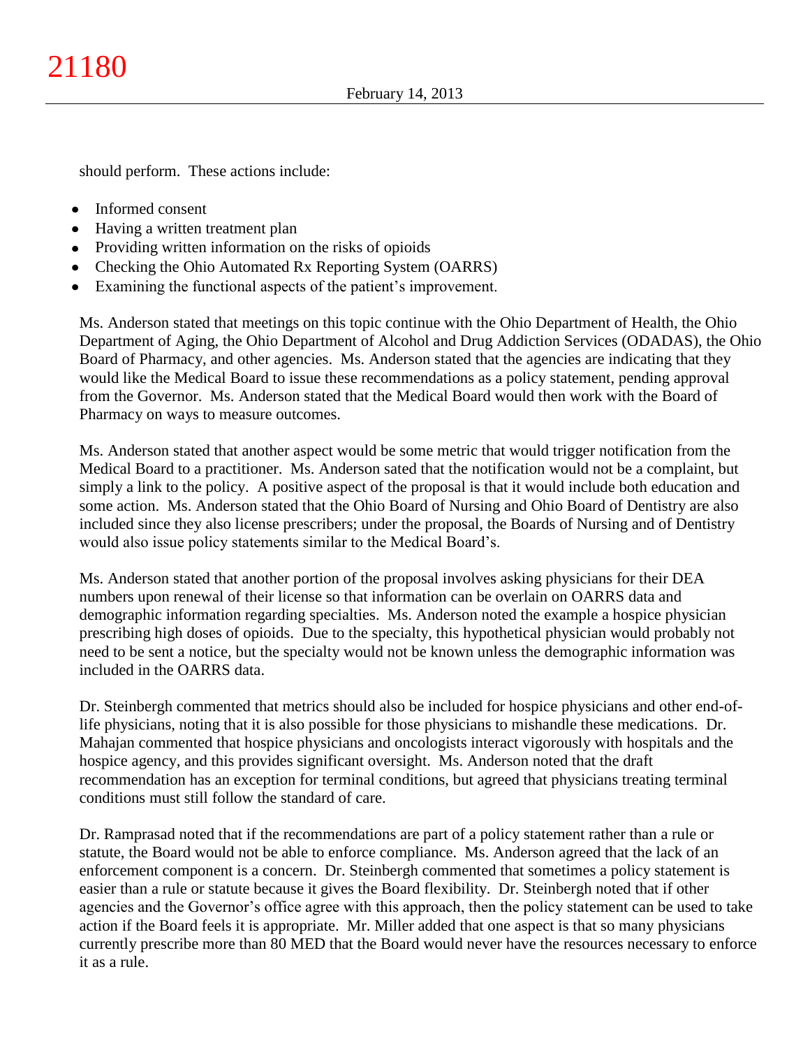should perform. These actions include:

- Informed consent
- Having a written treatment plan
- Providing written information on the risks of opioids
- Checking the Ohio Automated Rx Reporting System (OARRS)
- Examining the functional aspects of the patient's improvement.

Ms. Anderson stated that meetings on this topic continue with the Ohio Department of Health, the Ohio Department of Aging, the Ohio Department of Alcohol and Drug Addiction Services (ODADAS), the Ohio Board of Pharmacy, and other agencies. Ms. Anderson stated that the agencies are indicating that they would like the Medical Board to issue these recommendations as a policy statement, pending approval from the Governor. Ms. Anderson stated that the Medical Board would then work with the Board of Pharmacy on ways to measure outcomes.

Ms. Anderson stated that another aspect would be some metric that would trigger notification from the Medical Board to a practitioner. Ms. Anderson sated that the notification would not be a complaint, but simply a link to the policy. A positive aspect of the proposal is that it would include both education and some action. Ms. Anderson stated that the Ohio Board of Nursing and Ohio Board of Dentistry are also included since they also license prescribers; under the proposal, the Boards of Nursing and of Dentistry would also issue policy statements similar to the Medical Board's.

Ms. Anderson stated that another portion of the proposal involves asking physicians for their DEA numbers upon renewal of their license so that information can be overlain on OARRS data and demographic information regarding specialties. Ms. Anderson noted the example a hospice physician prescribing high doses of opioids. Due to the specialty, this hypothetical physician would probably not need to be sent a notice, but the specialty would not be known unless the demographic information was included in the OARRS data.

Dr. Steinbergh commented that metrics should also be included for hospice physicians and other end-of-life physicians, noting that it is also possible for those physicians to mishandle these medications. Dr. Mahajan commented that hospice physicians and oncologists interact vigorously with hospitals and the hospice agency, and this provides significant oversight. Ms. Anderson noted that the draft recommendation has an exception for terminal conditions, but agreed that physicians treating terminal conditions must still follow the standard of care.

Dr. Ramprasad noted that if the recommendations are part of a policy statement rather than a rule or statute, the Board would not be able to enforce compliance. Ms. Anderson agreed that the lack of an enforcement component is a concern. Dr. Steinbergh commented that sometimes a policy statement is easier than a rule or statute because it gives the Board flexibility. Dr. Steinbergh noted that if other agencies and the Governor's office agree with this approach, then the policy statement can be used to take action if the Board feels it is appropriate. Mr. Miller added that one aspect is that so many physicians currently prescribe more than 80 MED that the Board would never have the resources necessary to enforce it as a rule.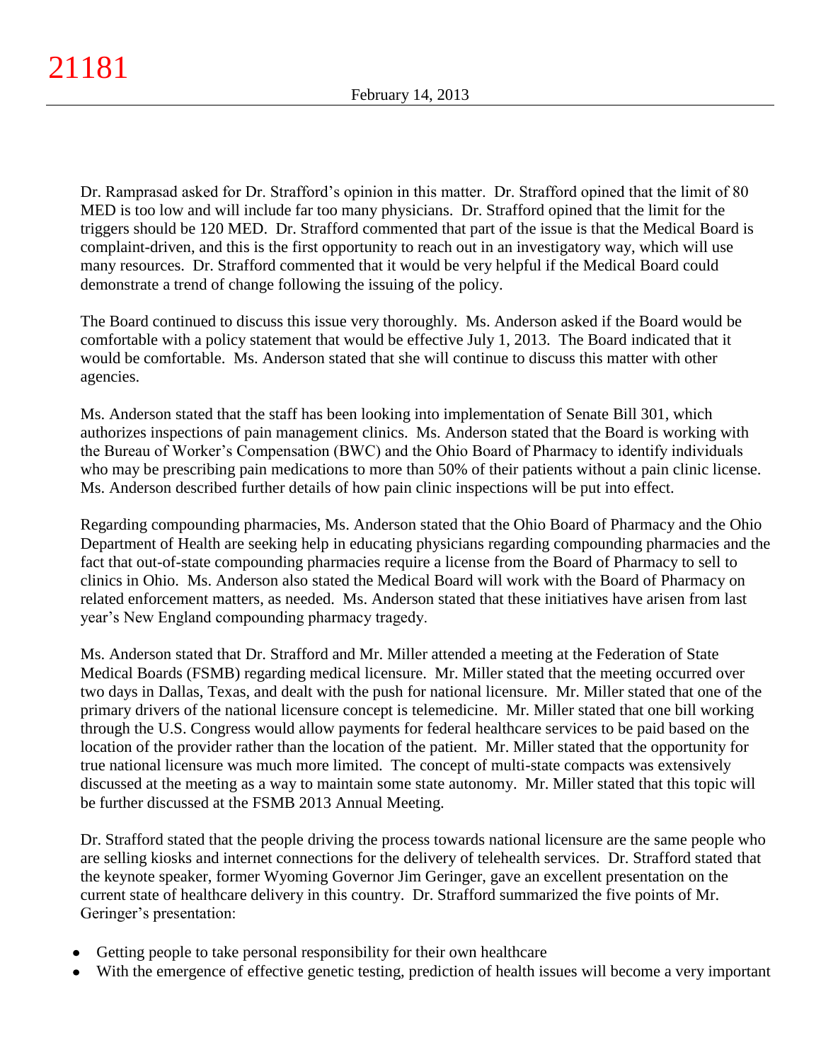Dr. Ramprasad asked for Dr. Strafford's opinion in this matter. Dr. Strafford opined that the limit of 80 MED is too low and will include far too many physicians. Dr. Strafford opined that the limit for the triggers should be 120 MED. Dr. Strafford commented that part of the issue is that the Medical Board is complaint-driven, and this is the first opportunity to reach out in an investigatory way, which will use many resources. Dr. Strafford commented that it would be very helpful if the Medical Board could demonstrate a trend of change following the issuing of the policy.

The Board continued to discuss this issue very thoroughly. Ms. Anderson asked if the Board would be comfortable with a policy statement that would be effective July 1, 2013. The Board indicated that it would be comfortable. Ms. Anderson stated that she will continue to discuss this matter with other agencies.

Ms. Anderson stated that the staff has been looking into implementation of Senate Bill 301, which authorizes inspections of pain management clinics. Ms. Anderson stated that the Board is working with the Bureau of Worker's Compensation (BWC) and the Ohio Board of Pharmacy to identify individuals who may be prescribing pain medications to more than 50% of their patients without a pain clinic license. Ms. Anderson described further details of how pain clinic inspections will be put into effect.

Regarding compounding pharmacies, Ms. Anderson stated that the Ohio Board of Pharmacy and the Ohio Department of Health are seeking help in educating physicians regarding compounding pharmacies and the fact that out-of-state compounding pharmacies require a license from the Board of Pharmacy to sell to clinics in Ohio. Ms. Anderson also stated the Medical Board will work with the Board of Pharmacy on related enforcement matters, as needed. Ms. Anderson stated that these initiatives have arisen from last year's New England compounding pharmacy tragedy.

Ms. Anderson stated that Dr. Strafford and Mr. Miller attended a meeting at the Federation of State Medical Boards (FSMB) regarding medical licensure. Mr. Miller stated that the meeting occurred over two days in Dallas, Texas, and dealt with the push for national licensure. Mr. Miller stated that one of the primary drivers of the national licensure concept is telemedicine. Mr. Miller stated that one bill working through the U.S. Congress would allow payments for federal healthcare services to be paid based on the location of the provider rather than the location of the patient. Mr. Miller stated that the opportunity for true national licensure was much more limited. The concept of multi-state compacts was extensively discussed at the meeting as a way to maintain some state autonomy. Mr. Miller stated that this topic will be further discussed at the FSMB 2013 Annual Meeting.

Dr. Strafford stated that the people driving the process towards national licensure are the same people who are selling kiosks and internet connections for the delivery of telehealth services. Dr. Strafford stated that the keynote speaker, former Wyoming Governor Jim Geringer, gave an excellent presentation on the current state of healthcare delivery in this country. Dr. Strafford summarized the five points of Mr. Geringer's presentation:

- Getting people to take personal responsibility for their own healthcare
- With the emergence of effective genetic testing, prediction of health issues will become a very important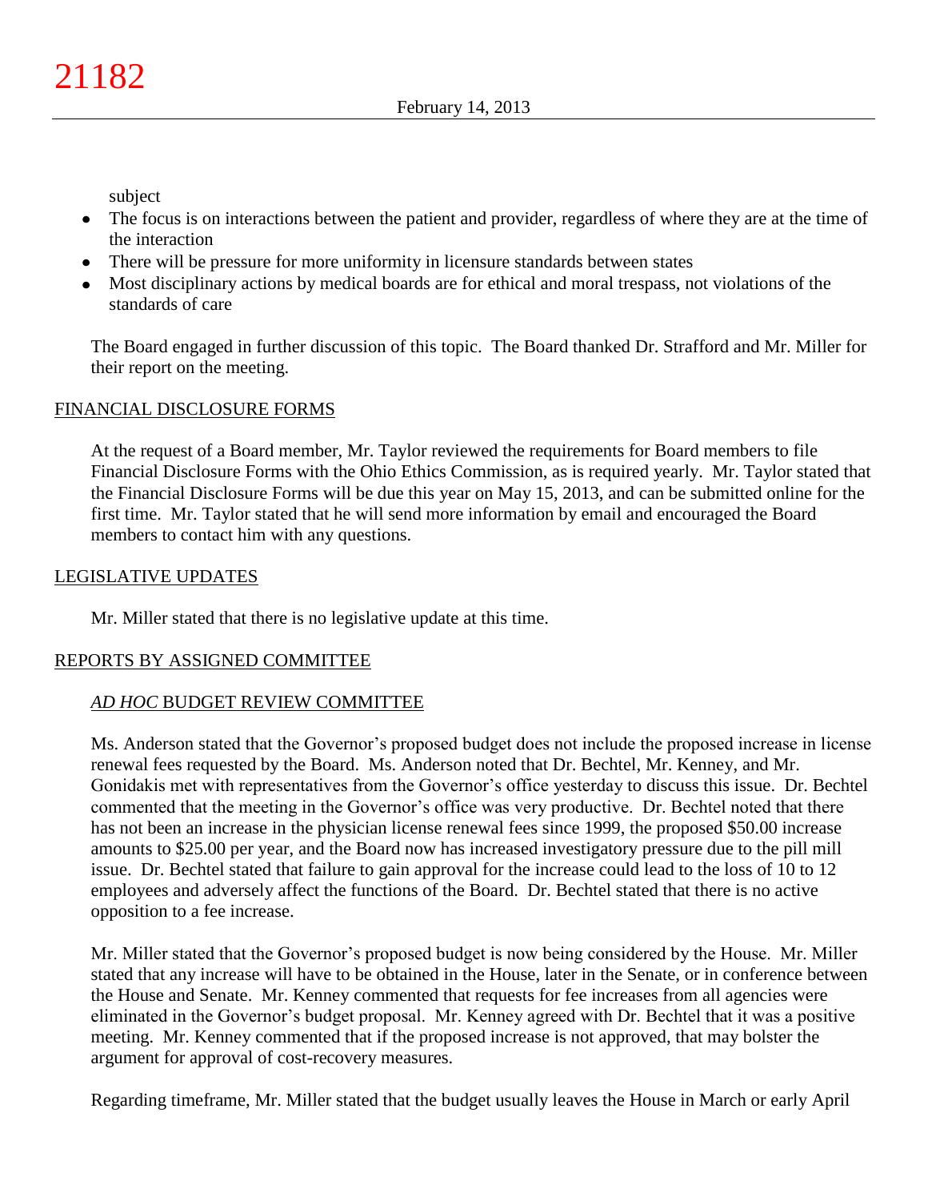subject

- The focus is on interactions between the patient and provider, regardless of where they are at the time of the interaction
- There will be pressure for more uniformity in licensure standards between states
- Most disciplinary actions by medical boards are for ethical and moral trespass, not violations of the standards of care

The Board engaged in further discussion of this topic. The Board thanked Dr. Strafford and Mr. Miller for their report on the meeting.

## FINANCIAL DISCLOSURE FORMS

At the request of a Board member, Mr. Taylor reviewed the requirements for Board members to file Financial Disclosure Forms with the Ohio Ethics Commission, as is required yearly. Mr. Taylor stated that the Financial Disclosure Forms will be due this year on May 15, 2013, and can be submitted online for the first time. Mr. Taylor stated that he will send more information by email and encouraged the Board members to contact him with any questions.

## LEGISLATIVE UPDATES

Mr. Miller stated that there is no legislative update at this time.

## REPORTS BY ASSIGNED COMMITTEE

### *AD HOC* BUDGET REVIEW COMMITTEE

Ms. Anderson stated that the Governor's proposed budget does not include the proposed increase in license renewal fees requested by the Board. Ms. Anderson noted that Dr. Bechtel, Mr. Kenney, and Mr. Gonidakis met with representatives from the Governor's office yesterday to discuss this issue. Dr. Bechtel commented that the meeting in the Governor's office was very productive. Dr. Bechtel noted that there has not been an increase in the physician license renewal fees since 1999, the proposed $50.00 increase amounts to $25.00 per year, and the Board now has increased investigatory pressure due to the pill mill issue. Dr. Bechtel stated that failure to gain approval for the increase could lead to the loss of 10 to 12 employees and adversely affect the functions of the Board. Dr. Bechtel stated that there is no active opposition to a fee increase.

Mr. Miller stated that the Governor's proposed budget is now being considered by the House. Mr. Miller stated that any increase will have to be obtained in the House, later in the Senate, or in conference between the House and Senate. Mr. Kenney commented that requests for fee increases from all agencies were eliminated in the Governor's budget proposal. Mr. Kenney agreed with Dr. Bechtel that it was a positive meeting. Mr. Kenney commented that if the proposed increase is not approved, that may bolster the argument for approval of cost-recovery measures.

Regarding timeframe, Mr. Miller stated that the budget usually leaves the House in March or early April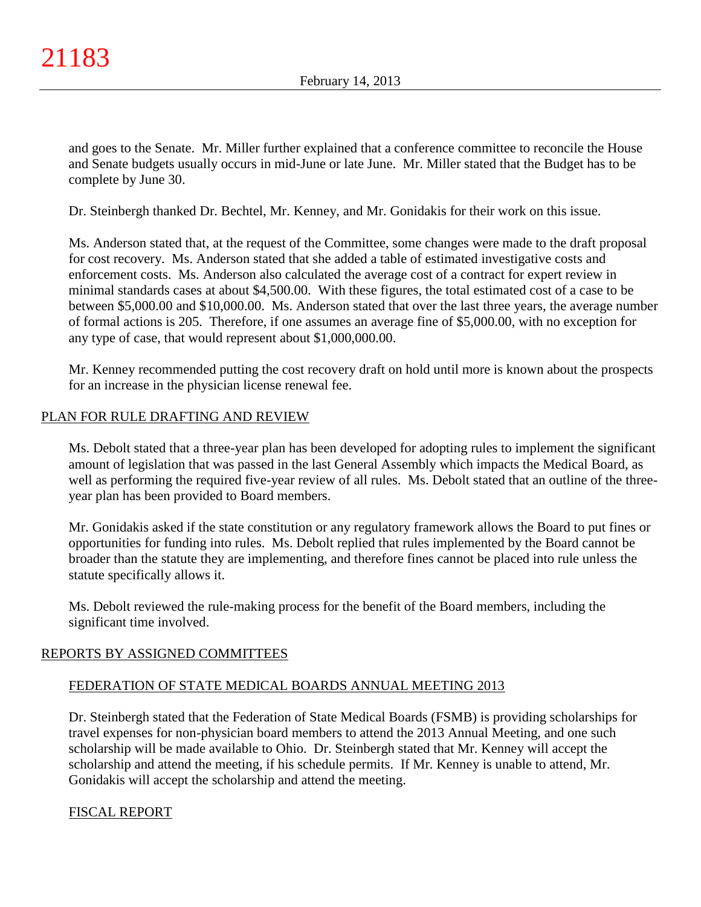and goes to the Senate. Mr. Miller further explained that a conference committee to reconcile the House and Senate budgets usually occurs in mid-June or late June. Mr. Miller stated that the Budget has to be complete by June 30.

Dr. Steinbergh thanked Dr. Bechtel, Mr. Kenney, and Mr. Gonidakis for their work on this issue.

Ms. Anderson stated that, at the request of the Committee, some changes were made to the draft proposal for cost recovery. Ms. Anderson stated that she added a table of estimated investigative costs and enforcement costs. Ms. Anderson also calculated the average cost of a contract for expert review in minimal standards cases at about $4,500.00. With these figures, the total estimated cost of a case to be between $5,000.00 and $10,000.00. Ms. Anderson stated that over the last three years, the average number of formal actions is 205. Therefore, if one assumes an average fine of $5,000.00, with no exception for any type of case, that would represent about $1,000,000.00.

Mr. Kenney recommended putting the cost recovery draft on hold until more is known about the prospects for an increase in the physician license renewal fee.

## PLAN FOR RULE DRAFTING AND REVIEW

Ms. Debolt stated that a three-year plan has been developed for adopting rules to implement the significant amount of legislation that was passed in the last General Assembly which impacts the Medical Board, as well as performing the required five-year review of all rules. Ms. Debolt stated that an outline of the three-year plan has been provided to Board members.

Mr. Gonidakis asked if the state constitution or any regulatory framework allows the Board to put fines or opportunities for funding into rules. Ms. Debolt replied that rules implemented by the Board cannot be broader than the statute they are implementing, and therefore fines cannot be placed into rule unless the statute specifically allows it.

Ms. Debolt reviewed the rule-making process for the benefit of the Board members, including the significant time involved.

## REPORTS BY ASSIGNED COMMITTEES

### FEDERATION OF STATE MEDICAL BOARDS ANNUAL MEETING 2013

Dr. Steinbergh stated that the Federation of State Medical Boards (FSMB) is providing scholarships for travel expenses for non-physician board members to attend the 2013 Annual Meeting, and one such scholarship will be made available to Ohio. Dr. Steinbergh stated that Mr. Kenney will accept the scholarship and attend the meeting, if his schedule permits. If Mr. Kenney is unable to attend, Mr. Gonidakis will accept the scholarship and attend the meeting.

### FISCAL REPORT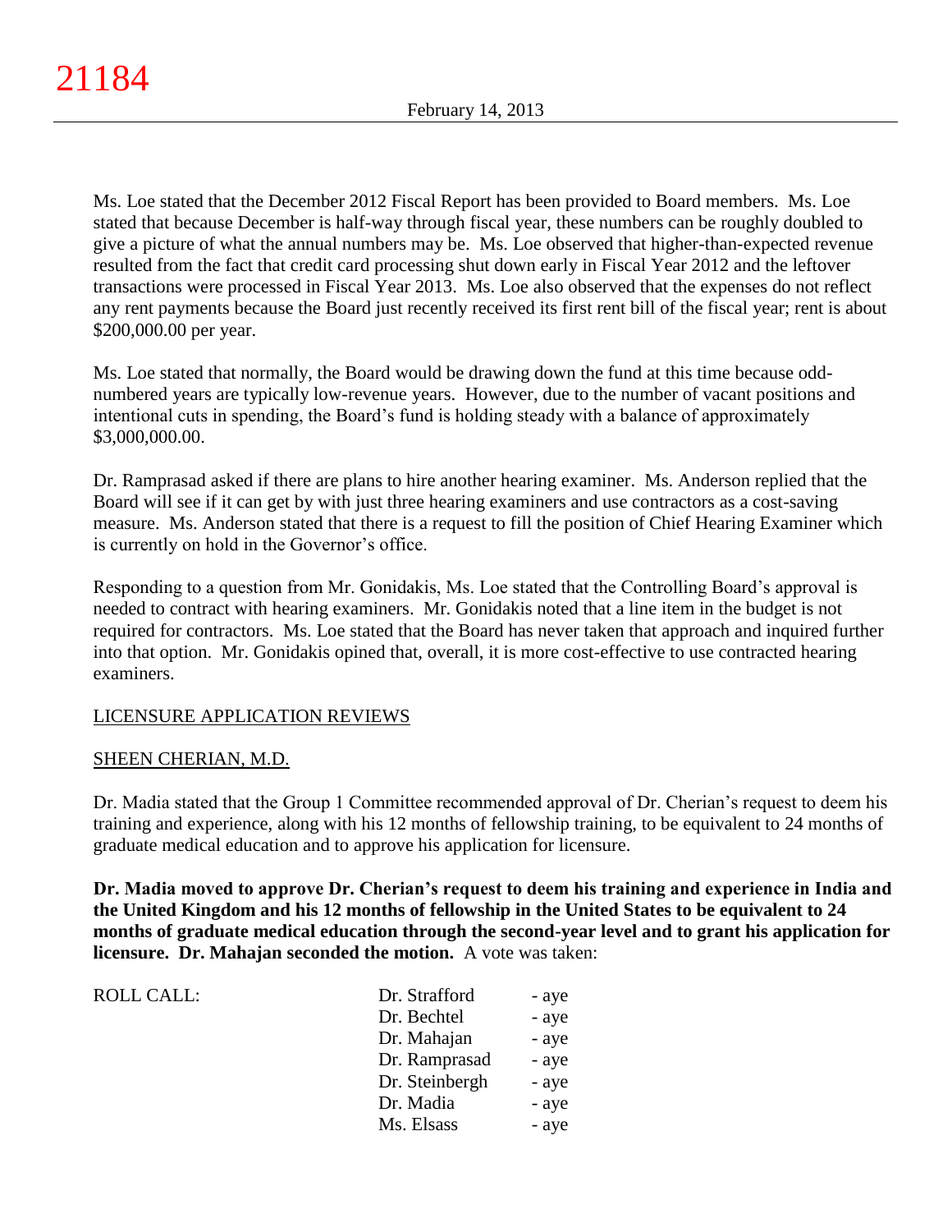Ms. Loe stated that the December 2012 Fiscal Report has been provided to Board members. Ms. Loe stated that because December is half-way through fiscal year, these numbers can be roughly doubled to give a picture of what the annual numbers may be. Ms. Loe observed that higher-than-expected revenue resulted from the fact that credit card processing shut down early in Fiscal Year 2012 and the leftover transactions were processed in Fiscal Year 2013. Ms. Loe also observed that the expenses do not reflect any rent payments because the Board just recently received its first rent bill of the fiscal year; rent is about $200,000.00 per year.

Ms. Loe stated that normally, the Board would be drawing down the fund at this time because odd-numbered years are typically low-revenue years. However, due to the number of vacant positions and intentional cuts in spending, the Board's fund is holding steady with a balance of approximately $3,000,000.00.

Dr. Ramprasad asked if there are plans to hire another hearing examiner. Ms. Anderson replied that the Board will see if it can get by with just three hearing examiners and use contractors as a cost-saving measure. Ms. Anderson stated that there is a request to fill the position of Chief Hearing Examiner which is currently on hold in the Governor's office.

Responding to a question from Mr. Gonidakis, Ms. Loe stated that the Controlling Board's approval is needed to contract with hearing examiners. Mr. Gonidakis noted that a line item in the budget is not required for contractors. Ms. Loe stated that the Board has never taken that approach and inquired further into that option. Mr. Gonidakis opined that, overall, it is more cost-effective to use contracted hearing examiners.

LICENSURE APPLICATION REVIEWS

SHEEN CHERIAN, M.D.

Dr. Madia stated that the Group 1 Committee recommended approval of Dr. Cherian's request to deem his training and experience, along with his 12 months of fellowship training, to be equivalent to 24 months of graduate medical education and to approve his application for licensure.

**Dr. Madia moved to approve Dr. Cherian's request to deem his training and experience in India and the United Kingdom and his 12 months of fellowship in the United States to be equivalent to 24 months of graduate medical education through the second-year level and to grant his application for licensure. Dr. Mahajan seconded the motion.** A vote was taken:

| ROLL CALL: | | |
|---|---|---|
| | Dr. Strafford | - aye |
| | Dr. Bechtel | - aye |
| | Dr. Mahajan | - aye |
| | Dr. Ramprasad | - aye |
| | Dr. Steinbergh | - aye |
| | Dr. Madia | - aye |
| | Ms. Elsass | - aye |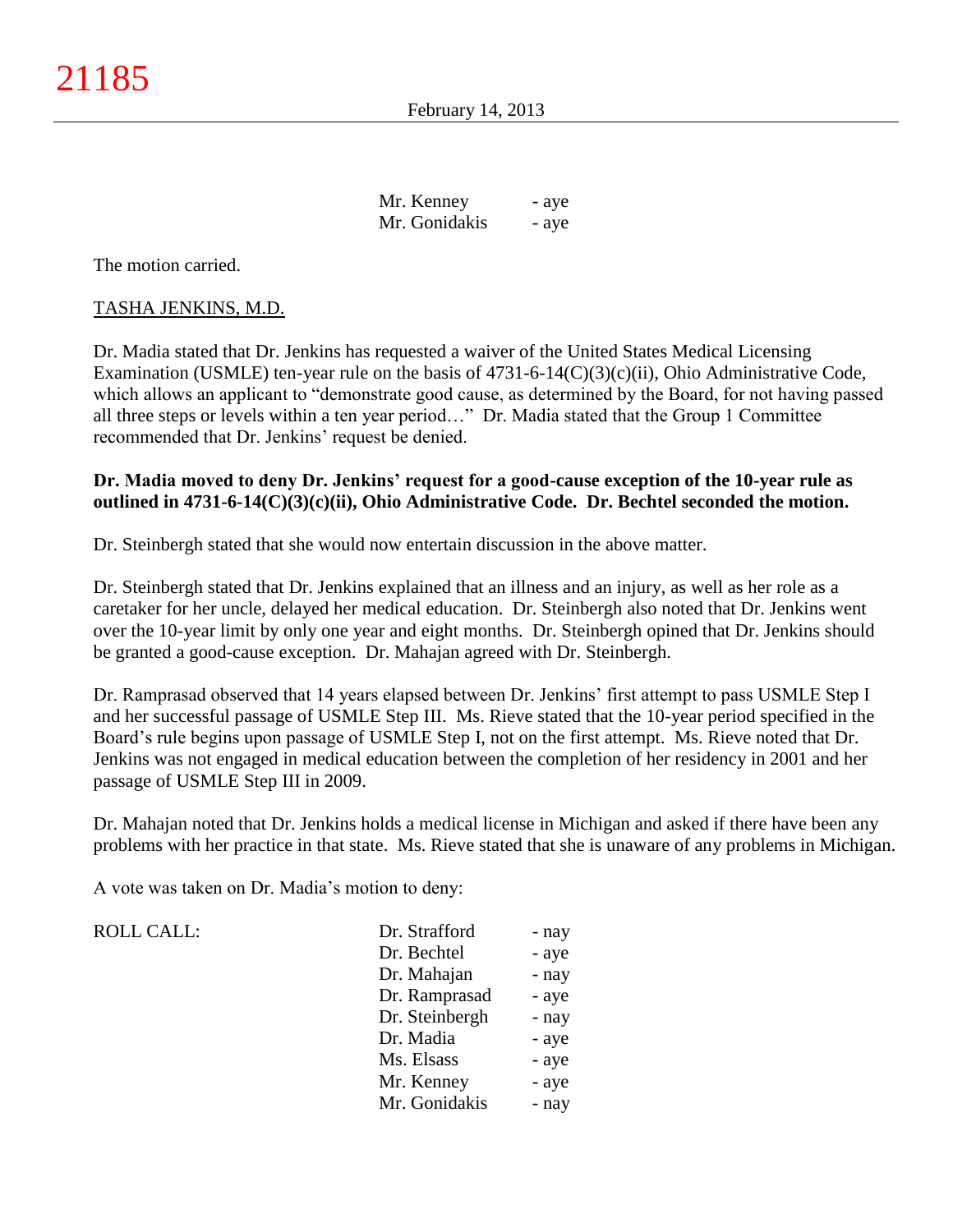| | |
|---|---|
| Mr. Kenney | - aye |
| Mr. Gonidakis | - aye |

The motion carried.

TASHA JENKINS, M.D.

Dr. Madia stated that Dr. Jenkins has requested a waiver of the United States Medical Licensing Examination (USMLE) ten-year rule on the basis of 4731-6-14(C)(3)(c)(ii), Ohio Administrative Code, which allows an applicant to "demonstrate good cause, as determined by the Board, for not having passed all three steps or levels within a ten year period…" Dr. Madia stated that the Group 1 Committee recommended that Dr. Jenkins' request be denied.

**Dr. Madia moved to deny Dr. Jenkins' request for a good-cause exception of the 10-year rule as outlined in 4731-6-14(C)(3)(c)(ii), Ohio Administrative Code. Dr. Bechtel seconded the motion.**

Dr. Steinbergh stated that she would now entertain discussion in the above matter.

Dr. Steinbergh stated that Dr. Jenkins explained that an illness and an injury, as well as her role as a caretaker for her uncle, delayed her medical education. Dr. Steinbergh also noted that Dr. Jenkins went over the 10-year limit by only one year and eight months. Dr. Steinbergh opined that Dr. Jenkins should be granted a good-cause exception. Dr. Mahajan agreed with Dr. Steinbergh.

Dr. Ramprasad observed that 14 years elapsed between Dr. Jenkins' first attempt to pass USMLE Step I and her successful passage of USMLE Step III. Ms. Rieve stated that the 10-year period specified in the Board's rule begins upon passage of USMLE Step I, not on the first attempt. Ms. Rieve noted that Dr. Jenkins was not engaged in medical education between the completion of her residency in 2001 and her passage of USMLE Step III in 2009.

Dr. Mahajan noted that Dr. Jenkins holds a medical license in Michigan and asked if there have been any problems with her practice in that state. Ms. Rieve stated that she is unaware of any problems in Michigan.

A vote was taken on Dr. Madia's motion to deny:

| ROLL CALL: | | |
|---|---|---|
| | Dr. Strafford | - nay |
| | Dr. Bechtel | - aye |
| | Dr. Mahajan | - nay |
| | Dr. Ramprasad | - aye |
| | Dr. Steinbergh | - nay |
| | Dr. Madia | - aye |
| | Ms. Elsass | - aye |
| | Mr. Kenney | - aye |
| | Mr. Gonidakis | - nay |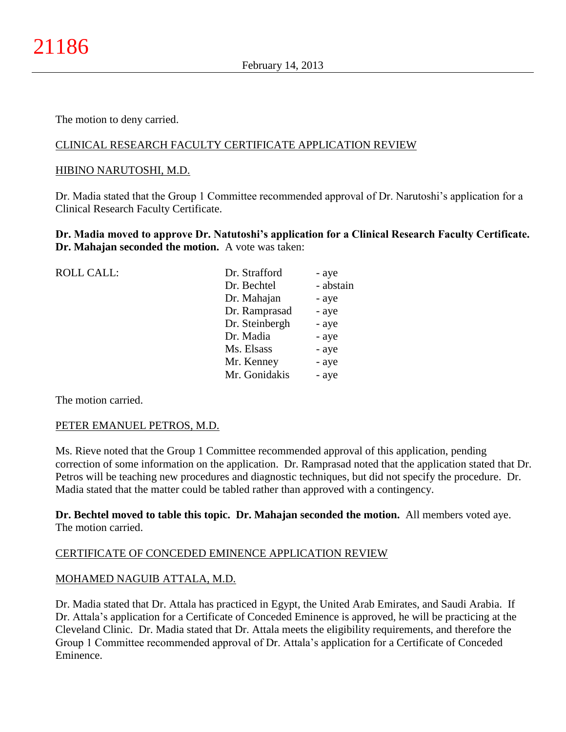The motion to deny carried.

CLINICAL RESEARCH FACULTY CERTIFICATE APPLICATION REVIEW

HIBINO NARUTOSHI, M.D.

Dr. Madia stated that the Group 1 Committee recommended approval of Dr. Narutoshi's application for a Clinical Research Faculty Certificate.

**Dr. Madia moved to approve Dr. Natutoshi's application for a Clinical Research Faculty Certificate. Dr. Mahajan seconded the motion.** A vote was taken:

| ROLL CALL: | | |
|---|---|---|
| | Dr. Strafford | - aye |
| | Dr. Bechtel | - abstain |
| | Dr. Mahajan | - aye |
| | Dr. Ramprasad | - aye |
| | Dr. Steinbergh | - aye |
| | Dr. Madia | - aye |
| | Ms. Elsass | - aye |
| | Mr. Kenney | - aye |
| | Mr. Gonidakis | - aye |

The motion carried.

PETER EMANUEL PETROS, M.D.

Ms. Rieve noted that the Group 1 Committee recommended approval of this application, pending correction of some information on the application. Dr. Ramprasad noted that the application stated that Dr. Petros will be teaching new procedures and diagnostic techniques, but did not specify the procedure. Dr. Madia stated that the matter could be tabled rather than approved with a contingency.

**Dr. Bechtel moved to table this topic. Dr. Mahajan seconded the motion.** All members voted aye. The motion carried.

CERTIFICATE OF CONCEDED EMINENCE APPLICATION REVIEW

MOHAMED NAGUIB ATTALA, M.D.

Dr. Madia stated that Dr. Attala has practiced in Egypt, the United Arab Emirates, and Saudi Arabia. If Dr. Attala's application for a Certificate of Conceded Eminence is approved, he will be practicing at the Cleveland Clinic. Dr. Madia stated that Dr. Attala meets the eligibility requirements, and therefore the Group 1 Committee recommended approval of Dr. Attala's application for a Certificate of Conceded Eminence.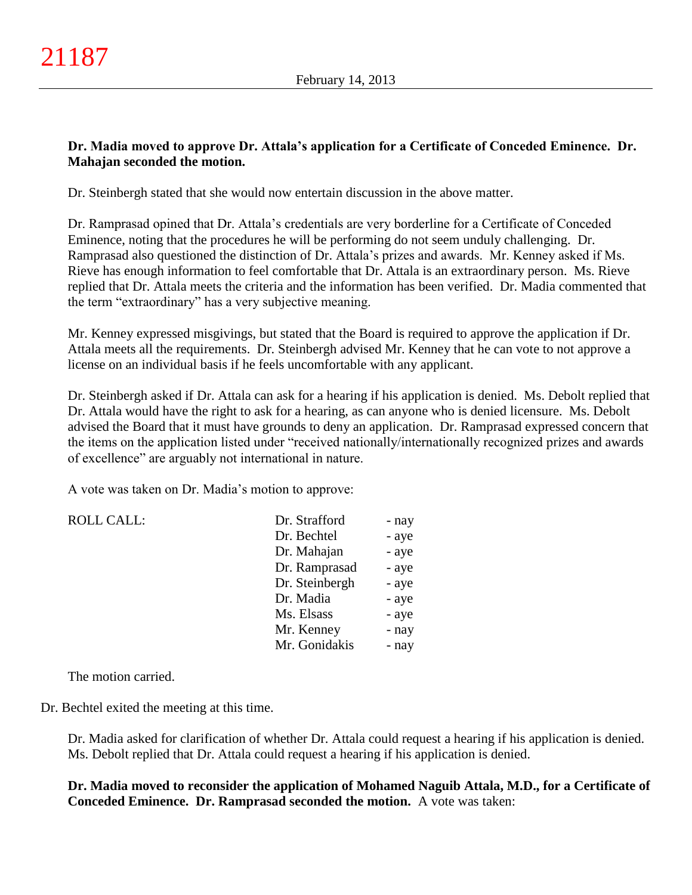**Dr. Madia moved to approve Dr. Attala's application for a Certificate of Conceded Eminence. Dr. Mahajan seconded the motion.**

Dr. Steinbergh stated that she would now entertain discussion in the above matter.

Dr. Ramprasad opined that Dr. Attala's credentials are very borderline for a Certificate of Conceded Eminence, noting that the procedures he will be performing do not seem unduly challenging. Dr. Ramprasad also questioned the distinction of Dr. Attala's prizes and awards. Mr. Kenney asked if Ms. Rieve has enough information to feel comfortable that Dr. Attala is an extraordinary person. Ms. Rieve replied that Dr. Attala meets the criteria and the information has been verified. Dr. Madia commented that the term "extraordinary" has a very subjective meaning.

Mr. Kenney expressed misgivings, but stated that the Board is required to approve the application if Dr. Attala meets all the requirements. Dr. Steinbergh advised Mr. Kenney that he can vote to not approve a license on an individual basis if he feels uncomfortable with any applicant.

Dr. Steinbergh asked if Dr. Attala can ask for a hearing if his application is denied. Ms. Debolt replied that Dr. Attala would have the right to ask for a hearing, as can anyone who is denied licensure. Ms. Debolt advised the Board that it must have grounds to deny an application. Dr. Ramprasad expressed concern that the items on the application listed under "received nationally/internationally recognized prizes and awards of excellence" are arguably not international in nature.

A vote was taken on Dr. Madia's motion to approve:

| ROLL CALL: | | |
|---|---|---|
| | Dr. Strafford | - nay |
| | Dr. Bechtel | - aye |
| | Dr. Mahajan | - aye |
| | Dr. Ramprasad | - aye |
| | Dr. Steinbergh | - aye |
| | Dr. Madia | - aye |
| | Ms. Elsass | - aye |
| | Mr. Kenney | - nay |
| | Mr. Gonidakis | - nay |

The motion carried.

Dr. Bechtel exited the meeting at this time.

Dr. Madia asked for clarification of whether Dr. Attala could request a hearing if his application is denied. Ms. Debolt replied that Dr. Attala could request a hearing if his application is denied.

**Dr. Madia moved to reconsider the application of Mohamed Naguib Attala, M.D., for a Certificate of Conceded Eminence. Dr. Ramprasad seconded the motion.** A vote was taken: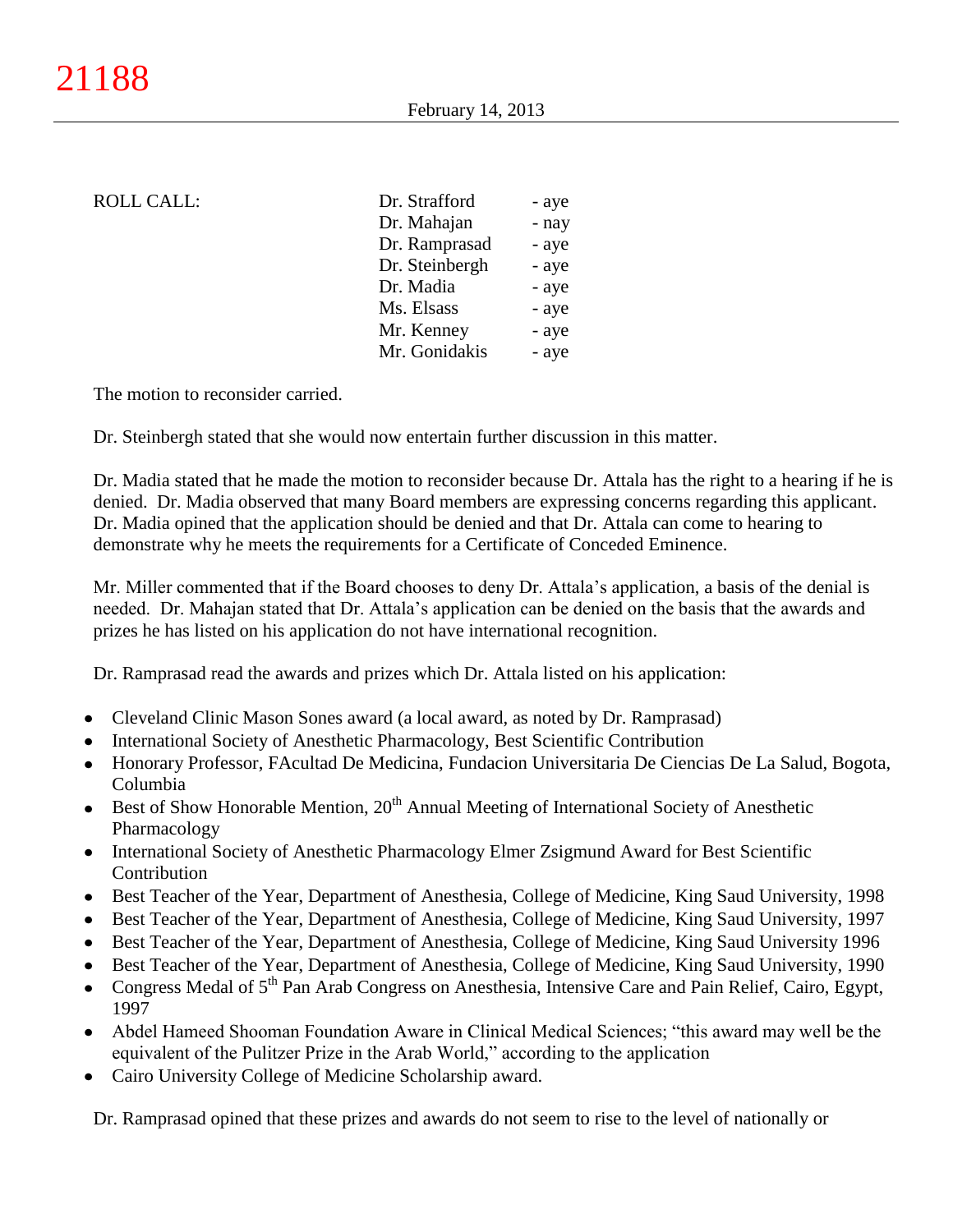ROLL CALL:

| | |
|---|---|
| Dr. Strafford | - aye |
| Dr. Mahajan | - nay |
| Dr. Ramprasad | - aye |
| Dr. Steinbergh | - aye |
| Dr. Madia | - aye |
| Ms. Elsass | - aye |
| Mr. Kenney | - aye |
| Mr. Gonidakis | - aye |

The motion to reconsider carried.

Dr. Steinbergh stated that she would now entertain further discussion in this matter.

Dr. Madia stated that he made the motion to reconsider because Dr. Attala has the right to a hearing if he is denied. Dr. Madia observed that many Board members are expressing concerns regarding this applicant. Dr. Madia opined that the application should be denied and that Dr. Attala can come to hearing to demonstrate why he meets the requirements for a Certificate of Conceded Eminence.

Mr. Miller commented that if the Board chooses to deny Dr. Attala's application, a basis of the denial is needed. Dr. Mahajan stated that Dr. Attala's application can be denied on the basis that the awards and prizes he has listed on his application do not have international recognition.

Dr. Ramprasad read the awards and prizes which Dr. Attala listed on his application:

- Cleveland Clinic Mason Sones award (a local award, as noted by Dr. Ramprasad)
- International Society of Anesthetic Pharmacology, Best Scientific Contribution
- Honorary Professor, FAcultad De Medicina, Fundacion Universitaria De Ciencias De La Salud, Bogota, Columbia
- Best of Show Honorable Mention, 20th Annual Meeting of International Society of Anesthetic Pharmacology
- International Society of Anesthetic Pharmacology Elmer Zsigmund Award for Best Scientific Contribution
- Best Teacher of the Year, Department of Anesthesia, College of Medicine, King Saud University, 1998
- Best Teacher of the Year, Department of Anesthesia, College of Medicine, King Saud University, 1997
- Best Teacher of the Year, Department of Anesthesia, College of Medicine, King Saud University 1996
- Best Teacher of the Year, Department of Anesthesia, College of Medicine, King Saud University, 1990
- Congress Medal of 5th Pan Arab Congress on Anesthesia, Intensive Care and Pain Relief, Cairo, Egypt, 1997
- Abdel Hameed Shooman Foundation Aware in Clinical Medical Sciences; "this award may well be the equivalent of the Pulitzer Prize in the Arab World," according to the application
- Cairo University College of Medicine Scholarship award.

Dr. Ramprasad opined that these prizes and awards do not seem to rise to the level of nationally or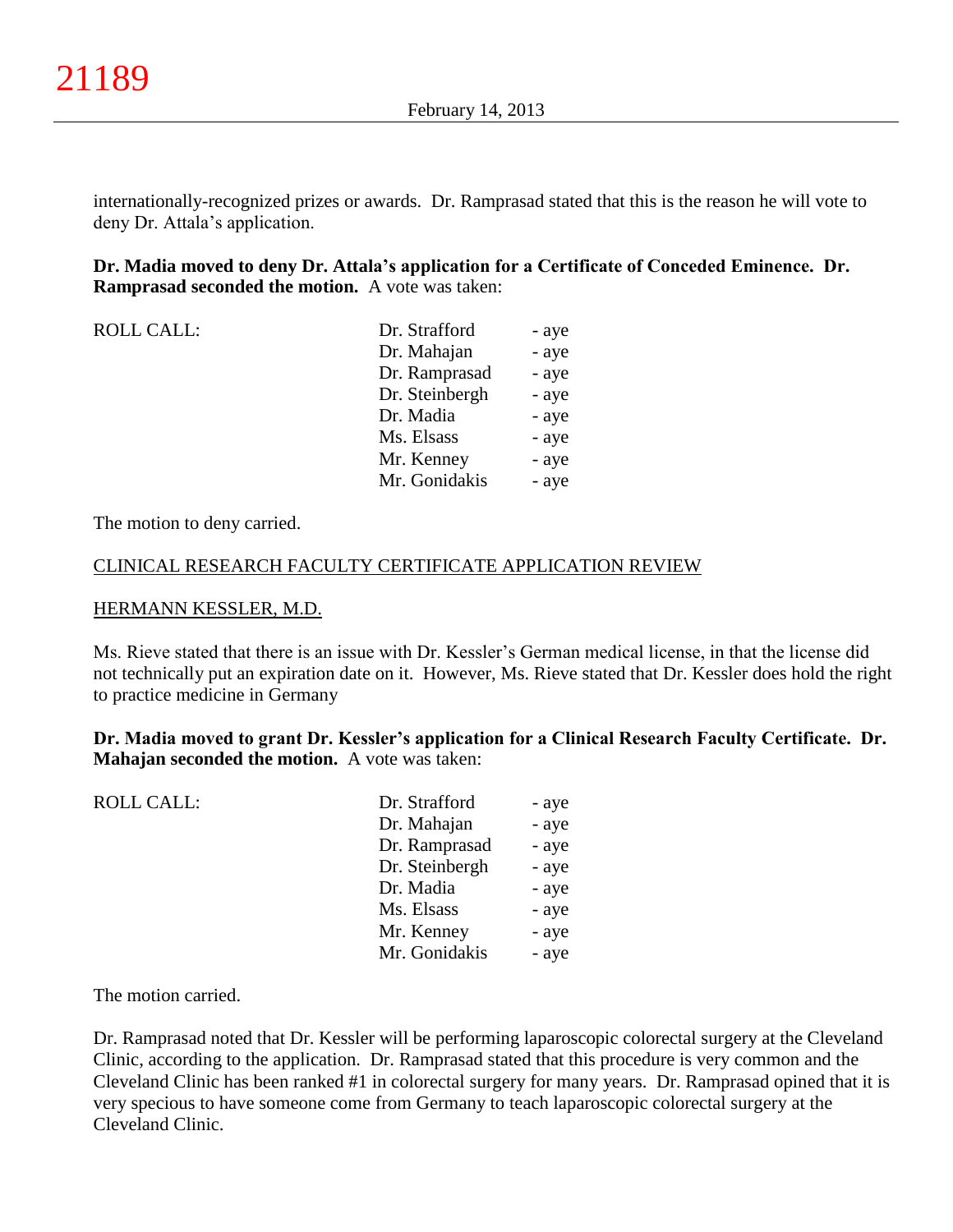internationally-recognized prizes or awards. Dr. Ramprasad stated that this is the reason he will vote to deny Dr. Attala's application.

**Dr. Madia moved to deny Dr. Attala's application for a Certificate of Conceded Eminence. Dr. Ramprasad seconded the motion.** A vote was taken:

| ROLL CALL: | | |
|---|---|---|
| | Dr. Strafford | - aye |
| | Dr. Mahajan | - aye |
| | Dr. Ramprasad | - aye |
| | Dr. Steinbergh | - aye |
| | Dr. Madia | - aye |
| | Ms. Elsass | - aye |
| | Mr. Kenney | - aye |
| | Mr. Gonidakis | - aye |

The motion to deny carried.

CLINICAL RESEARCH FACULTY CERTIFICATE APPLICATION REVIEW

HERMANN KESSLER, M.D.

Ms. Rieve stated that there is an issue with Dr. Kessler's German medical license, in that the license did not technically put an expiration date on it. However, Ms. Rieve stated that Dr. Kessler does hold the right to practice medicine in Germany

**Dr. Madia moved to grant Dr. Kessler's application for a Clinical Research Faculty Certificate. Dr. Mahajan seconded the motion.** A vote was taken:

| ROLL CALL: | | |
|---|---|---|
| | Dr. Strafford | - aye |
| | Dr. Mahajan | - aye |
| | Dr. Ramprasad | - aye |
| | Dr. Steinbergh | - aye |
| | Dr. Madia | - aye |
| | Ms. Elsass | - aye |
| | Mr. Kenney | - aye |
| | Mr. Gonidakis | - aye |

The motion carried.

Dr. Ramprasad noted that Dr. Kessler will be performing laparoscopic colorectal surgery at the Cleveland Clinic, according to the application. Dr. Ramprasad stated that this procedure is very common and the Cleveland Clinic has been ranked #1 in colorectal surgery for many years. Dr. Ramprasad opined that it is very specious to have someone come from Germany to teach laparoscopic colorectal surgery at the Cleveland Clinic.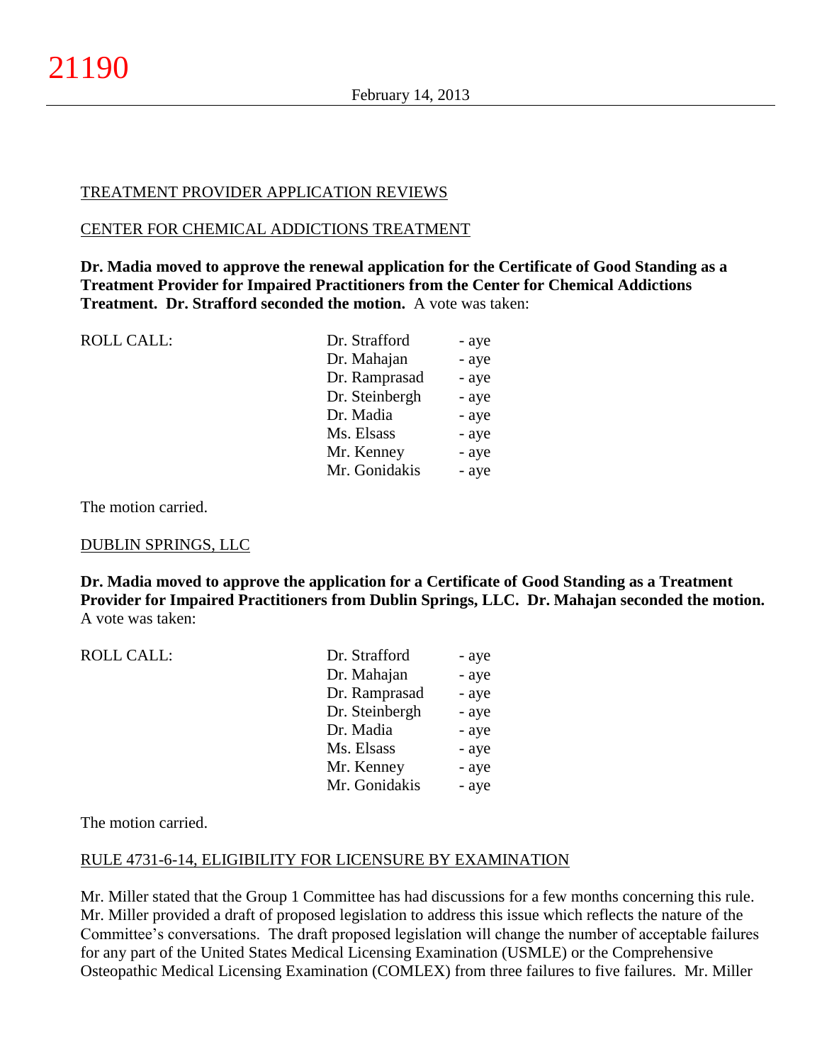TREATMENT PROVIDER APPLICATION REVIEWS

CENTER FOR CHEMICAL ADDICTIONS TREATMENT

**Dr. Madia moved to approve the renewal application for the Certificate of Good Standing as a Treatment Provider for Impaired Practitioners from the Center for Chemical Addictions Treatment. Dr. Strafford seconded the motion.** A vote was taken:

| ROLL CALL: | Dr. Strafford | - aye |
|---|---|---|
| | Dr. Mahajan | - aye |
| | Dr. Ramprasad | - aye |
| | Dr. Steinbergh | - aye |
| | Dr. Madia | - aye |
| | Ms. Elsass | - aye |
| | Mr. Kenney | - aye |
| | Mr. Gonidakis | - aye |

The motion carried.

DUBLIN SPRINGS, LLC

**Dr. Madia moved to approve the application for a Certificate of Good Standing as a Treatment Provider for Impaired Practitioners from Dublin Springs, LLC. Dr. Mahajan seconded the motion.** A vote was taken:

| ROLL CALL: | Dr. Strafford | - aye |
|---|---|---|
| | Dr. Mahajan | - aye |
| | Dr. Ramprasad | - aye |
| | Dr. Steinbergh | - aye |
| | Dr. Madia | - aye |
| | Ms. Elsass | - aye |
| | Mr. Kenney | - aye |
| | Mr. Gonidakis | - aye |

The motion carried.

RULE 4731-6-14, ELIGIBILITY FOR LICENSURE BY EXAMINATION

Mr. Miller stated that the Group 1 Committee has had discussions for a few months concerning this rule. Mr. Miller provided a draft of proposed legislation to address this issue which reflects the nature of the Committee's conversations. The draft proposed legislation will change the number of acceptable failures for any part of the United States Medical Licensing Examination (USMLE) or the Comprehensive Osteopathic Medical Licensing Examination (COMLEX) from three failures to five failures. Mr. Miller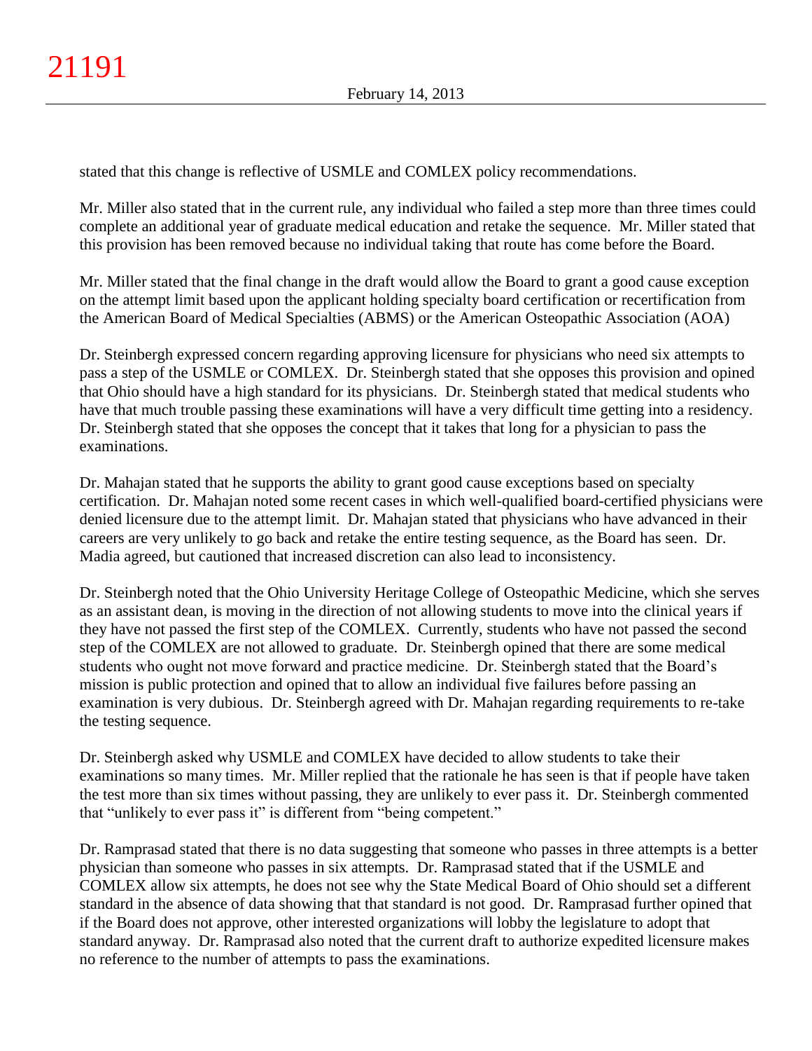stated that this change is reflective of USMLE and COMLEX policy recommendations.

Mr. Miller also stated that in the current rule, any individual who failed a step more than three times could complete an additional year of graduate medical education and retake the sequence. Mr. Miller stated that this provision has been removed because no individual taking that route has come before the Board.

Mr. Miller stated that the final change in the draft would allow the Board to grant a good cause exception on the attempt limit based upon the applicant holding specialty board certification or recertification from the American Board of Medical Specialties (ABMS) or the American Osteopathic Association (AOA)

Dr. Steinbergh expressed concern regarding approving licensure for physicians who need six attempts to pass a step of the USMLE or COMLEX. Dr. Steinbergh stated that she opposes this provision and opined that Ohio should have a high standard for its physicians. Dr. Steinbergh stated that medical students who have that much trouble passing these examinations will have a very difficult time getting into a residency. Dr. Steinbergh stated that she opposes the concept that it takes that long for a physician to pass the examinations.

Dr. Mahajan stated that he supports the ability to grant good cause exceptions based on specialty certification. Dr. Mahajan noted some recent cases in which well-qualified board-certified physicians were denied licensure due to the attempt limit. Dr. Mahajan stated that physicians who have advanced in their careers are very unlikely to go back and retake the entire testing sequence, as the Board has seen. Dr. Madia agreed, but cautioned that increased discretion can also lead to inconsistency.

Dr. Steinbergh noted that the Ohio University Heritage College of Osteopathic Medicine, which she serves as an assistant dean, is moving in the direction of not allowing students to move into the clinical years if they have not passed the first step of the COMLEX. Currently, students who have not passed the second step of the COMLEX are not allowed to graduate. Dr. Steinbergh opined that there are some medical students who ought not move forward and practice medicine. Dr. Steinbergh stated that the Board's mission is public protection and opined that to allow an individual five failures before passing an examination is very dubious. Dr. Steinbergh agreed with Dr. Mahajan regarding requirements to re-take the testing sequence.

Dr. Steinbergh asked why USMLE and COMLEX have decided to allow students to take their examinations so many times. Mr. Miller replied that the rationale he has seen is that if people have taken the test more than six times without passing, they are unlikely to ever pass it. Dr. Steinbergh commented that "unlikely to ever pass it" is different from "being competent."

Dr. Ramprasad stated that there is no data suggesting that someone who passes in three attempts is a better physician than someone who passes in six attempts. Dr. Ramprasad stated that if the USMLE and COMLEX allow six attempts, he does not see why the State Medical Board of Ohio should set a different standard in the absence of data showing that that standard is not good. Dr. Ramprasad further opined that if the Board does not approve, other interested organizations will lobby the legislature to adopt that standard anyway. Dr. Ramprasad also noted that the current draft to authorize expedited licensure makes no reference to the number of attempts to pass the examinations.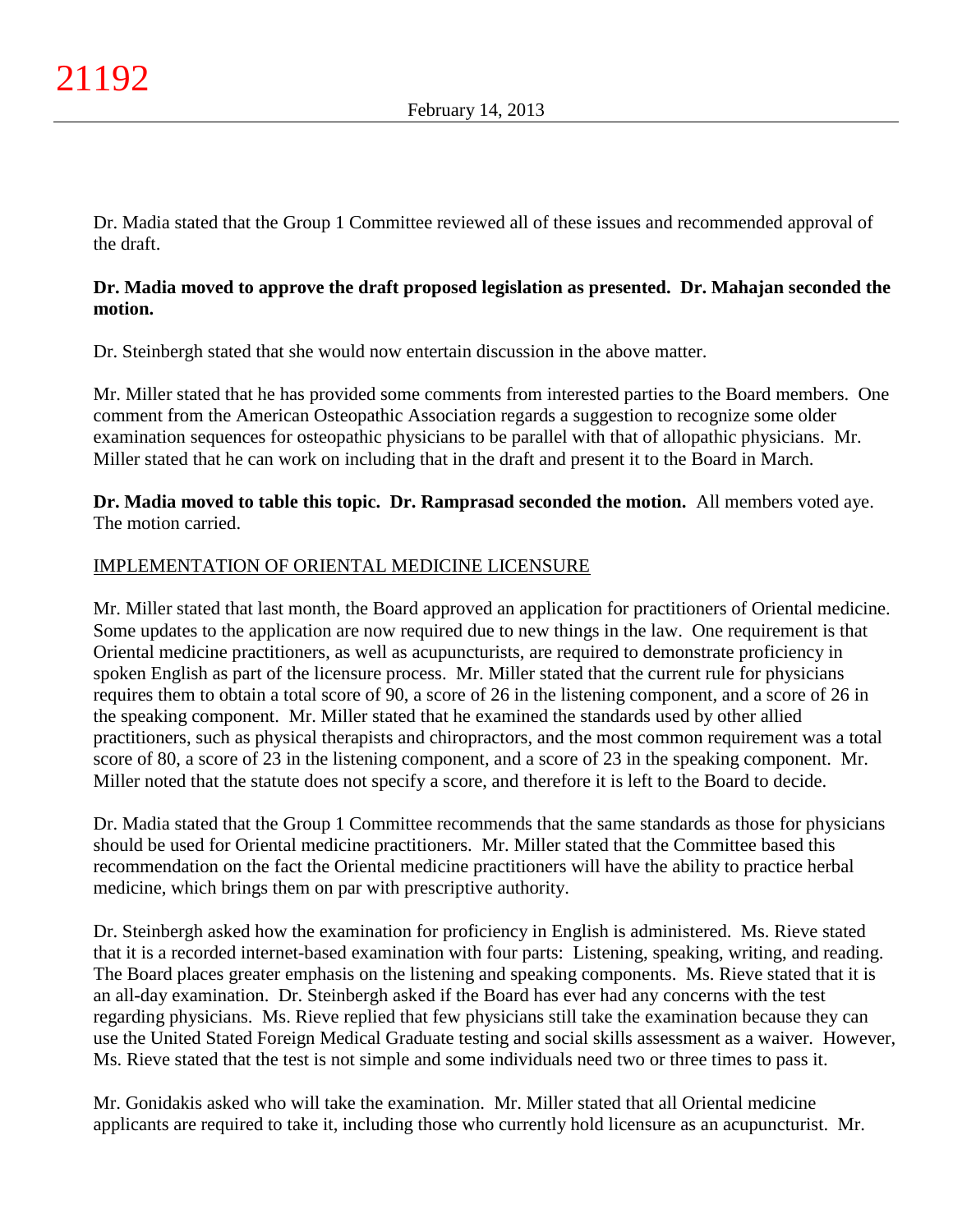Dr. Madia stated that the Group 1 Committee reviewed all of these issues and recommended approval of the draft.

**Dr. Madia moved to approve the draft proposed legislation as presented. Dr. Mahajan seconded the motion.**

Dr. Steinbergh stated that she would now entertain discussion in the above matter.

Mr. Miller stated that he has provided some comments from interested parties to the Board members. One comment from the American Osteopathic Association regards a suggestion to recognize some older examination sequences for osteopathic physicians to be parallel with that of allopathic physicians. Mr. Miller stated that he can work on including that in the draft and present it to the Board in March.

**Dr. Madia moved to table this topic. Dr. Ramprasad seconded the motion.** All members voted aye. The motion carried.

IMPLEMENTATION OF ORIENTAL MEDICINE LICENSURE

Mr. Miller stated that last month, the Board approved an application for practitioners of Oriental medicine. Some updates to the application are now required due to new things in the law. One requirement is that Oriental medicine practitioners, as well as acupuncturists, are required to demonstrate proficiency in spoken English as part of the licensure process. Mr. Miller stated that the current rule for physicians requires them to obtain a total score of 90, a score of 26 in the listening component, and a score of 26 in the speaking component. Mr. Miller stated that he examined the standards used by other allied practitioners, such as physical therapists and chiropractors, and the most common requirement was a total score of 80, a score of 23 in the listening component, and a score of 23 in the speaking component. Mr. Miller noted that the statute does not specify a score, and therefore it is left to the Board to decide.

Dr. Madia stated that the Group 1 Committee recommends that the same standards as those for physicians should be used for Oriental medicine practitioners. Mr. Miller stated that the Committee based this recommendation on the fact the Oriental medicine practitioners will have the ability to practice herbal medicine, which brings them on par with prescriptive authority.

Dr. Steinbergh asked how the examination for proficiency in English is administered. Ms. Rieve stated that it is a recorded internet-based examination with four parts: Listening, speaking, writing, and reading. The Board places greater emphasis on the listening and speaking components. Ms. Rieve stated that it is an all-day examination. Dr. Steinbergh asked if the Board has ever had any concerns with the test regarding physicians. Ms. Rieve replied that few physicians still take the examination because they can use the United Stated Foreign Medical Graduate testing and social skills assessment as a waiver. However, Ms. Rieve stated that the test is not simple and some individuals need two or three times to pass it.

Mr. Gonidakis asked who will take the examination. Mr. Miller stated that all Oriental medicine applicants are required to take it, including those who currently hold licensure as an acupuncturist. Mr.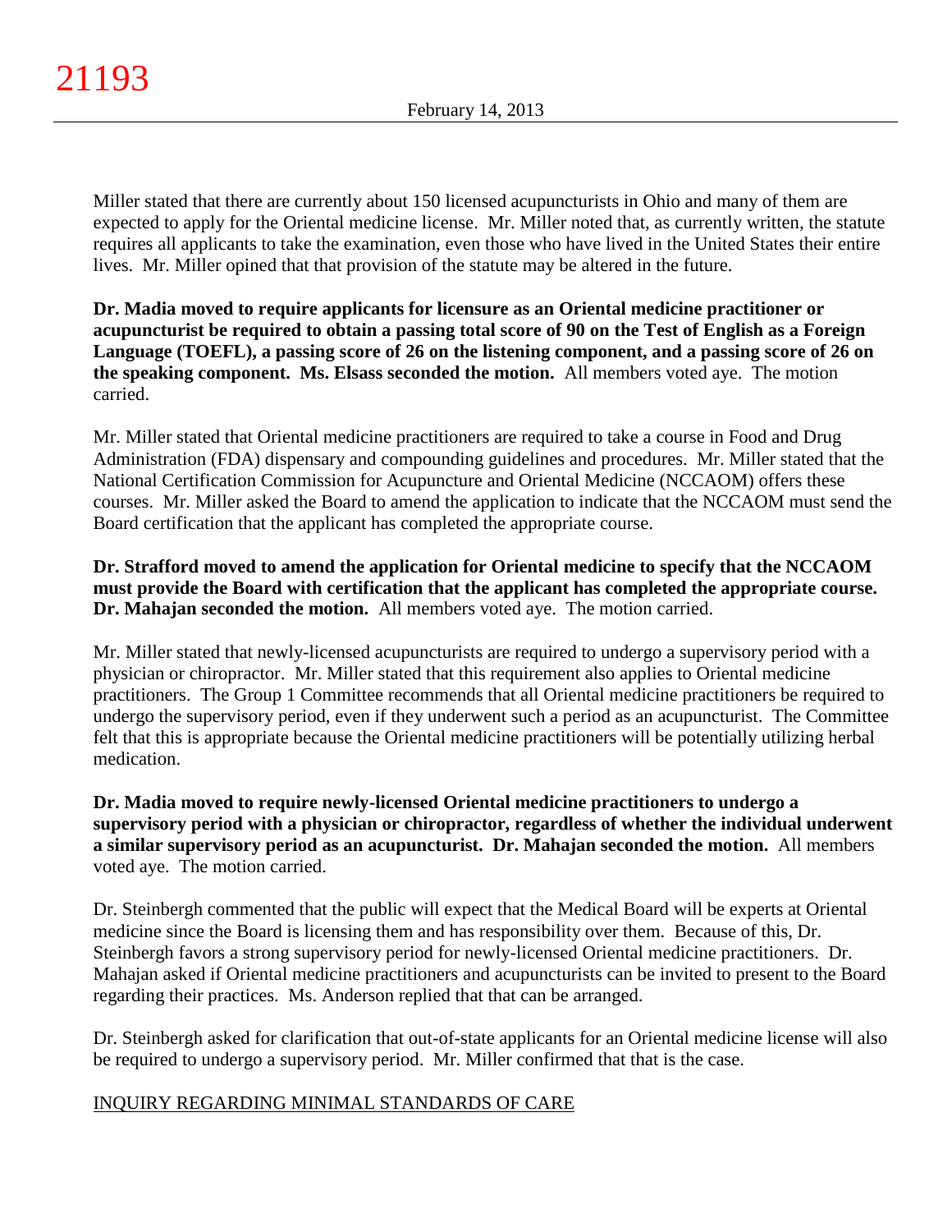Miller stated that there are currently about 150 licensed acupuncturists in Ohio and many of them are expected to apply for the Oriental medicine license. Mr. Miller noted that, as currently written, the statute requires all applicants to take the examination, even those who have lived in the United States their entire lives. Mr. Miller opined that that provision of the statute may be altered in the future.

**Dr. Madia moved to require applicants for licensure as an Oriental medicine practitioner or acupuncturist be required to obtain a passing total score of 90 on the Test of English as a Foreign Language (TOEFL), a passing score of 26 on the listening component, and a passing score of 26 on the speaking component. Ms. Elsass seconded the motion.** All members voted aye. The motion carried.

Mr. Miller stated that Oriental medicine practitioners are required to take a course in Food and Drug Administration (FDA) dispensary and compounding guidelines and procedures. Mr. Miller stated that the National Certification Commission for Acupuncture and Oriental Medicine (NCCAOM) offers these courses. Mr. Miller asked the Board to amend the application to indicate that the NCCAOM must send the Board certification that the applicant has completed the appropriate course.

**Dr. Strafford moved to amend the application for Oriental medicine to specify that the NCCAOM must provide the Board with certification that the applicant has completed the appropriate course. Dr. Mahajan seconded the motion.** All members voted aye. The motion carried.

Mr. Miller stated that newly-licensed acupuncturists are required to undergo a supervisory period with a physician or chiropractor. Mr. Miller stated that this requirement also applies to Oriental medicine practitioners. The Group 1 Committee recommends that all Oriental medicine practitioners be required to undergo the supervisory period, even if they underwent such a period as an acupuncturist. The Committee felt that this is appropriate because the Oriental medicine practitioners will be potentially utilizing herbal medication.

**Dr. Madia moved to require newly-licensed Oriental medicine practitioners to undergo a supervisory period with a physician or chiropractor, regardless of whether the individual underwent a similar supervisory period as an acupuncturist. Dr. Mahajan seconded the motion.** All members voted aye. The motion carried.

Dr. Steinbergh commented that the public will expect that the Medical Board will be experts at Oriental medicine since the Board is licensing them and has responsibility over them. Because of this, Dr. Steinbergh favors a strong supervisory period for newly-licensed Oriental medicine practitioners. Dr. Mahajan asked if Oriental medicine practitioners and acupuncturists can be invited to present to the Board regarding their practices. Ms. Anderson replied that that can be arranged.

Dr. Steinbergh asked for clarification that out-of-state applicants for an Oriental medicine license will also be required to undergo a supervisory period. Mr. Miller confirmed that that is the case.

INQUIRY REGARDING MINIMAL STANDARDS OF CARE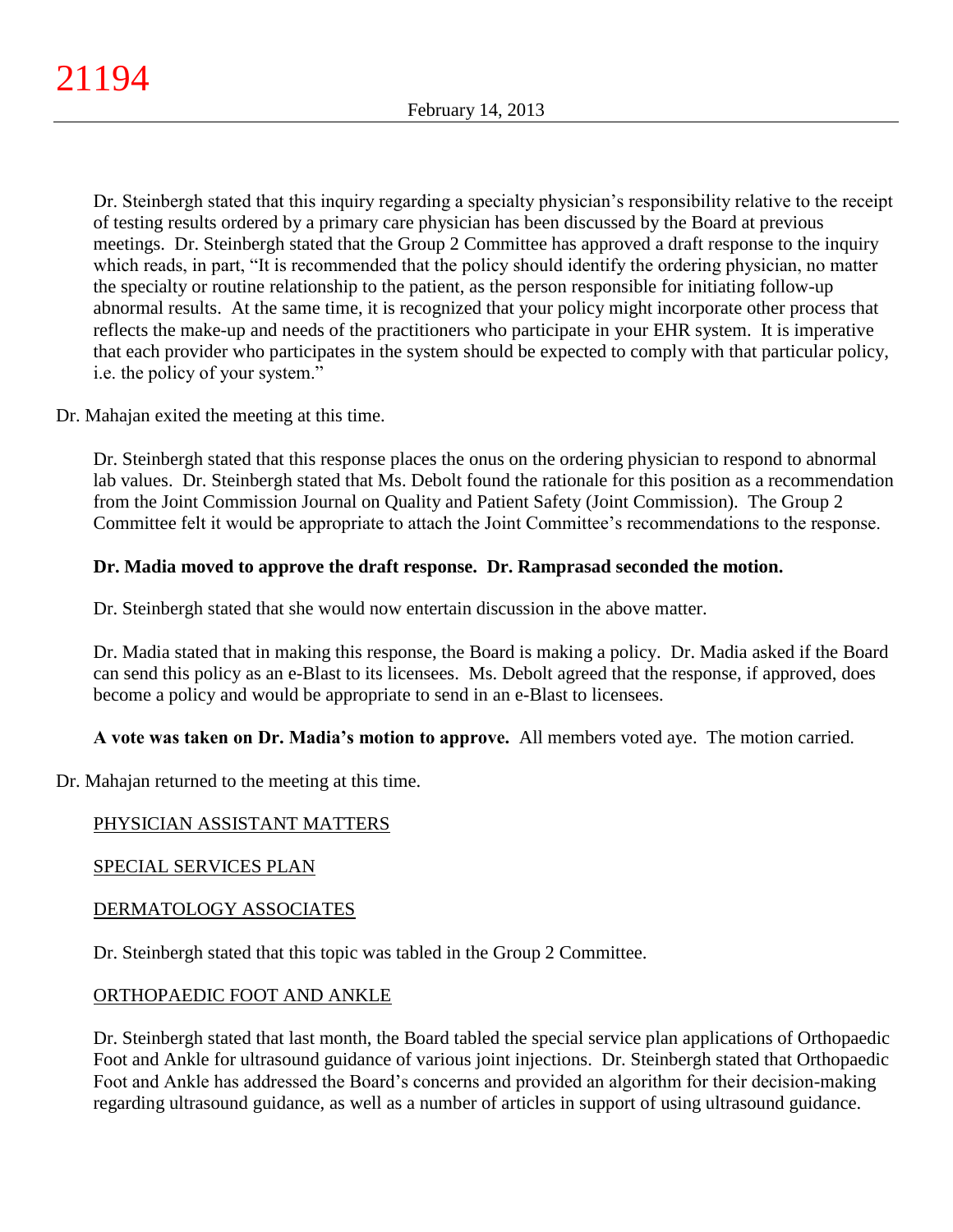Dr. Steinbergh stated that this inquiry regarding a specialty physician's responsibility relative to the receipt of testing results ordered by a primary care physician has been discussed by the Board at previous meetings. Dr. Steinbergh stated that the Group 2 Committee has approved a draft response to the inquiry which reads, in part, "It is recommended that the policy should identify the ordering physician, no matter the specialty or routine relationship to the patient, as the person responsible for initiating follow-up abnormal results. At the same time, it is recognized that your policy might incorporate other process that reflects the make-up and needs of the practitioners who participate in your EHR system. It is imperative that each provider who participates in the system should be expected to comply with that particular policy, i.e. the policy of your system."

Dr. Mahajan exited the meeting at this time.

Dr. Steinbergh stated that this response places the onus on the ordering physician to respond to abnormal lab values. Dr. Steinbergh stated that Ms. Debolt found the rationale for this position as a recommendation from the Joint Commission Journal on Quality and Patient Safety (Joint Commission). The Group 2 Committee felt it would be appropriate to attach the Joint Committee's recommendations to the response.

**Dr. Madia moved to approve the draft response. Dr. Ramprasad seconded the motion.**

Dr. Steinbergh stated that she would now entertain discussion in the above matter.

Dr. Madia stated that in making this response, the Board is making a policy. Dr. Madia asked if the Board can send this policy as an e-Blast to its licensees. Ms. Debolt agreed that the response, if approved, does become a policy and would be appropriate to send in an e-Blast to licensees.

**A vote was taken on Dr. Madia's motion to approve.** All members voted aye. The motion carried.

Dr. Mahajan returned to the meeting at this time.

PHYSICIAN ASSISTANT MATTERS

SPECIAL SERVICES PLAN

DERMATOLOGY ASSOCIATES

Dr. Steinbergh stated that this topic was tabled in the Group 2 Committee.

ORTHOPAEDIC FOOT AND ANKLE

Dr. Steinbergh stated that last month, the Board tabled the special service plan applications of Orthopaedic Foot and Ankle for ultrasound guidance of various joint injections. Dr. Steinbergh stated that Orthopaedic Foot and Ankle has addressed the Board's concerns and provided an algorithm for their decision-making regarding ultrasound guidance, as well as a number of articles in support of using ultrasound guidance.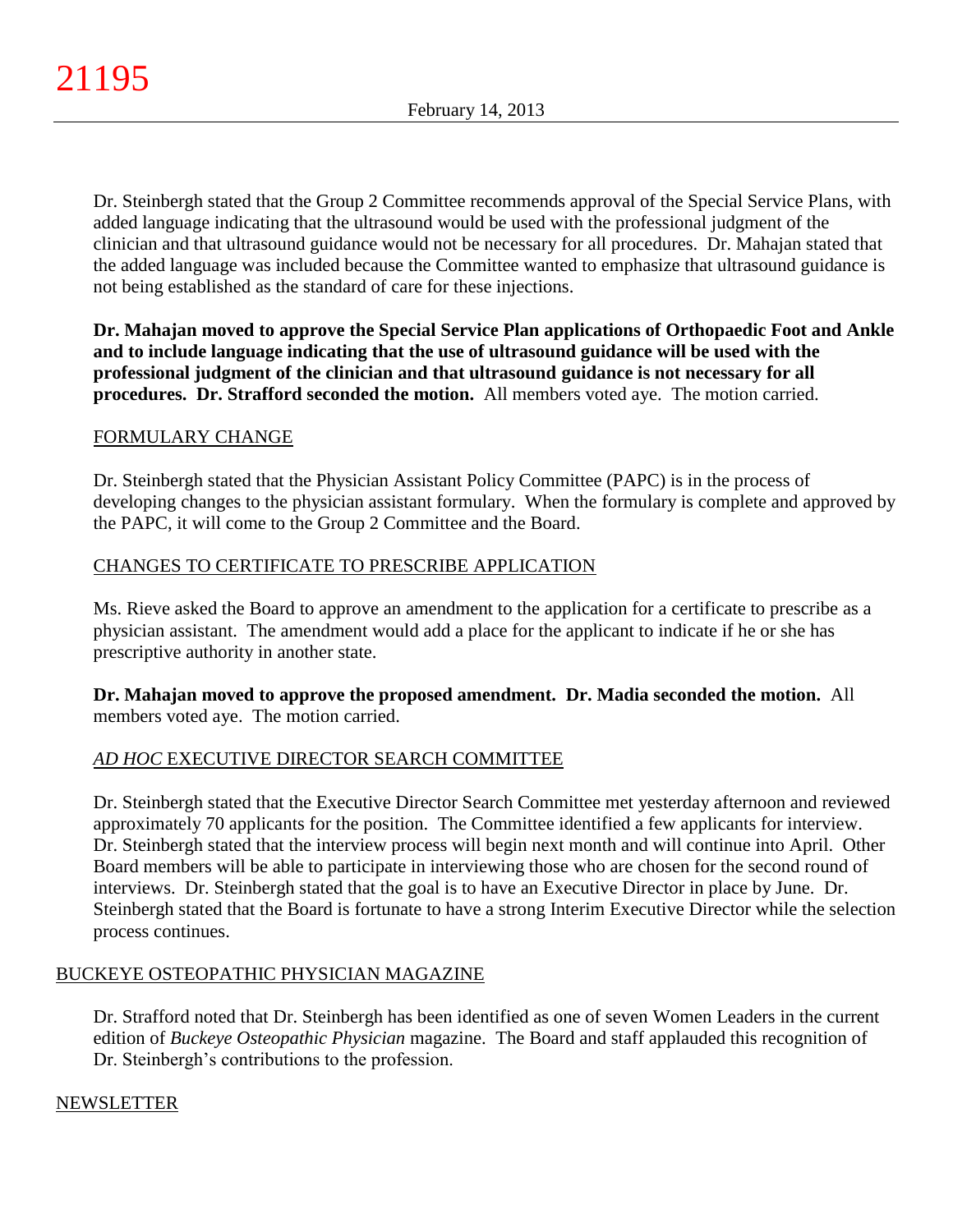Dr. Steinbergh stated that the Group 2 Committee recommends approval of the Special Service Plans, with added language indicating that the ultrasound would be used with the professional judgment of the clinician and that ultrasound guidance would not be necessary for all procedures. Dr. Mahajan stated that the added language was included because the Committee wanted to emphasize that ultrasound guidance is not being established as the standard of care for these injections.

**Dr. Mahajan moved to approve the Special Service Plan applications of Orthopaedic Foot and Ankle and to include language indicating that the use of ultrasound guidance will be used with the professional judgment of the clinician and that ultrasound guidance is not necessary for all procedures. Dr. Strafford seconded the motion.** All members voted aye. The motion carried.

FORMULARY CHANGE

Dr. Steinbergh stated that the Physician Assistant Policy Committee (PAPC) is in the process of developing changes to the physician assistant formulary. When the formulary is complete and approved by the PAPC, it will come to the Group 2 Committee and the Board.

CHANGES TO CERTIFICATE TO PRESCRIBE APPLICATION

Ms. Rieve asked the Board to approve an amendment to the application for a certificate to prescribe as a physician assistant. The amendment would add a place for the applicant to indicate if he or she has prescriptive authority in another state.

**Dr. Mahajan moved to approve the proposed amendment. Dr. Madia seconded the motion.** All members voted aye. The motion carried.

*AD HOC* EXECUTIVE DIRECTOR SEARCH COMMITTEE

Dr. Steinbergh stated that the Executive Director Search Committee met yesterday afternoon and reviewed approximately 70 applicants for the position. The Committee identified a few applicants for interview. Dr. Steinbergh stated that the interview process will begin next month and will continue into April. Other Board members will be able to participate in interviewing those who are chosen for the second round of interviews. Dr. Steinbergh stated that the goal is to have an Executive Director in place by June. Dr. Steinbergh stated that the Board is fortunate to have a strong Interim Executive Director while the selection process continues.

BUCKEYE OSTEOPATHIC PHYSICIAN MAGAZINE

Dr. Strafford noted that Dr. Steinbergh has been identified as one of seven Women Leaders in the current edition of *Buckeye Osteopathic Physician* magazine. The Board and staff applauded this recognition of Dr. Steinbergh's contributions to the profession.

NEWSLETTER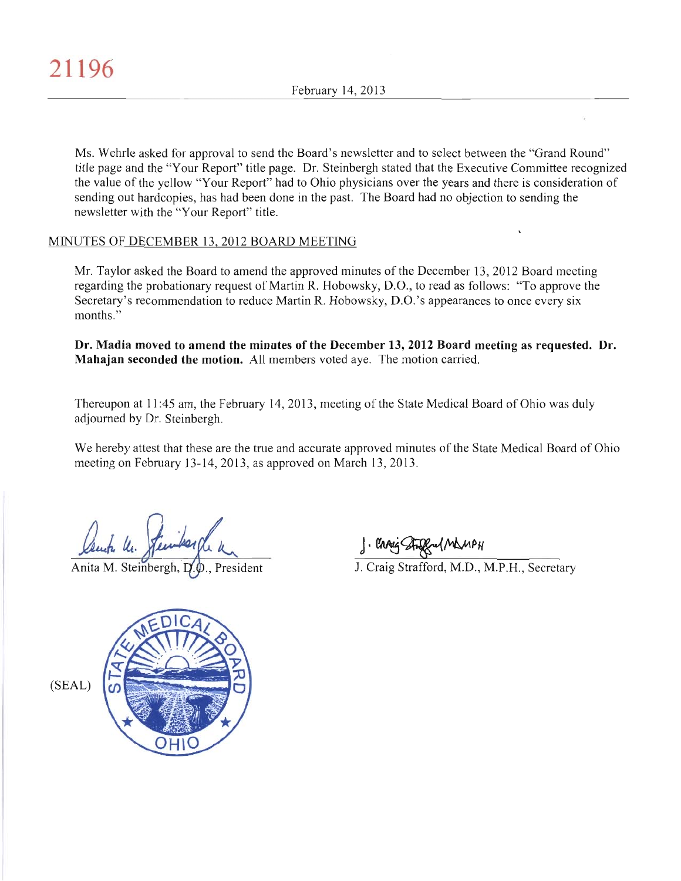Ms. Wehrle asked for approval to send the Board's newsletter and to select between the "Grand Round" title page and the "Your Report" title page. Dr. Steinbergh stated that the Executive Committee recognized the value of the yellow "Your Report" had to Ohio physicians over the years and there is consideration of sending out hardcopies, has had been done in the past. The Board had no objection to sending the newsletter with the "Your Report" title.

## MINUTES OF DECEMBER 13, 2012 BOARD MEETING

Mr. Taylor asked the Board to amend the approved minutes of the December 13, 2012 Board meeting regarding the probationary request of Martin R. Hobowsky, D.O., to read as follows: "To approve the Secretary's recommendation to reduce Martin R. Hobowsky, D.O.'s appearances to once every six months."

**Dr. Madia moved to amend the minutes of the December 13, 2012 Board meeting as requested. Dr. Mahajan seconded the motion.** All members voted aye. The motion carried.

Thereupon at 11:45 am, the February 14, 2013, meeting of the State Medical Board of Ohio was duly adjourned by Dr. Steinbergh.

We hereby attest that these are the true and accurate approved minutes of the State Medical Board of Ohio meeting on February 13-14, 2013, as approved on March 13, 2013.

Anita M. Steinbergh, D.O., President

J. Craig Strafford, M.D., M.P.H., Secretary

(SEAL)